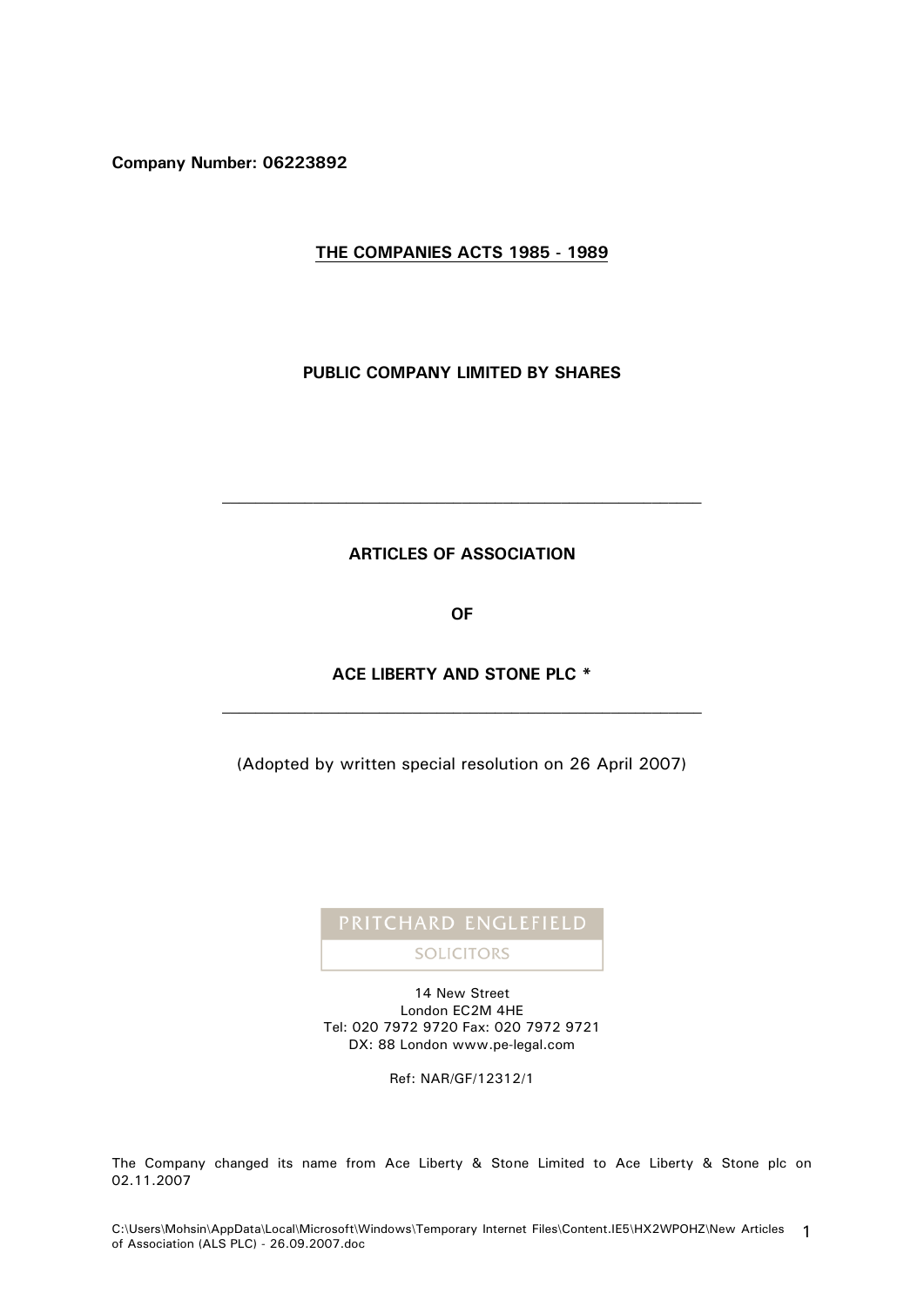**Company Number: 06223892**

**THE COMPANIES ACTS 1985 - 1989**

**PUBLIC COMPANY LIMITED BY SHARES**

---

# ARTICLES OF ASSOCIATION

**OF**

**ACE LIBERTY AND STONE PLC ***

---

(Adopted by written special resolution on 26 April 2007)

PRITCHARD ENGLEFIELD

SOLICITORS

14 New Street
London EC2M 4HE
Tel: 020 7972 9720 Fax: 020 7972 9721
DX: 88 London www.pe-legal.com

Ref: NAR/GF/12312/1

The Company changed its name from Ace Liberty & Stone Limited to Ace Liberty & Stone plc on 02.11.2007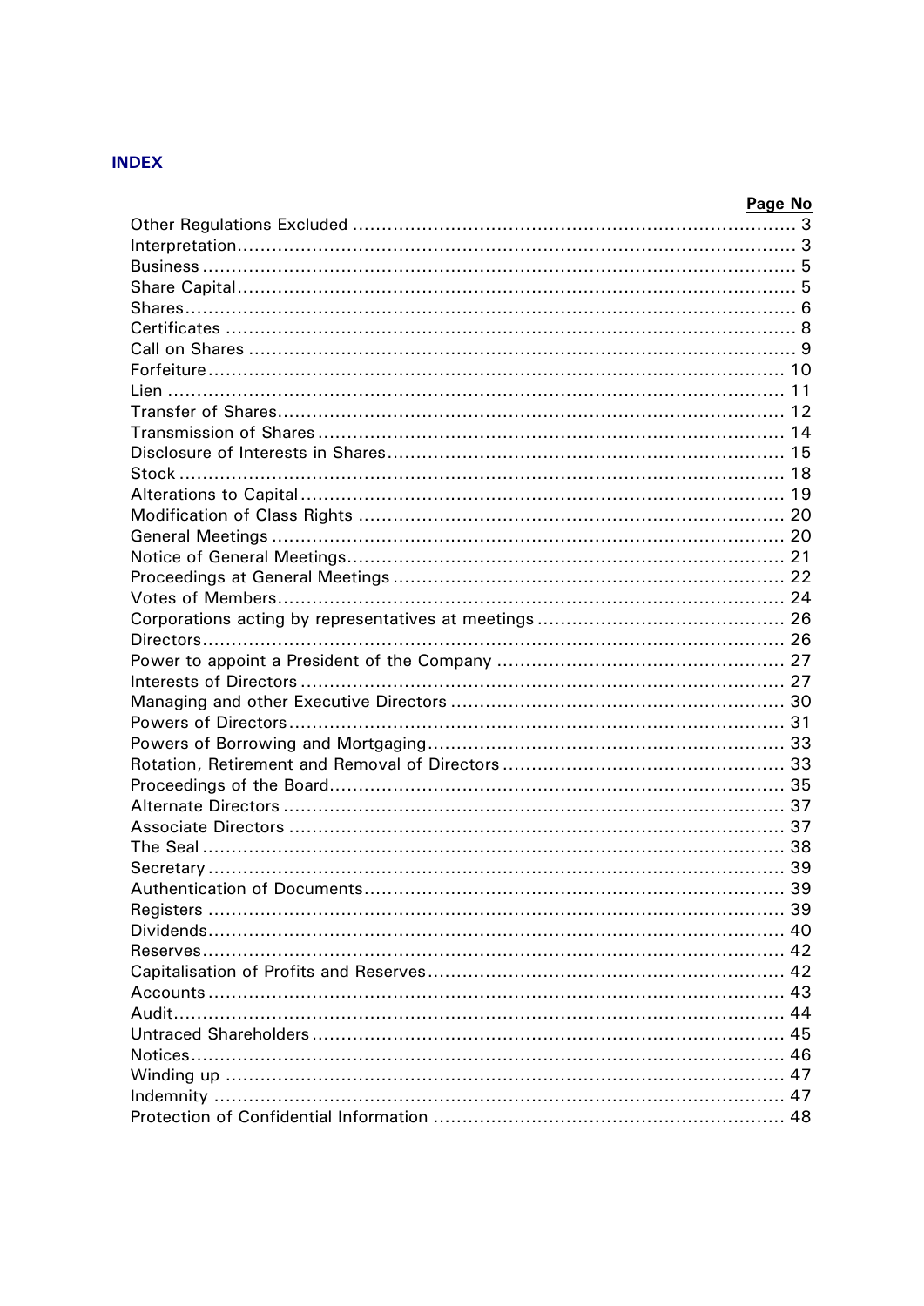# INDEX

| | Page No |
|---|---|
| Other Regulations Excluded | 3 |
| Interpretation | 3 |
| Business | 5 |
| Share Capital | 5 |
| Shares | 6 |
| Certificates | 8 |
| Call on Shares | 9 |
| Forfeiture | 10 |
| Lien | 11 |
| Transfer of Shares | 12 |
| Transmission of Shares | 14 |
| Disclosure of Interests in Shares | 15 |
| Stock | 18 |
| Alterations to Capital | 19 |
| Modification of Class Rights | 20 |
| General Meetings | 20 |
| Notice of General Meetings | 21 |
| Proceedings at General Meetings | 22 |
| Votes of Members | 24 |
| Corporations acting by representatives at meetings | 26 |
| Directors | 26 |
| Power to appoint a President of the Company | 27 |
| Interests of Directors | 27 |
| Managing and other Executive Directors | 30 |
| Powers of Directors | 31 |
| Powers of Borrowing and Mortgaging | 33 |
| Rotation, Retirement and Removal of Directors | 33 |
| Proceedings of the Board | 35 |
| Alternate Directors | 37 |
| Associate Directors | 37 |
| The Seal | 38 |
| Secretary | 39 |
| Authentication of Documents | 39 |
| Registers | 39 |
| Dividends | 40 |
| Reserves | 42 |
| Capitalisation of Profits and Reserves | 42 |
| Accounts | 43 |
| Audit | 44 |
| Untraced Shareholders | 45 |
| Notices | 46 |
| Winding up | 47 |
| Indemnity | 47 |
| Protection of Confidential Information | 48 |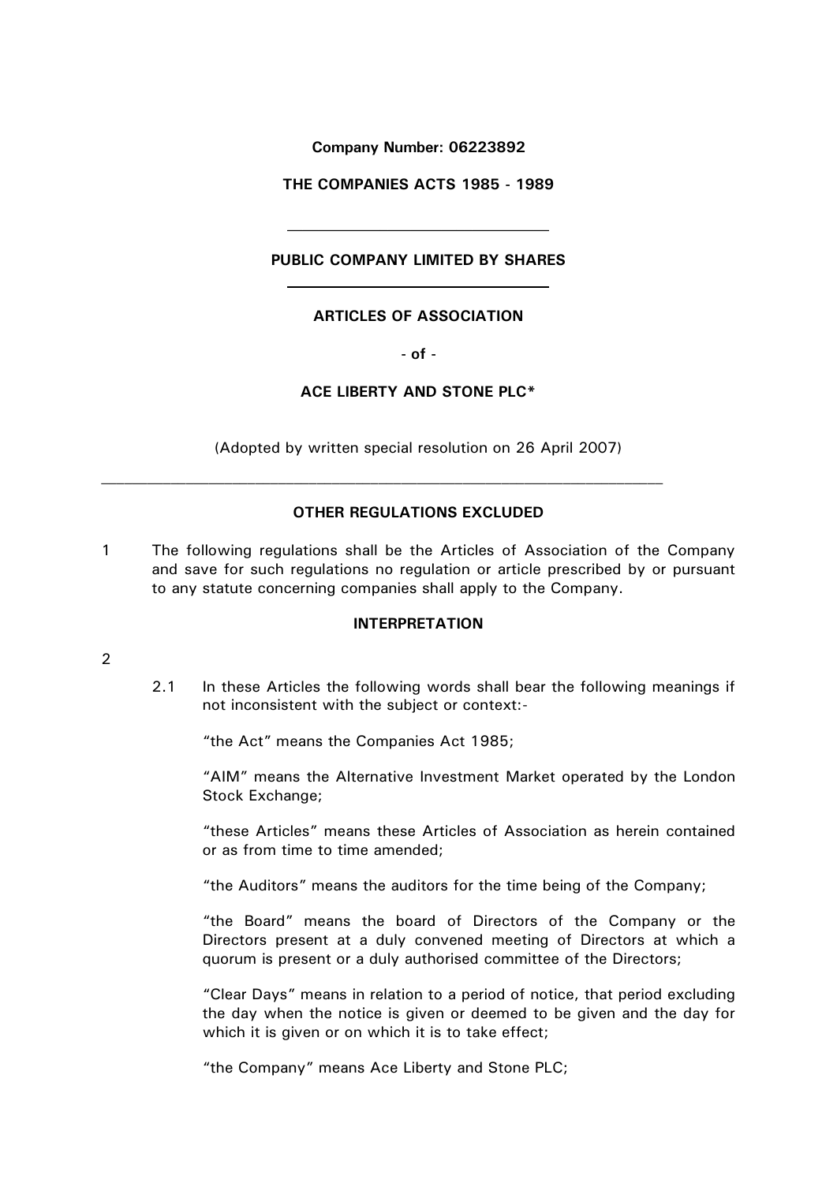**Company Number: 06223892**

**THE COMPANIES ACTS 1985 - 1989**

---

**PUBLIC COMPANY LIMITED BY SHARES**

---

**ARTICLES OF ASSOCIATION**

**- of -**

**ACE LIBERTY AND STONE PLC***

(Adopted by written special resolution on 26 April 2007)

---

## OTHER REGULATIONS EXCLUDED

1 The following regulations shall be the Articles of Association of the Company and save for such regulations no regulation or article prescribed by or pursuant to any statute concerning companies shall apply to the Company.

## INTERPRETATION

2

2.1 In these Articles the following words shall bear the following meanings if not inconsistent with the subject or context:-

"the Act" means the Companies Act 1985;

"AIM" means the Alternative Investment Market operated by the London Stock Exchange;

"these Articles" means these Articles of Association as herein contained or as from time to time amended;

"the Auditors" means the auditors for the time being of the Company;

"the Board" means the board of Directors of the Company or the Directors present at a duly convened meeting of Directors at which a quorum is present or a duly authorised committee of the Directors;

"Clear Days" means in relation to a period of notice, that period excluding the day when the notice is given or deemed to be given and the day for which it is given or on which it is to take effect;

"the Company" means Ace Liberty and Stone PLC;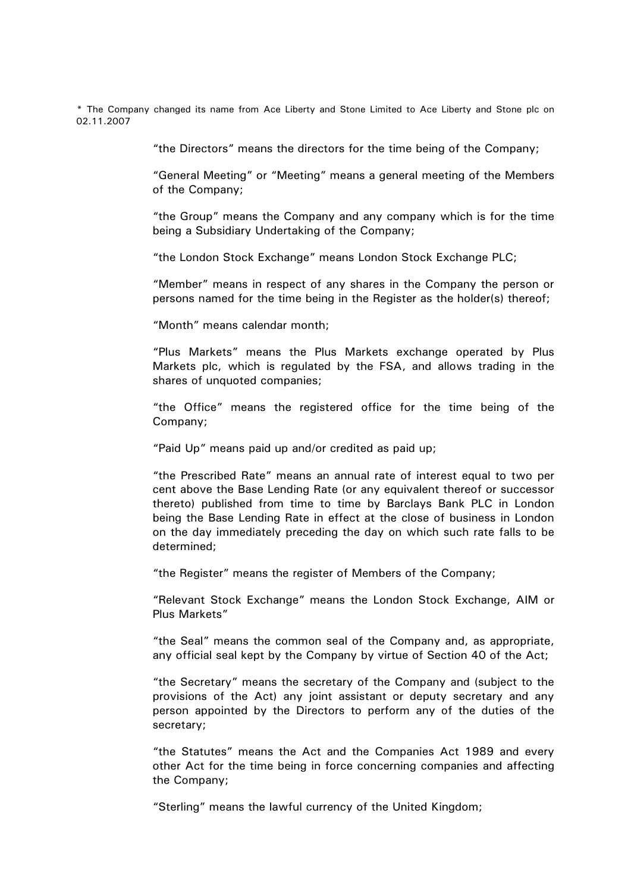* The Company changed its name from Ace Liberty and Stone Limited to Ace Liberty and Stone plc on 02.11.2007

"the Directors" means the directors for the time being of the Company;

"General Meeting" or "Meeting" means a general meeting of the Members of the Company;

"the Group" means the Company and any company which is for the time being a Subsidiary Undertaking of the Company;

"the London Stock Exchange" means London Stock Exchange PLC;

"Member" means in respect of any shares in the Company the person or persons named for the time being in the Register as the holder(s) thereof;

"Month" means calendar month;

"Plus Markets" means the Plus Markets exchange operated by Plus Markets plc, which is regulated by the FSA, and allows trading in the shares of unquoted companies;

"the Office" means the registered office for the time being of the Company;

"Paid Up" means paid up and/or credited as paid up;

"the Prescribed Rate" means an annual rate of interest equal to two per cent above the Base Lending Rate (or any equivalent thereof or successor thereto) published from time to time by Barclays Bank PLC in London being the Base Lending Rate in effect at the close of business in London on the day immediately preceding the day on which such rate falls to be determined;

"the Register" means the register of Members of the Company;

"Relevant Stock Exchange" means the London Stock Exchange, AIM or Plus Markets"

"the Seal" means the common seal of the Company and, as appropriate, any official seal kept by the Company by virtue of Section 40 of the Act;

"the Secretary" means the secretary of the Company and (subject to the provisions of the Act) any joint assistant or deputy secretary and any person appointed by the Directors to perform any of the duties of the secretary;

"the Statutes" means the Act and the Companies Act 1989 and every other Act for the time being in force concerning companies and affecting the Company;

"Sterling" means the lawful currency of the United Kingdom;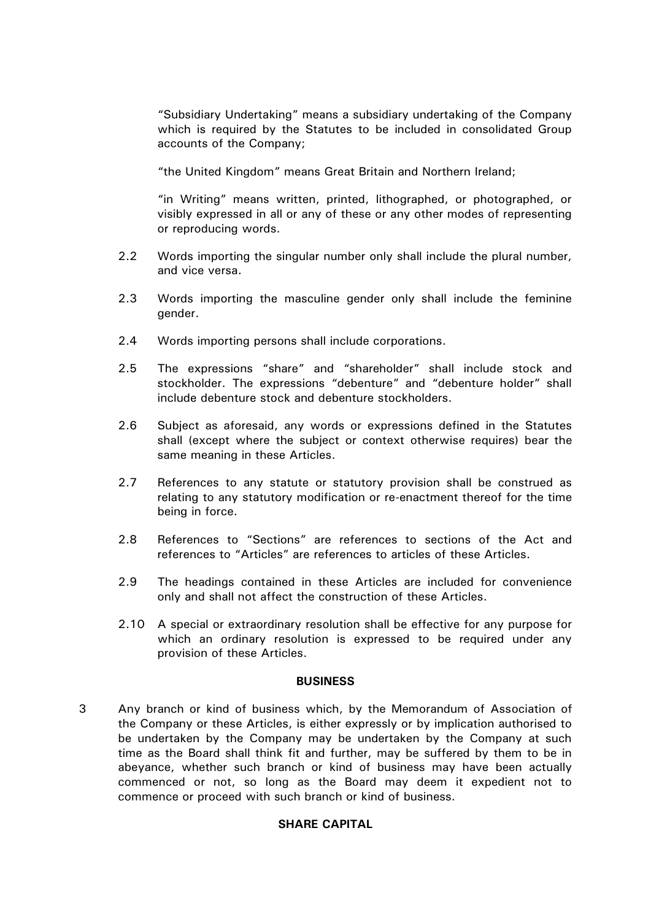"Subsidiary Undertaking" means a subsidiary undertaking of the Company which is required by the Statutes to be included in consolidated Group accounts of the Company;

"the United Kingdom" means Great Britain and Northern Ireland;

"in Writing" means written, printed, lithographed, or photographed, or visibly expressed in all or any of these or any other modes of representing or reproducing words.

2.2 Words importing the singular number only shall include the plural number, and vice versa.

2.3 Words importing the masculine gender only shall include the feminine gender.

2.4 Words importing persons shall include corporations.

2.5 The expressions "share" and "shareholder" shall include stock and stockholder. The expressions "debenture" and "debenture holder" shall include debenture stock and debenture stockholders.

2.6 Subject as aforesaid, any words or expressions defined in the Statutes shall (except where the subject or context otherwise requires) bear the same meaning in these Articles.

2.7 References to any statute or statutory provision shall be construed as relating to any statutory modification or re-enactment thereof for the time being in force.

2.8 References to "Sections" are references to sections of the Act and references to "Articles" are references to articles of these Articles.

2.9 The headings contained in these Articles are included for convenience only and shall not affect the construction of these Articles.

2.10 A special or extraordinary resolution shall be effective for any purpose for which an ordinary resolution is expressed to be required under any provision of these Articles.

**BUSINESS**

3 Any branch or kind of business which, by the Memorandum of Association of the Company or these Articles, is either expressly or by implication authorised to be undertaken by the Company may be undertaken by the Company at such time as the Board shall think fit and further, may be suffered by them to be in abeyance, whether such branch or kind of business may have been actually commenced or not, so long as the Board may deem it expedient not to commence or proceed with such branch or kind of business.

**SHARE CAPITAL**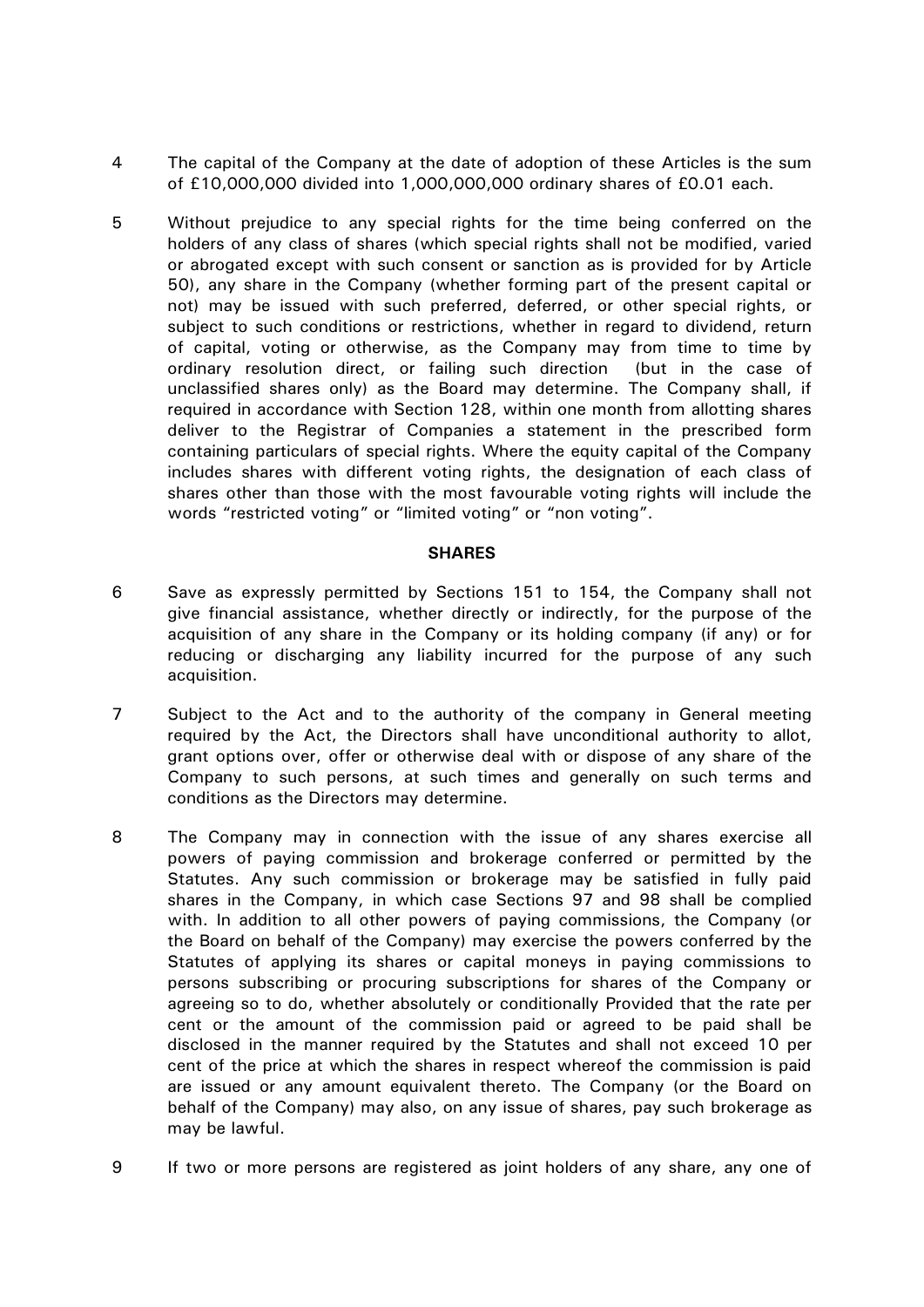4 The capital of the Company at the date of adoption of these Articles is the sum of £10,000,000 divided into 1,000,000,000 ordinary shares of £0.01 each.

5 Without prejudice to any special rights for the time being conferred on the holders of any class of shares (which special rights shall not be modified, varied or abrogated except with such consent or sanction as is provided for by Article 50), any share in the Company (whether forming part of the present capital or not) may be issued with such preferred, deferred, or other special rights, or subject to such conditions or restrictions, whether in regard to dividend, return of capital, voting or otherwise, as the Company may from time to time by ordinary resolution direct, or failing such direction (but in the case of unclassified shares only) as the Board may determine. The Company shall, if required in accordance with Section 128, within one month from allotting shares deliver to the Registrar of Companies a statement in the prescribed form containing particulars of special rights. Where the equity capital of the Company includes shares with different voting rights, the designation of each class of shares other than those with the most favourable voting rights will include the words "restricted voting" or "limited voting" or "non voting".

**SHARES**

6 Save as expressly permitted by Sections 151 to 154, the Company shall not give financial assistance, whether directly or indirectly, for the purpose of the acquisition of any share in the Company or its holding company (if any) or for reducing or discharging any liability incurred for the purpose of any such acquisition.

7 Subject to the Act and to the authority of the company in General meeting required by the Act, the Directors shall have unconditional authority to allot, grant options over, offer or otherwise deal with or dispose of any share of the Company to such persons, at such times and generally on such terms and conditions as the Directors may determine.

8 The Company may in connection with the issue of any shares exercise all powers of paying commission and brokerage conferred or permitted by the Statutes. Any such commission or brokerage may be satisfied in fully paid shares in the Company, in which case Sections 97 and 98 shall be complied with. In addition to all other powers of paying commissions, the Company (or the Board on behalf of the Company) may exercise the powers conferred by the Statutes of applying its shares or capital moneys in paying commissions to persons subscribing or procuring subscriptions for shares of the Company or agreeing so to do, whether absolutely or conditionally Provided that the rate per cent or the amount of the commission paid or agreed to be paid shall be disclosed in the manner required by the Statutes and shall not exceed 10 per cent of the price at which the shares in respect whereof the commission is paid are issued or any amount equivalent thereto. The Company (or the Board on behalf of the Company) may also, on any issue of shares, pay such brokerage as may be lawful.

9 If two or more persons are registered as joint holders of any share, any one of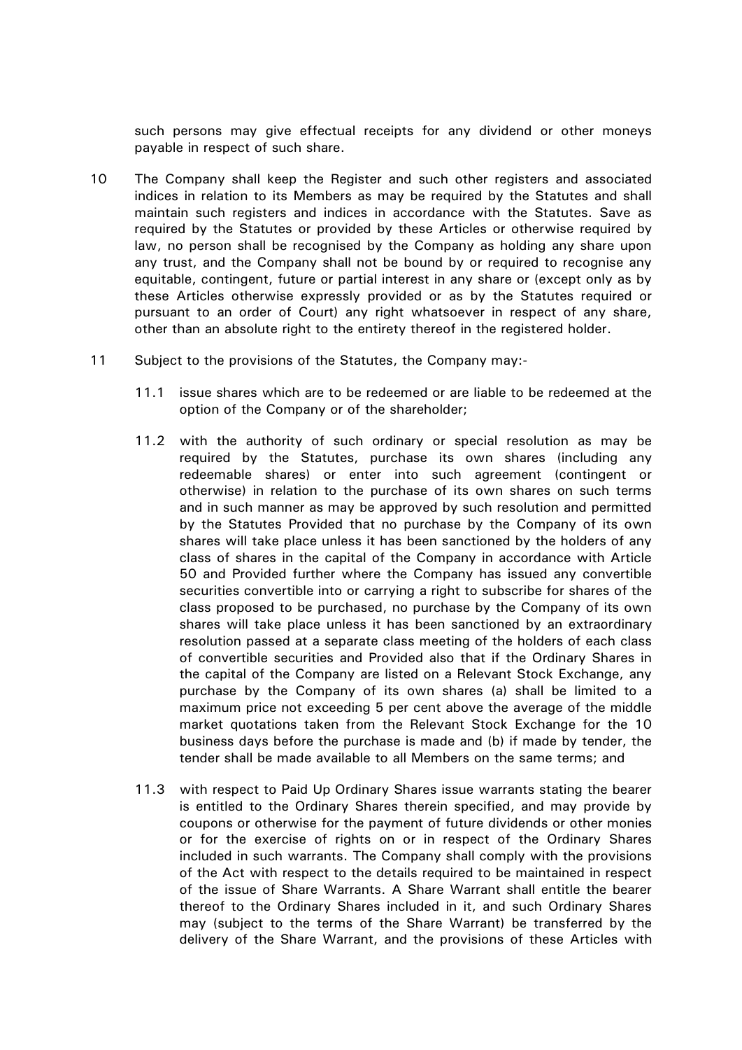such persons may give effectual receipts for any dividend or other moneys payable in respect of such share.

10 The Company shall keep the Register and such other registers and associated indices in relation to its Members as may be required by the Statutes and shall maintain such registers and indices in accordance with the Statutes. Save as required by the Statutes or provided by these Articles or otherwise required by law, no person shall be recognised by the Company as holding any share upon any trust, and the Company shall not be bound by or required to recognise any equitable, contingent, future or partial interest in any share or (except only as by these Articles otherwise expressly provided or as by the Statutes required or pursuant to an order of Court) any right whatsoever in respect of any share, other than an absolute right to the entirety thereof in the registered holder.

11 Subject to the provisions of the Statutes, the Company may:-

11.1 issue shares which are to be redeemed or are liable to be redeemed at the option of the Company or of the shareholder;

11.2 with the authority of such ordinary or special resolution as may be required by the Statutes, purchase its own shares (including any redeemable shares) or enter into such agreement (contingent or otherwise) in relation to the purchase of its own shares on such terms and in such manner as may be approved by such resolution and permitted by the Statutes Provided that no purchase by the Company of its own shares will take place unless it has been sanctioned by the holders of any class of shares in the capital of the Company in accordance with Article 50 and Provided further where the Company has issued any convertible securities convertible into or carrying a right to subscribe for shares of the class proposed to be purchased, no purchase by the Company of its own shares will take place unless it has been sanctioned by an extraordinary resolution passed at a separate class meeting of the holders of each class of convertible securities and Provided also that if the Ordinary Shares in the capital of the Company are listed on a Relevant Stock Exchange, any purchase by the Company of its own shares (a) shall be limited to a maximum price not exceeding 5 per cent above the average of the middle market quotations taken from the Relevant Stock Exchange for the 10 business days before the purchase is made and (b) if made by tender, the tender shall be made available to all Members on the same terms; and

11.3 with respect to Paid Up Ordinary Shares issue warrants stating the bearer is entitled to the Ordinary Shares therein specified, and may provide by coupons or otherwise for the payment of future dividends or other monies or for the exercise of rights on or in respect of the Ordinary Shares included in such warrants. The Company shall comply with the provisions of the Act with respect to the details required to be maintained in respect of the issue of Share Warrants. A Share Warrant shall entitle the bearer thereof to the Ordinary Shares included in it, and such Ordinary Shares may (subject to the terms of the Share Warrant) be transferred by the delivery of the Share Warrant, and the provisions of these Articles with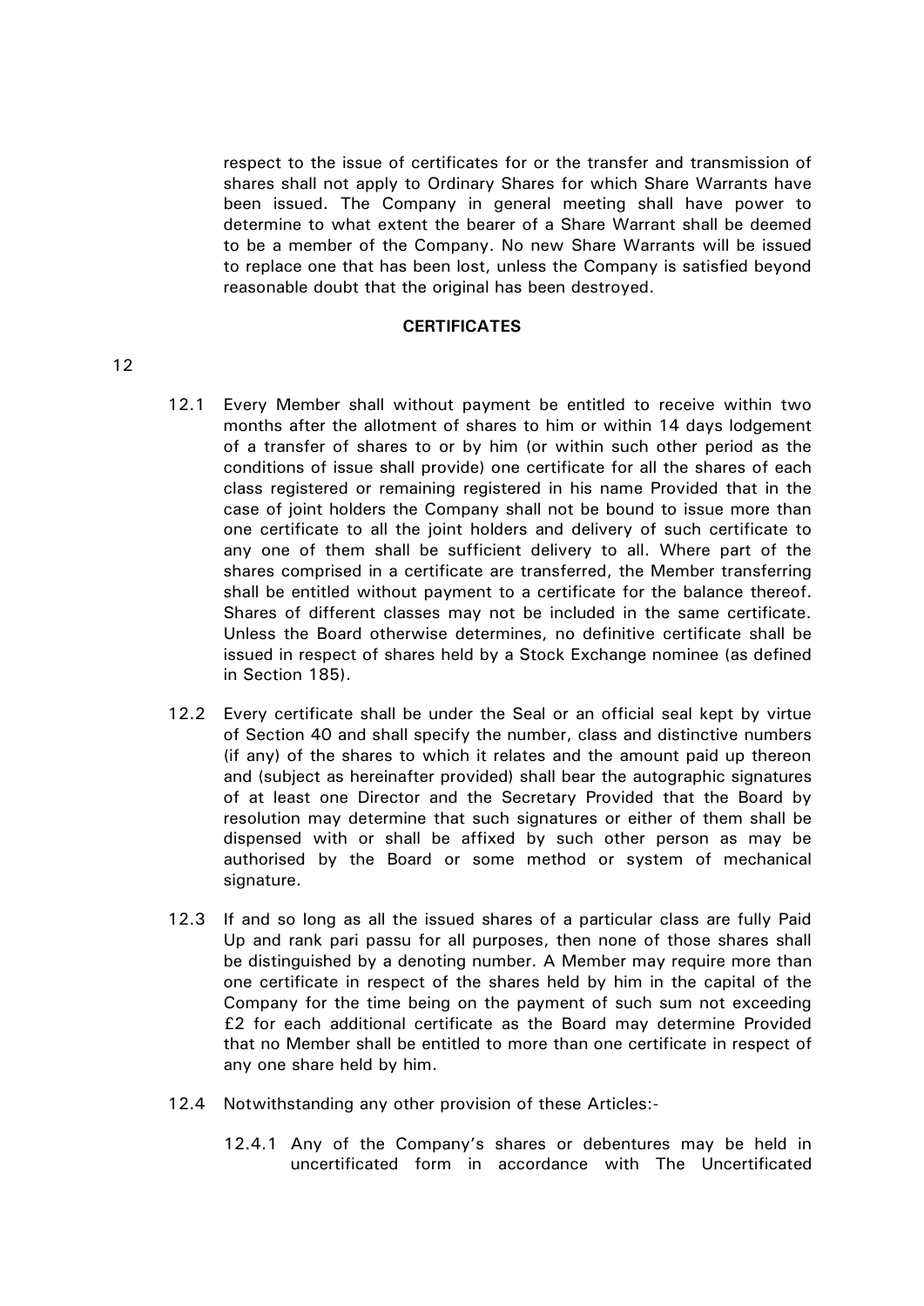respect to the issue of certificates for or the transfer and transmission of shares shall not apply to Ordinary Shares for which Share Warrants have been issued. The Company in general meeting shall have power to determine to what extent the bearer of a Share Warrant shall be deemed to be a member of the Company. No new Share Warrants will be issued to replace one that has been lost, unless the Company is satisfied beyond reasonable doubt that the original has been destroyed.

**CERTIFICATES**

12

12.1 Every Member shall without payment be entitled to receive within two months after the allotment of shares to him or within 14 days lodgement of a transfer of shares to or by him (or within such other period as the conditions of issue shall provide) one certificate for all the shares of each class registered or remaining registered in his name Provided that in the case of joint holders the Company shall not be bound to issue more than one certificate to all the joint holders and delivery of such certificate to any one of them shall be sufficient delivery to all. Where part of the shares comprised in a certificate are transferred, the Member transferring shall be entitled without payment to a certificate for the balance thereof. Shares of different classes may not be included in the same certificate. Unless the Board otherwise determines, no definitive certificate shall be issued in respect of shares held by a Stock Exchange nominee (as defined in Section 185).

12.2 Every certificate shall be under the Seal or an official seal kept by virtue of Section 40 and shall specify the number, class and distinctive numbers (if any) of the shares to which it relates and the amount paid up thereon and (subject as hereinafter provided) shall bear the autographic signatures of at least one Director and the Secretary Provided that the Board by resolution may determine that such signatures or either of them shall be dispensed with or shall be affixed by such other person as may be authorised by the Board or some method or system of mechanical signature.

12.3 If and so long as all the issued shares of a particular class are fully Paid Up and rank pari passu for all purposes, then none of those shares shall be distinguished by a denoting number. A Member may require more than one certificate in respect of the shares held by him in the capital of the Company for the time being on the payment of such sum not exceeding £2 for each additional certificate as the Board may determine Provided that no Member shall be entitled to more than one certificate in respect of any one share held by him.

12.4 Notwithstanding any other provision of these Articles:-

12.4.1 Any of the Company's shares or debentures may be held in uncertificated form in accordance with The Uncertificated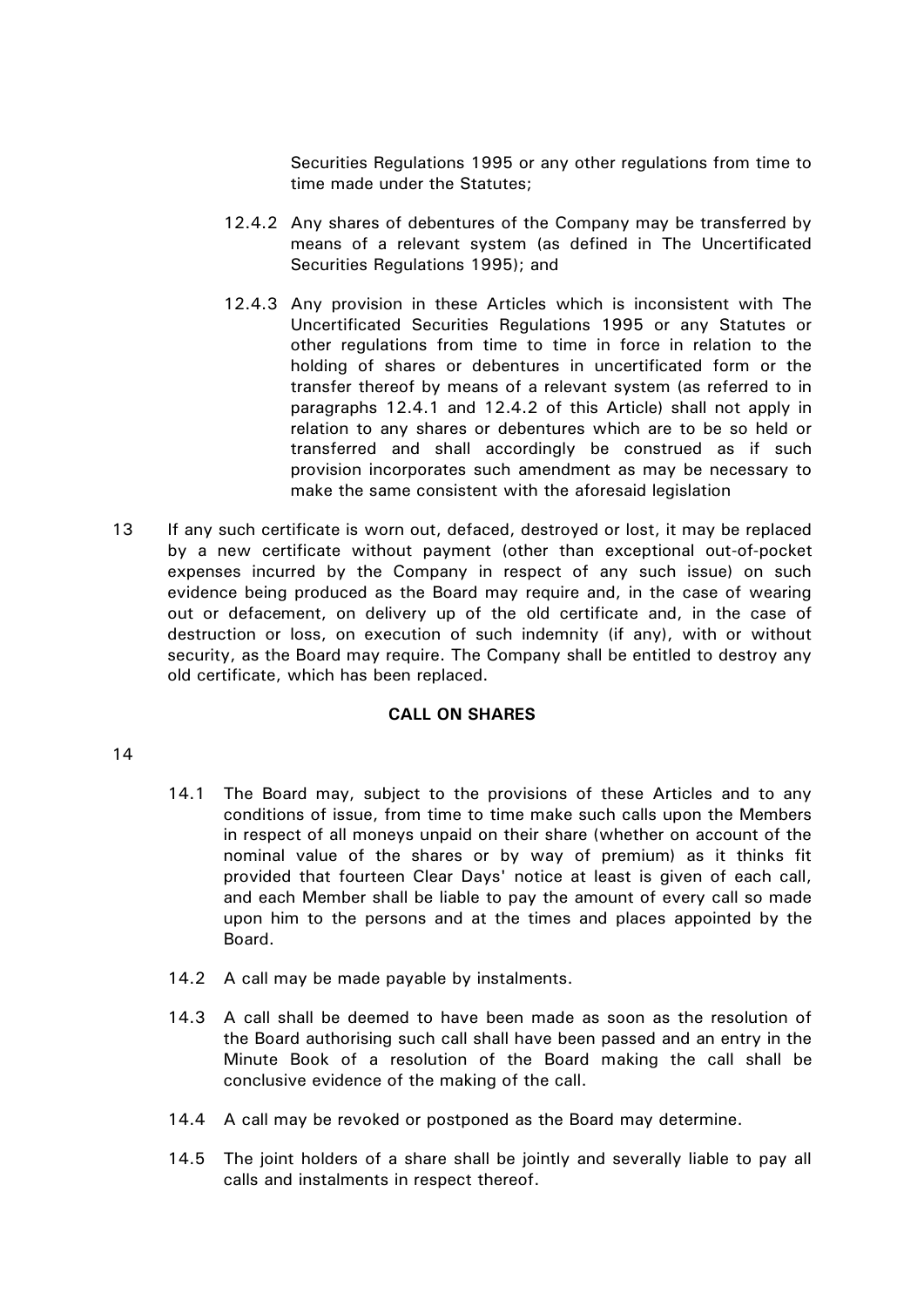Securities Regulations 1995 or any other regulations from time to time made under the Statutes;

12.4.2 Any shares of debentures of the Company may be transferred by means of a relevant system (as defined in The Uncertificated Securities Regulations 1995); and

12.4.3 Any provision in these Articles which is inconsistent with The Uncertificated Securities Regulations 1995 or any Statutes or other regulations from time to time in force in relation to the holding of shares or debentures in uncertificated form or the transfer thereof by means of a relevant system (as referred to in paragraphs 12.4.1 and 12.4.2 of this Article) shall not apply in relation to any shares or debentures which are to be so held or transferred and shall accordingly be construed as if such provision incorporates such amendment as may be necessary to make the same consistent with the aforesaid legislation

13 If any such certificate is worn out, defaced, destroyed or lost, it may be replaced by a new certificate without payment (other than exceptional out-of-pocket expenses incurred by the Company in respect of any such issue) on such evidence being produced as the Board may require and, in the case of wearing out or defacement, on delivery up of the old certificate and, in the case of destruction or loss, on execution of such indemnity (if any), with or without security, as the Board may require. The Company shall be entitled to destroy any old certificate, which has been replaced.

**CALL ON SHARES**

14

14.1 The Board may, subject to the provisions of these Articles and to any conditions of issue, from time to time make such calls upon the Members in respect of all moneys unpaid on their share (whether on account of the nominal value of the shares or by way of premium) as it thinks fit provided that fourteen Clear Days' notice at least is given of each call, and each Member shall be liable to pay the amount of every call so made upon him to the persons and at the times and places appointed by the Board.

14.2 A call may be made payable by instalments.

14.3 A call shall be deemed to have been made as soon as the resolution of the Board authorising such call shall have been passed and an entry in the Minute Book of a resolution of the Board making the call shall be conclusive evidence of the making of the call.

14.4 A call may be revoked or postponed as the Board may determine.

14.5 The joint holders of a share shall be jointly and severally liable to pay all calls and instalments in respect thereof.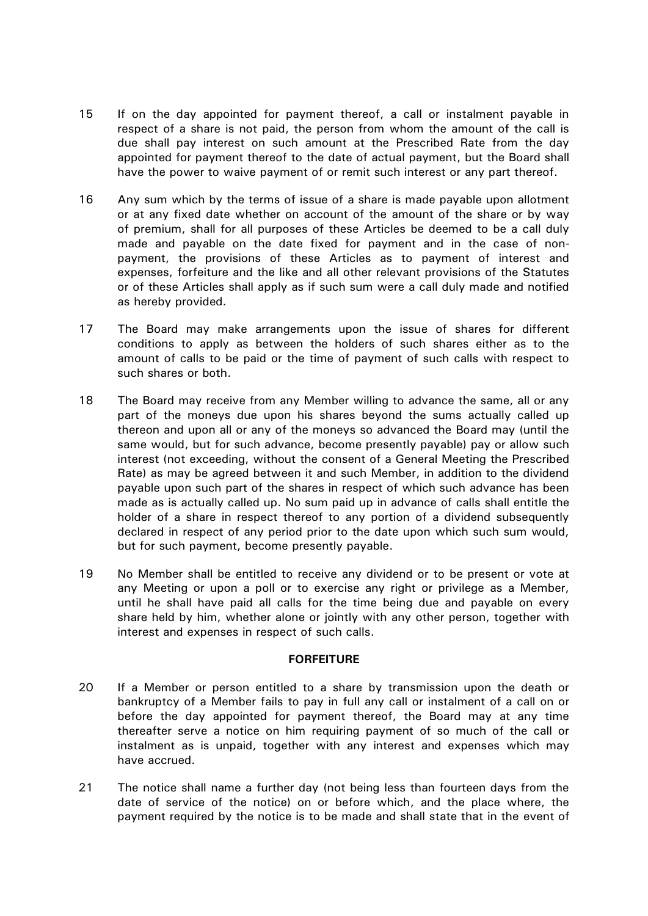15 If on the day appointed for payment thereof, a call or instalment payable in respect of a share is not paid, the person from whom the amount of the call is due shall pay interest on such amount at the Prescribed Rate from the day appointed for payment thereof to the date of actual payment, but the Board shall have the power to waive payment of or remit such interest or any part thereof.

16 Any sum which by the terms of issue of a share is made payable upon allotment or at any fixed date whether on account of the amount of the share or by way of premium, shall for all purposes of these Articles be deemed to be a call duly made and payable on the date fixed for payment and in the case of non-payment, the provisions of these Articles as to payment of interest and expenses, forfeiture and the like and all other relevant provisions of the Statutes or of these Articles shall apply as if such sum were a call duly made and notified as hereby provided.

17 The Board may make arrangements upon the issue of shares for different conditions to apply as between the holders of such shares either as to the amount of calls to be paid or the time of payment of such calls with respect to such shares or both.

18 The Board may receive from any Member willing to advance the same, all or any part of the moneys due upon his shares beyond the sums actually called up thereon and upon all or any of the moneys so advanced the Board may (until the same would, but for such advance, become presently payable) pay or allow such interest (not exceeding, without the consent of a General Meeting the Prescribed Rate) as may be agreed between it and such Member, in addition to the dividend payable upon such part of the shares in respect of which such advance has been made as is actually called up. No sum paid up in advance of calls shall entitle the holder of a share in respect thereof to any portion of a dividend subsequently declared in respect of any period prior to the date upon which such sum would, but for such payment, become presently payable.

19 No Member shall be entitled to receive any dividend or to be present or vote at any Meeting or upon a poll or to exercise any right or privilege as a Member, until he shall have paid all calls for the time being due and payable on every share held by him, whether alone or jointly with any other person, together with interest and expenses in respect of such calls.

## FORFEITURE

20 If a Member or person entitled to a share by transmission upon the death or bankruptcy of a Member fails to pay in full any call or instalment of a call on or before the day appointed for payment thereof, the Board may at any time thereafter serve a notice on him requiring payment of so much of the call or instalment as is unpaid, together with any interest and expenses which may have accrued.

21 The notice shall name a further day (not being less than fourteen days from the date of service of the notice) on or before which, and the place where, the payment required by the notice is to be made and shall state that in the event of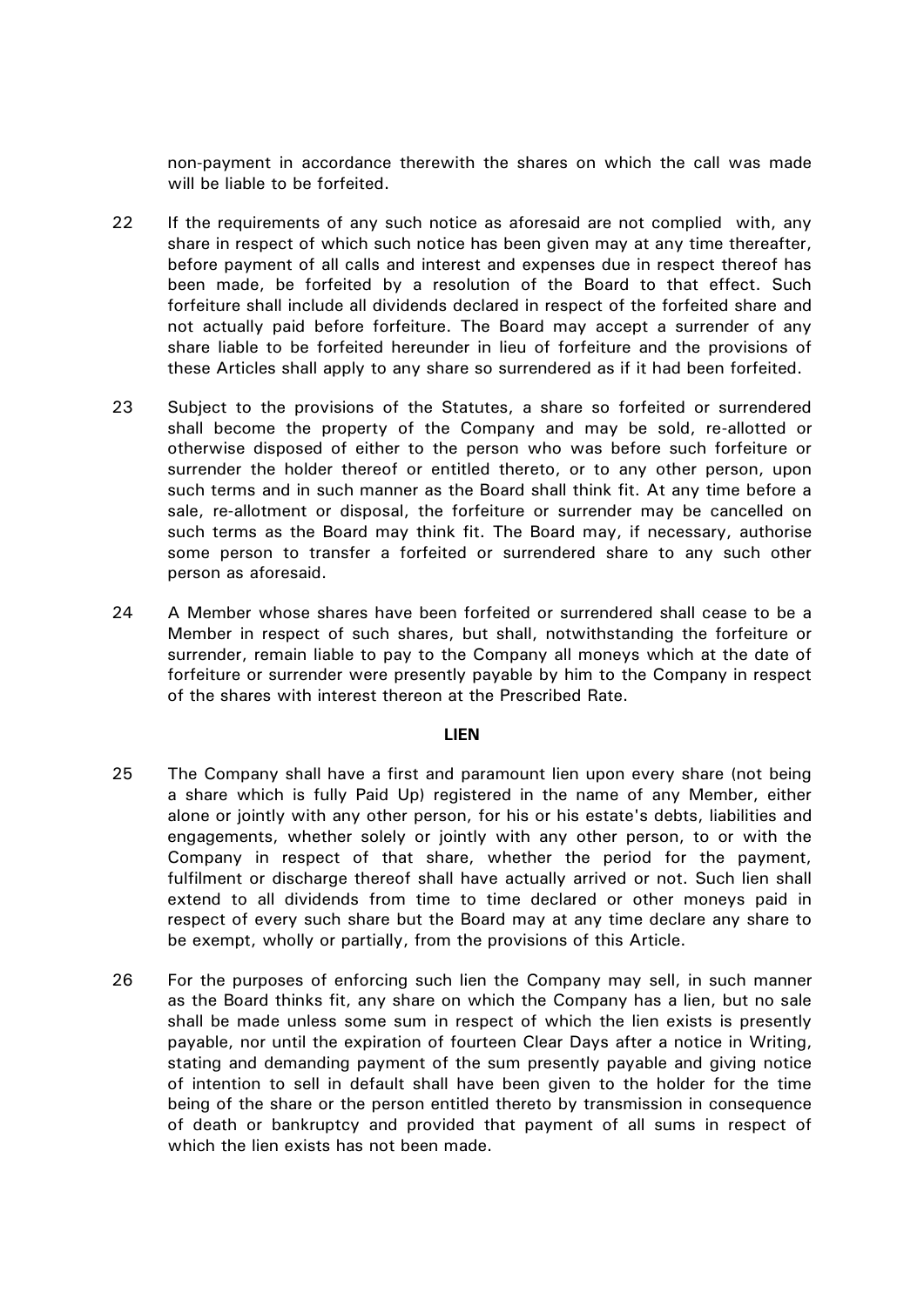non-payment in accordance therewith the shares on which the call was made will be liable to be forfeited.

22 If the requirements of any such notice as aforesaid are not complied with, any share in respect of which such notice has been given may at any time thereafter, before payment of all calls and interest and expenses due in respect thereof has been made, be forfeited by a resolution of the Board to that effect. Such forfeiture shall include all dividends declared in respect of the forfeited share and not actually paid before forfeiture. The Board may accept a surrender of any share liable to be forfeited hereunder in lieu of forfeiture and the provisions of these Articles shall apply to any share so surrendered as if it had been forfeited.

23 Subject to the provisions of the Statutes, a share so forfeited or surrendered shall become the property of the Company and may be sold, re-allotted or otherwise disposed of either to the person who was before such forfeiture or surrender the holder thereof or entitled thereto, or to any other person, upon such terms and in such manner as the Board shall think fit. At any time before a sale, re-allotment or disposal, the forfeiture or surrender may be cancelled on such terms as the Board may think fit. The Board may, if necessary, authorise some person to transfer a forfeited or surrendered share to any such other person as aforesaid.

24 A Member whose shares have been forfeited or surrendered shall cease to be a Member in respect of such shares, but shall, notwithstanding the forfeiture or surrender, remain liable to pay to the Company all moneys which at the date of forfeiture or surrender were presently payable by him to the Company in respect of the shares with interest thereon at the Prescribed Rate.

**LIEN**

25 The Company shall have a first and paramount lien upon every share (not being a share which is fully Paid Up) registered in the name of any Member, either alone or jointly with any other person, for his or his estate's debts, liabilities and engagements, whether solely or jointly with any other person, to or with the Company in respect of that share, whether the period for the payment, fulfilment or discharge thereof shall have actually arrived or not. Such lien shall extend to all dividends from time to time declared or other moneys paid in respect of every such share but the Board may at any time declare any share to be exempt, wholly or partially, from the provisions of this Article.

26 For the purposes of enforcing such lien the Company may sell, in such manner as the Board thinks fit, any share on which the Company has a lien, but no sale shall be made unless some sum in respect of which the lien exists is presently payable, nor until the expiration of fourteen Clear Days after a notice in Writing, stating and demanding payment of the sum presently payable and giving notice of intention to sell in default shall have been given to the holder for the time being of the share or the person entitled thereto by transmission in consequence of death or bankruptcy and provided that payment of all sums in respect of which the lien exists has not been made.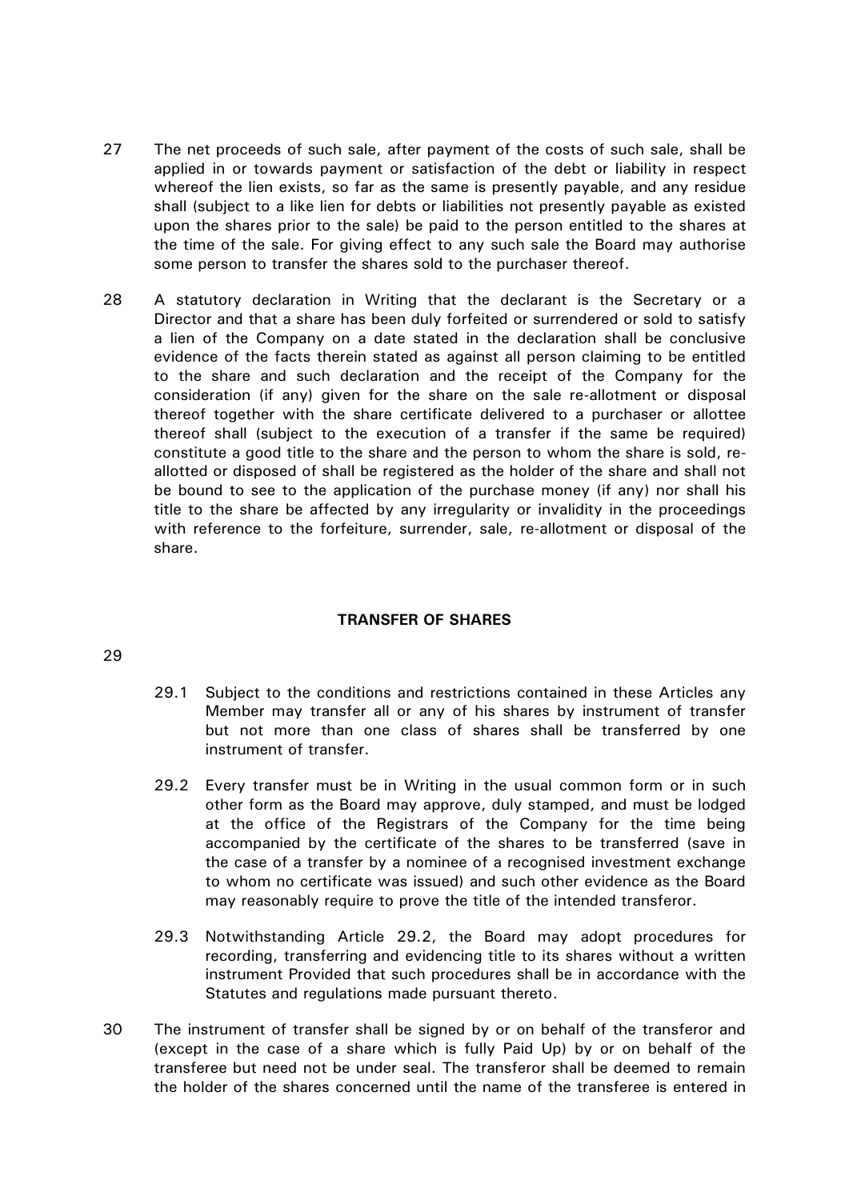27 The net proceeds of such sale, after payment of the costs of such sale, shall be applied in or towards payment or satisfaction of the debt or liability in respect whereof the lien exists, so far as the same is presently payable, and any residue shall (subject to a like lien for debts or liabilities not presently payable as existed upon the shares prior to the sale) be paid to the person entitled to the shares at the time of the sale. For giving effect to any such sale the Board may authorise some person to transfer the shares sold to the purchaser thereof.

28 A statutory declaration in Writing that the declarant is the Secretary or a Director and that a share has been duly forfeited or surrendered or sold to satisfy a lien of the Company on a date stated in the declaration shall be conclusive evidence of the facts therein stated as against all person claiming to be entitled to the share and such declaration and the receipt of the Company for the consideration (if any) given for the share on the sale re-allotment or disposal thereof together with the share certificate delivered to a purchaser or allottee thereof shall (subject to the execution of a transfer if the same be required) constitute a good title to the share and the person to whom the share is sold, re-allotted or disposed of shall be registered as the holder of the share and shall not be bound to see to the application of the purchase money (if any) nor shall his title to the share be affected by any irregularity or invalidity in the proceedings with reference to the forfeiture, surrender, sale, re-allotment or disposal of the share.

## TRANSFER OF SHARES

29

29.1 Subject to the conditions and restrictions contained in these Articles any Member may transfer all or any of his shares by instrument of transfer but not more than one class of shares shall be transferred by one instrument of transfer.

29.2 Every transfer must be in Writing in the usual common form or in such other form as the Board may approve, duly stamped, and must be lodged at the office of the Registrars of the Company for the time being accompanied by the certificate of the shares to be transferred (save in the case of a transfer by a nominee of a recognised investment exchange to whom no certificate was issued) and such other evidence as the Board may reasonably require to prove the title of the intended transferor.

29.3 Notwithstanding Article 29.2, the Board may adopt procedures for recording, transferring and evidencing title to its shares without a written instrument Provided that such procedures shall be in accordance with the Statutes and regulations made pursuant thereto.

30 The instrument of transfer shall be signed by or on behalf of the transferor and (except in the case of a share which is fully Paid Up) by or on behalf of the transferee but need not be under seal. The transferor shall be deemed to remain the holder of the shares concerned until the name of the transferee is entered in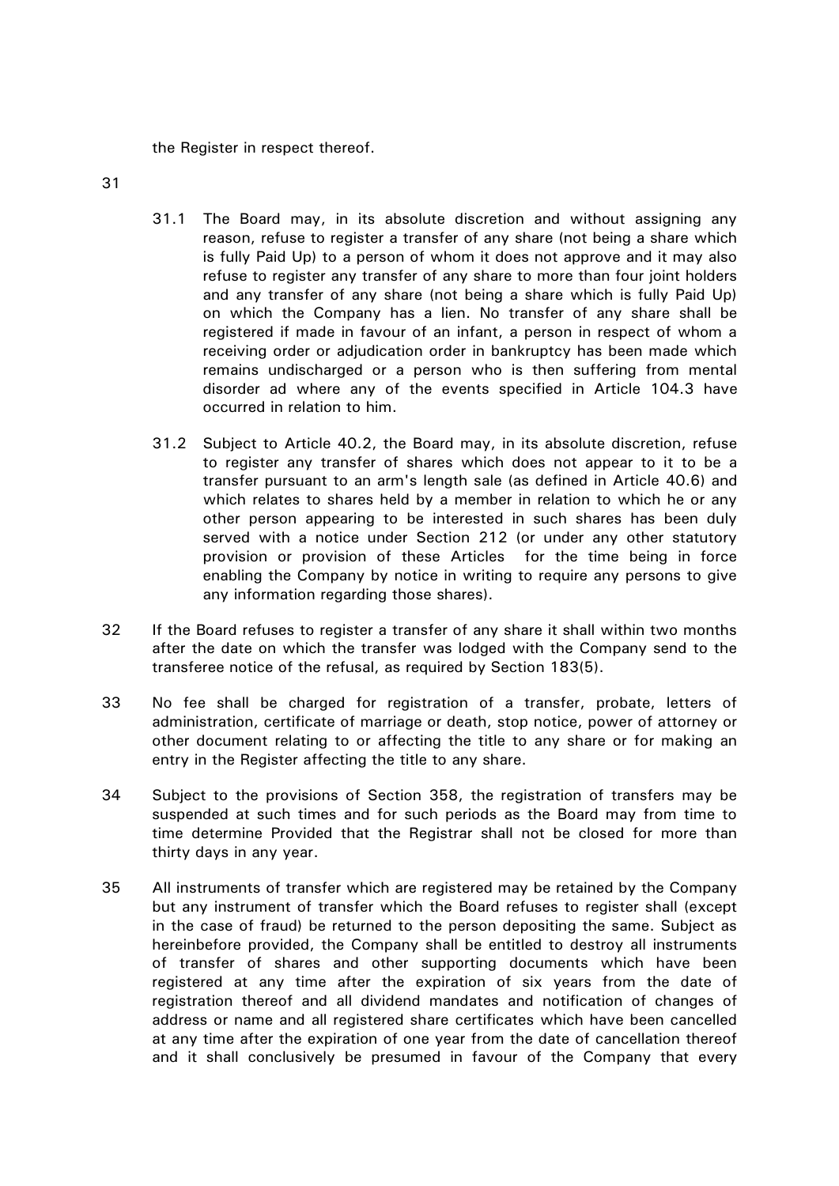the Register in respect thereof.

31

31.1 The Board may, in its absolute discretion and without assigning any reason, refuse to register a transfer of any share (not being a share which is fully Paid Up) to a person of whom it does not approve and it may also refuse to register any transfer of any share to more than four joint holders and any transfer of any share (not being a share which is fully Paid Up) on which the Company has a lien. No transfer of any share shall be registered if made in favour of an infant, a person in respect of whom a receiving order or adjudication order in bankruptcy has been made which remains undischarged or a person who is then suffering from mental disorder ad where any of the events specified in Article 104.3 have occurred in relation to him.

31.2 Subject to Article 40.2, the Board may, in its absolute discretion, refuse to register any transfer of shares which does not appear to it to be a transfer pursuant to an arm's length sale (as defined in Article 40.6) and which relates to shares held by a member in relation to which he or any other person appearing to be interested in such shares has been duly served with a notice under Section 212 (or under any other statutory provision or provision of these Articles for the time being in force enabling the Company by notice in writing to require any persons to give any information regarding those shares).

32 If the Board refuses to register a transfer of any share it shall within two months after the date on which the transfer was lodged with the Company send to the transferee notice of the refusal, as required by Section 183(5).

33 No fee shall be charged for registration of a transfer, probate, letters of administration, certificate of marriage or death, stop notice, power of attorney or other document relating to or affecting the title to any share or for making an entry in the Register affecting the title to any share.

34 Subject to the provisions of Section 358, the registration of transfers may be suspended at such times and for such periods as the Board may from time to time determine Provided that the Registrar shall not be closed for more than thirty days in any year.

35 All instruments of transfer which are registered may be retained by the Company but any instrument of transfer which the Board refuses to register shall (except in the case of fraud) be returned to the person depositing the same. Subject as hereinbefore provided, the Company shall be entitled to destroy all instruments of transfer of shares and other supporting documents which have been registered at any time after the expiration of six years from the date of registration thereof and all dividend mandates and notification of changes of address or name and all registered share certificates which have been cancelled at any time after the expiration of one year from the date of cancellation thereof and it shall conclusively be presumed in favour of the Company that every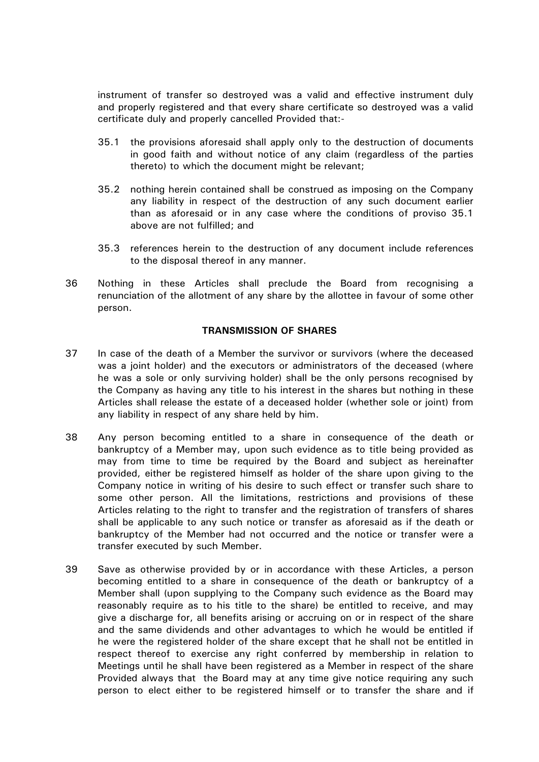instrument of transfer so destroyed was a valid and effective instrument duly and properly registered and that every share certificate so destroyed was a valid certificate duly and properly cancelled Provided that:-

35.1 the provisions aforesaid shall apply only to the destruction of documents in good faith and without notice of any claim (regardless of the parties thereto) to which the document might be relevant;

35.2 nothing herein contained shall be construed as imposing on the Company any liability in respect of the destruction of any such document earlier than as aforesaid or in any case where the conditions of proviso 35.1 above are not fulfilled; and

35.3 references herein to the destruction of any document include references to the disposal thereof in any manner.

36 Nothing in these Articles shall preclude the Board from recognising a renunciation of the allotment of any share by the allottee in favour of some other person.

**TRANSMISSION OF SHARES**

37 In case of the death of a Member the survivor or survivors (where the deceased was a joint holder) and the executors or administrators of the deceased (where he was a sole or only surviving holder) shall be the only persons recognised by the Company as having any title to his interest in the shares but nothing in these Articles shall release the estate of a deceased holder (whether sole or joint) from any liability in respect of any share held by him.

38 Any person becoming entitled to a share in consequence of the death or bankruptcy of a Member may, upon such evidence as to title being provided as may from time to time be required by the Board and subject as hereinafter provided, either be registered himself as holder of the share upon giving to the Company notice in writing of his desire to such effect or transfer such share to some other person. All the limitations, restrictions and provisions of these Articles relating to the right to transfer and the registration of transfers of shares shall be applicable to any such notice or transfer as aforesaid as if the death or bankruptcy of the Member had not occurred and the notice or transfer were a transfer executed by such Member.

39 Save as otherwise provided by or in accordance with these Articles, a person becoming entitled to a share in consequence of the death or bankruptcy of a Member shall (upon supplying to the Company such evidence as the Board may reasonably require as to his title to the share) be entitled to receive, and may give a discharge for, all benefits arising or accruing on or in respect of the share and the same dividends and other advantages to which he would be entitled if he were the registered holder of the share except that he shall not be entitled in respect thereof to exercise any right conferred by membership in relation to Meetings until he shall have been registered as a Member in respect of the share Provided always that the Board may at any time give notice requiring any such person to elect either to be registered himself or to transfer the share and if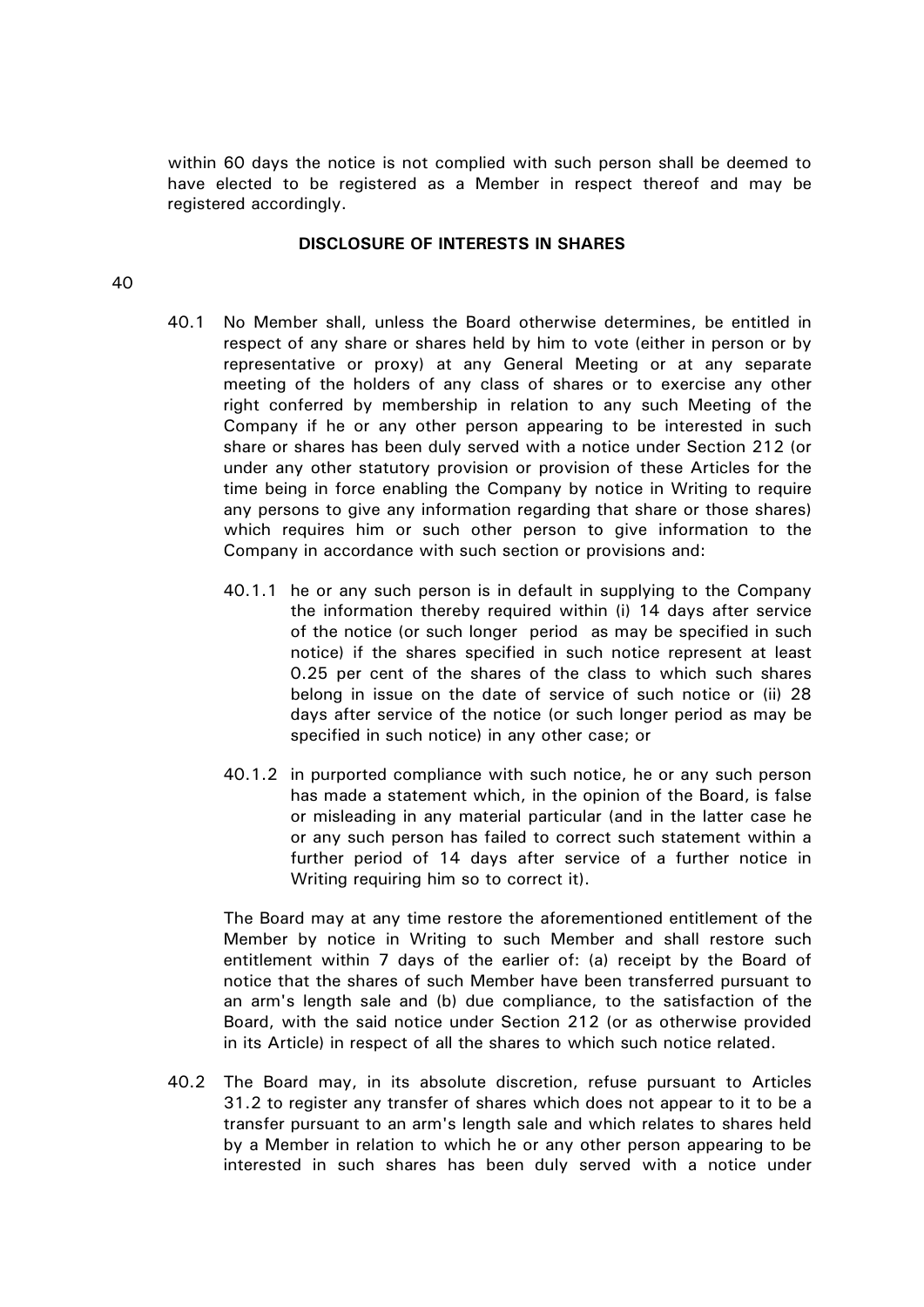within 60 days the notice is not complied with such person shall be deemed to have elected to be registered as a Member in respect thereof and may be registered accordingly.

## DISCLOSURE OF INTERESTS IN SHARES

40

40.1 No Member shall, unless the Board otherwise determines, be entitled in respect of any share or shares held by him to vote (either in person or by representative or proxy) at any General Meeting or at any separate meeting of the holders of any class of shares or to exercise any other right conferred by membership in relation to any such Meeting of the Company if he or any other person appearing to be interested in such share or shares has been duly served with a notice under Section 212 (or under any other statutory provision or provision of these Articles for the time being in force enabling the Company by notice in Writing to require any persons to give any information regarding that share or those shares) which requires him or such other person to give information to the Company in accordance with such section or provisions and:

40.1.1 he or any such person is in default in supplying to the Company the information thereby required within (i) 14 days after service of the notice (or such longer period as may be specified in such notice) if the shares specified in such notice represent at least 0.25 per cent of the shares of the class to which such shares belong in issue on the date of service of such notice or (ii) 28 days after service of the notice (or such longer period as may be specified in such notice) in any other case; or

40.1.2 in purported compliance with such notice, he or any such person has made a statement which, in the opinion of the Board, is false or misleading in any material particular (and in the latter case he or any such person has failed to correct such statement within a further period of 14 days after service of a further notice in Writing requiring him so to correct it).

The Board may at any time restore the aforementioned entitlement of the Member by notice in Writing to such Member and shall restore such entitlement within 7 days of the earlier of: (a) receipt by the Board of notice that the shares of such Member have been transferred pursuant to an arm's length sale and (b) due compliance, to the satisfaction of the Board, with the said notice under Section 212 (or as otherwise provided in its Article) in respect of all the shares to which such notice related.

40.2 The Board may, in its absolute discretion, refuse pursuant to Articles 31.2 to register any transfer of shares which does not appear to it to be a transfer pursuant to an arm's length sale and which relates to shares held by a Member in relation to which he or any other person appearing to be interested in such shares has been duly served with a notice under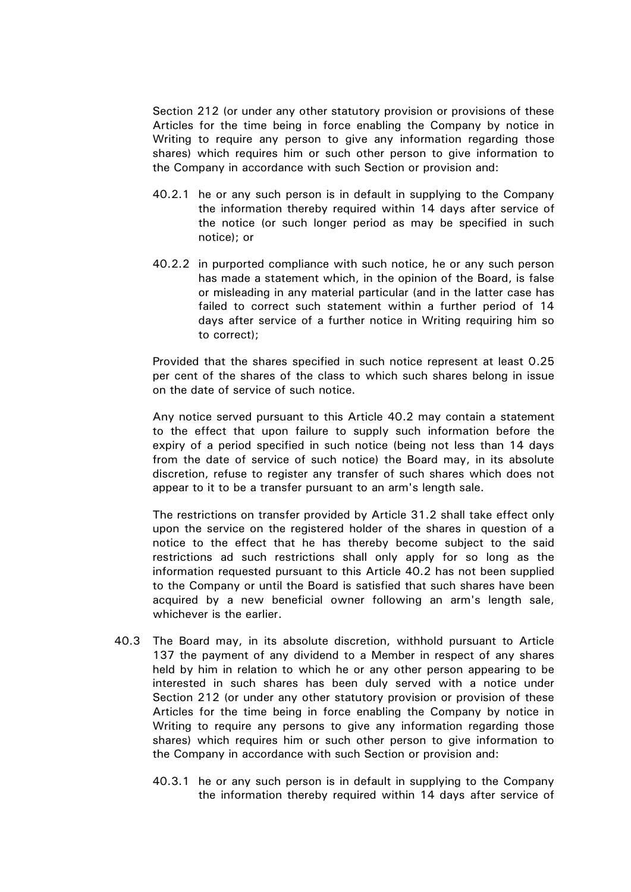Section 212 (or under any other statutory provision or provisions of these Articles for the time being in force enabling the Company by notice in Writing to require any person to give any information regarding those shares) which requires him or such other person to give information to the Company in accordance with such Section or provision and:

40.2.1 he or any such person is in default in supplying to the Company the information thereby required within 14 days after service of the notice (or such longer period as may be specified in such notice); or

40.2.2 in purported compliance with such notice, he or any such person has made a statement which, in the opinion of the Board, is false or misleading in any material particular (and in the latter case has failed to correct such statement within a further period of 14 days after service of a further notice in Writing requiring him so to correct);

Provided that the shares specified in such notice represent at least 0.25 per cent of the shares of the class to which such shares belong in issue on the date of service of such notice.

Any notice served pursuant to this Article 40.2 may contain a statement to the effect that upon failure to supply such information before the expiry of a period specified in such notice (being not less than 14 days from the date of service of such notice) the Board may, in its absolute discretion, refuse to register any transfer of such shares which does not appear to it to be a transfer pursuant to an arm's length sale.

The restrictions on transfer provided by Article 31.2 shall take effect only upon the service on the registered holder of the shares in question of a notice to the effect that he has thereby become subject to the said restrictions ad such restrictions shall only apply for so long as the information requested pursuant to this Article 40.2 has not been supplied to the Company or until the Board is satisfied that such shares have been acquired by a new beneficial owner following an arm's length sale, whichever is the earlier.

40.3 The Board may, in its absolute discretion, withhold pursuant to Article 137 the payment of any dividend to a Member in respect of any shares held by him in relation to which he or any other person appearing to be interested in such shares has been duly served with a notice under Section 212 (or under any other statutory provision or provision of these Articles for the time being in force enabling the Company by notice in Writing to require any persons to give any information regarding those shares) which requires him or such other person to give information to the Company in accordance with such Section or provision and:

40.3.1 he or any such person is in default in supplying to the Company the information thereby required within 14 days after service of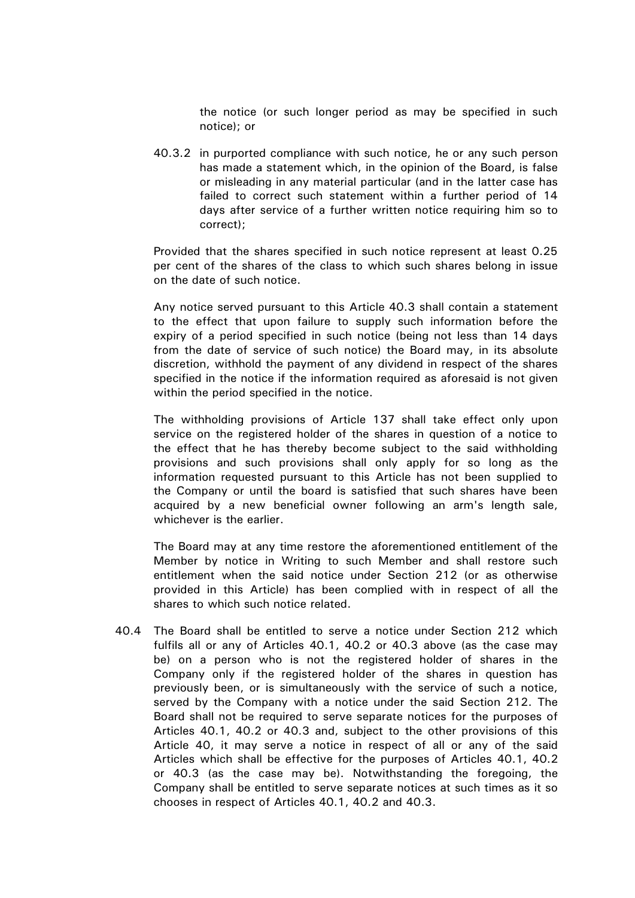the notice (or such longer period as may be specified in such notice); or

40.3.2 in purported compliance with such notice, he or any such person has made a statement which, in the opinion of the Board, is false or misleading in any material particular (and in the latter case has failed to correct such statement within a further period of 14 days after service of a further written notice requiring him so to correct);

Provided that the shares specified in such notice represent at least 0.25 per cent of the shares of the class to which such shares belong in issue on the date of such notice.

Any notice served pursuant to this Article 40.3 shall contain a statement to the effect that upon failure to supply such information before the expiry of a period specified in such notice (being not less than 14 days from the date of service of such notice) the Board may, in its absolute discretion, withhold the payment of any dividend in respect of the shares specified in the notice if the information required as aforesaid is not given within the period specified in the notice.

The withholding provisions of Article 137 shall take effect only upon service on the registered holder of the shares in question of a notice to the effect that he has thereby become subject to the said withholding provisions and such provisions shall only apply for so long as the information requested pursuant to this Article has not been supplied to the Company or until the board is satisfied that such shares have been acquired by a new beneficial owner following an arm's length sale, whichever is the earlier.

The Board may at any time restore the aforementioned entitlement of the Member by notice in Writing to such Member and shall restore such entitlement when the said notice under Section 212 (or as otherwise provided in this Article) has been complied with in respect of all the shares to which such notice related.

40.4 The Board shall be entitled to serve a notice under Section 212 which fulfils all or any of Articles 40.1, 40.2 or 40.3 above (as the case may be) on a person who is not the registered holder of shares in the Company only if the registered holder of the shares in question has previously been, or is simultaneously with the service of such a notice, served by the Company with a notice under the said Section 212. The Board shall not be required to serve separate notices for the purposes of Articles 40.1, 40.2 or 40.3 and, subject to the other provisions of this Article 40, it may serve a notice in respect of all or any of the said Articles which shall be effective for the purposes of Articles 40.1, 40.2 or 40.3 (as the case may be). Notwithstanding the foregoing, the Company shall be entitled to serve separate notices at such times as it so chooses in respect of Articles 40.1, 40.2 and 40.3.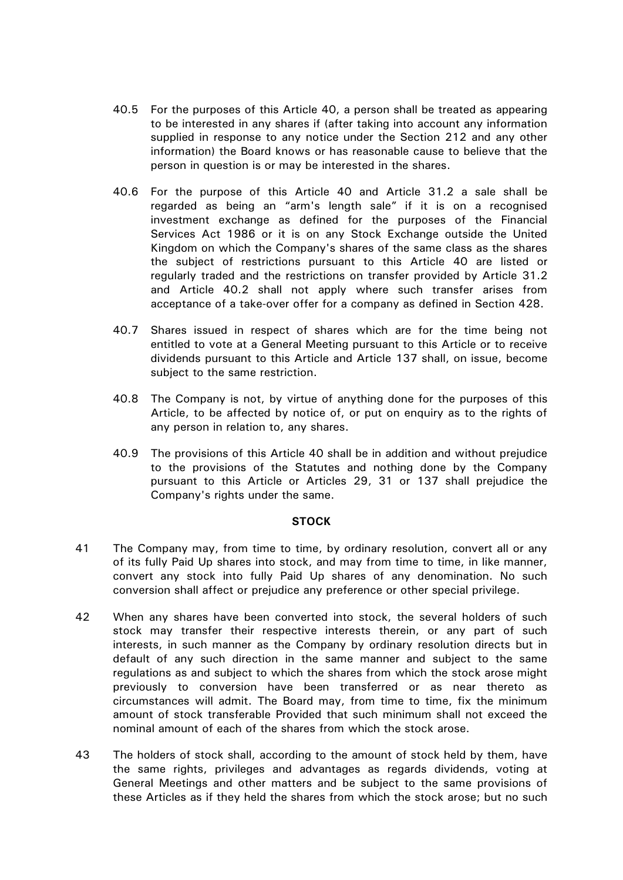40.5 For the purposes of this Article 40, a person shall be treated as appearing to be interested in any shares if (after taking into account any information supplied in response to any notice under the Section 212 and any other information) the Board knows or has reasonable cause to believe that the person in question is or may be interested in the shares.

40.6 For the purpose of this Article 40 and Article 31.2 a sale shall be regarded as being an "arm's length sale" if it is on a recognised investment exchange as defined for the purposes of the Financial Services Act 1986 or it is on any Stock Exchange outside the United Kingdom on which the Company's shares of the same class as the shares the subject of restrictions pursuant to this Article 40 are listed or regularly traded and the restrictions on transfer provided by Article 31.2 and Article 40.2 shall not apply where such transfer arises from acceptance of a take-over offer for a company as defined in Section 428.

40.7 Shares issued in respect of shares which are for the time being not entitled to vote at a General Meeting pursuant to this Article or to receive dividends pursuant to this Article and Article 137 shall, on issue, become subject to the same restriction.

40.8 The Company is not, by virtue of anything done for the purposes of this Article, to be affected by notice of, or put on enquiry as to the rights of any person in relation to, any shares.

40.9 The provisions of this Article 40 shall be in addition and without prejudice to the provisions of the Statutes and nothing done by the Company pursuant to this Article or Articles 29, 31 or 137 shall prejudice the Company's rights under the same.

**STOCK**

41 The Company may, from time to time, by ordinary resolution, convert all or any of its fully Paid Up shares into stock, and may from time to time, in like manner, convert any stock into fully Paid Up shares of any denomination. No such conversion shall affect or prejudice any preference or other special privilege.

42 When any shares have been converted into stock, the several holders of such stock may transfer their respective interests therein, or any part of such interests, in such manner as the Company by ordinary resolution directs but in default of any such direction in the same manner and subject to the same regulations as and subject to which the shares from which the stock arose might previously to conversion have been transferred or as near thereto as circumstances will admit. The Board may, from time to time, fix the minimum amount of stock transferable Provided that such minimum shall not exceed the nominal amount of each of the shares from which the stock arose.

43 The holders of stock shall, according to the amount of stock held by them, have the same rights, privileges and advantages as regards dividends, voting at General Meetings and other matters and be subject to the same provisions of these Articles as if they held the shares from which the stock arose; but no such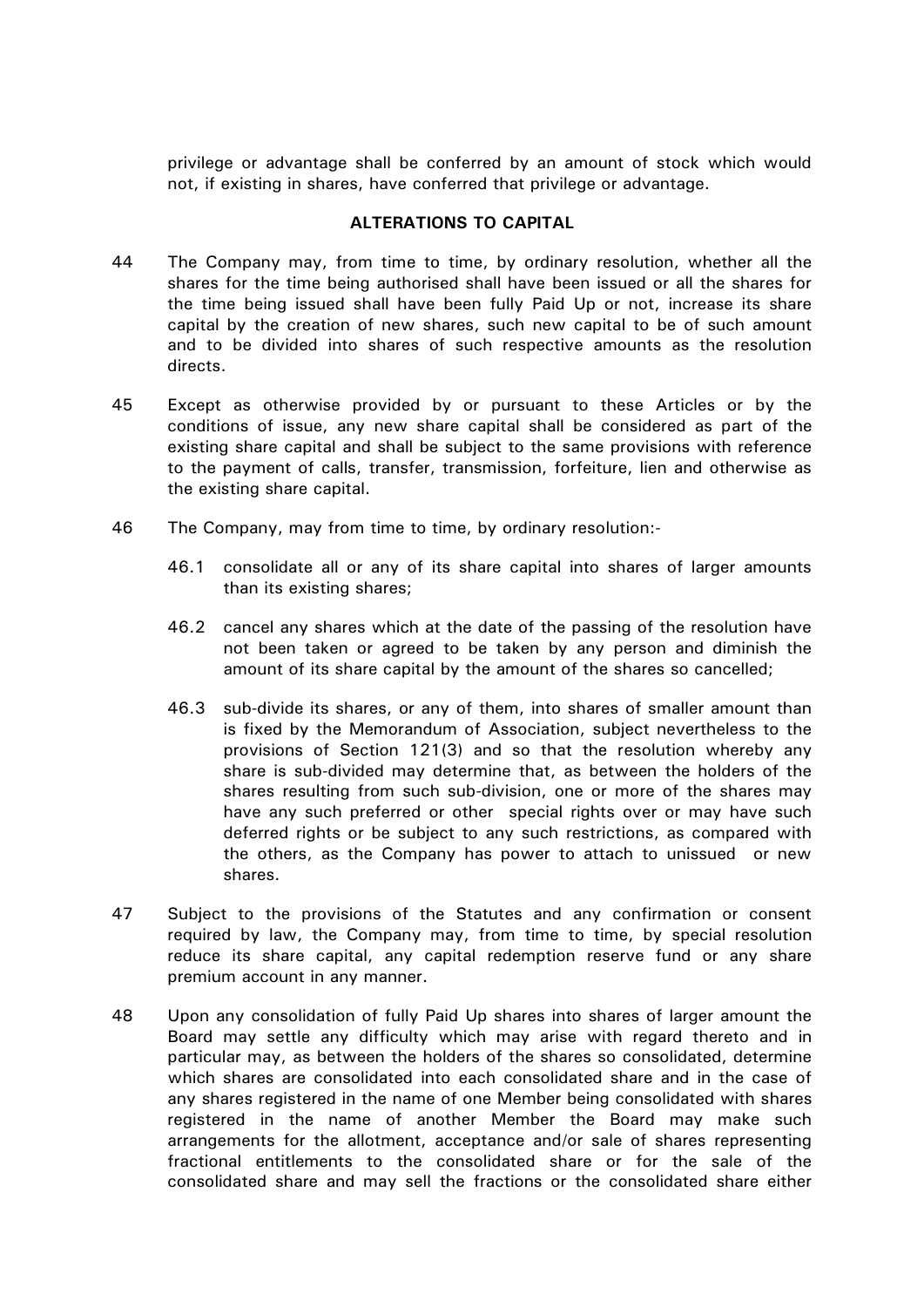privilege or advantage shall be conferred by an amount of stock which would not, if existing in shares, have conferred that privilege or advantage.

## ALTERATIONS TO CAPITAL

44 The Company may, from time to time, by ordinary resolution, whether all the shares for the time being authorised shall have been issued or all the shares for the time being issued shall have been fully Paid Up or not, increase its share capital by the creation of new shares, such new capital to be of such amount and to be divided into shares of such respective amounts as the resolution directs.

45 Except as otherwise provided by or pursuant to these Articles or by the conditions of issue, any new share capital shall be considered as part of the existing share capital and shall be subject to the same provisions with reference to the payment of calls, transfer, transmission, forfeiture, lien and otherwise as the existing share capital.

46 The Company, may from time to time, by ordinary resolution:-

46.1 consolidate all or any of its share capital into shares of larger amounts than its existing shares;

46.2 cancel any shares which at the date of the passing of the resolution have not been taken or agreed to be taken by any person and diminish the amount of its share capital by the amount of the shares so cancelled;

46.3 sub-divide its shares, or any of them, into shares of smaller amount than is fixed by the Memorandum of Association, subject nevertheless to the provisions of Section 121(3) and so that the resolution whereby any share is sub-divided may determine that, as between the holders of the shares resulting from such sub-division, one or more of the shares may have any such preferred or other special rights over or may have such deferred rights or be subject to any such restrictions, as compared with the others, as the Company has power to attach to unissued or new shares.

47 Subject to the provisions of the Statutes and any confirmation or consent required by law, the Company may, from time to time, by special resolution reduce its share capital, any capital redemption reserve fund or any share premium account in any manner.

48 Upon any consolidation of fully Paid Up shares into shares of larger amount the Board may settle any difficulty which may arise with regard thereto and in particular may, as between the holders of the shares so consolidated, determine which shares are consolidated into each consolidated share and in the case of any shares registered in the name of one Member being consolidated with shares registered in the name of another Member the Board may make such arrangements for the allotment, acceptance and/or sale of shares representing fractional entitlements to the consolidated share or for the sale of the consolidated share and may sell the fractions or the consolidated share either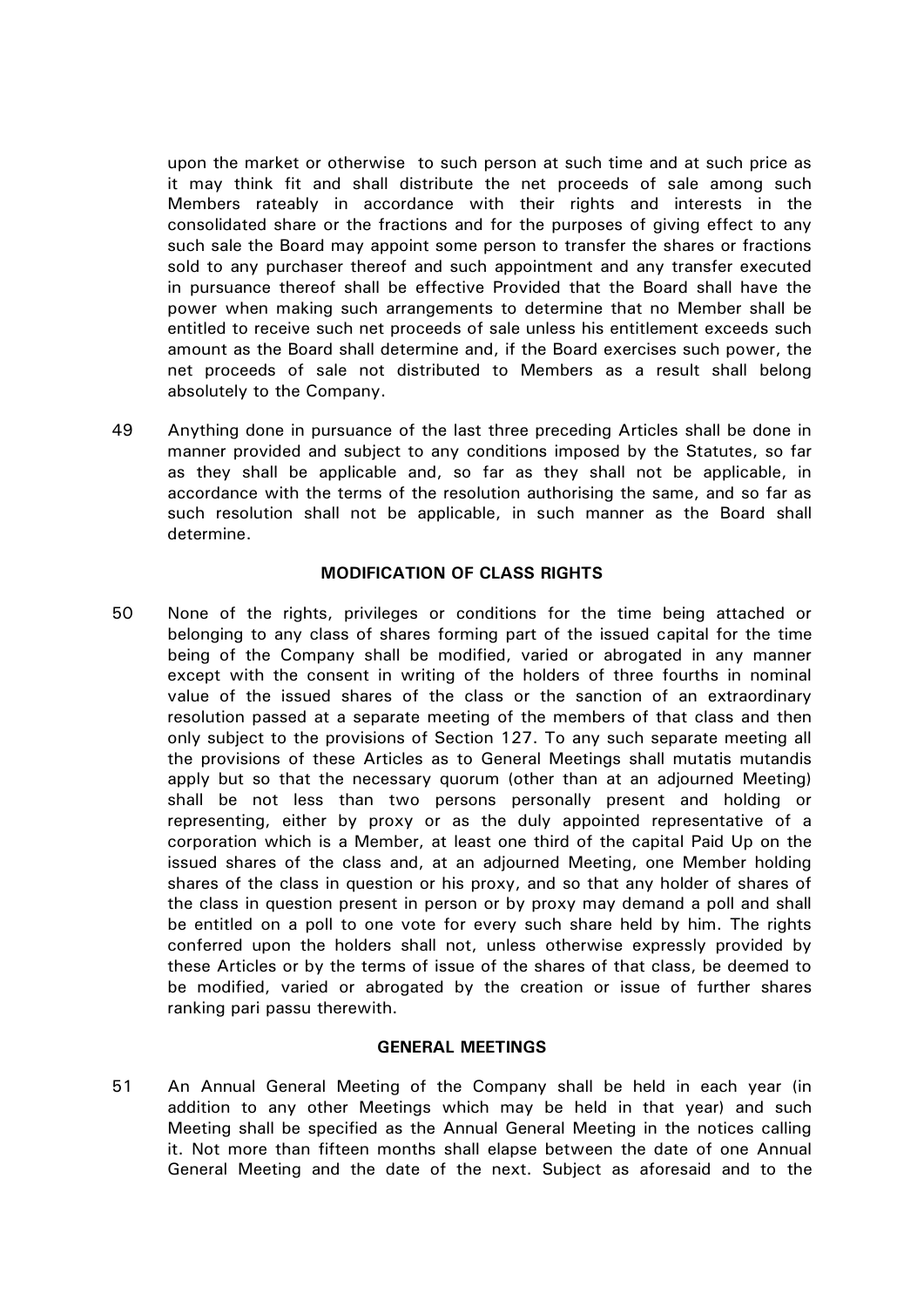upon the market or otherwise to such person at such time and at such price as it may think fit and shall distribute the net proceeds of sale among such Members rateably in accordance with their rights and interests in the consolidated share or the fractions and for the purposes of giving effect to any such sale the Board may appoint some person to transfer the shares or fractions sold to any purchaser thereof and such appointment and any transfer executed in pursuance thereof shall be effective Provided that the Board shall have the power when making such arrangements to determine that no Member shall be entitled to receive such net proceeds of sale unless his entitlement exceeds such amount as the Board shall determine and, if the Board exercises such power, the net proceeds of sale not distributed to Members as a result shall belong absolutely to the Company.

49 Anything done in pursuance of the last three preceding Articles shall be done in manner provided and subject to any conditions imposed by the Statutes, so far as they shall be applicable and, so far as they shall not be applicable, in accordance with the terms of the resolution authorising the same, and so far as such resolution shall not be applicable, in such manner as the Board shall determine.

## MODIFICATION OF CLASS RIGHTS

50 None of the rights, privileges or conditions for the time being attached or belonging to any class of shares forming part of the issued capital for the time being of the Company shall be modified, varied or abrogated in any manner except with the consent in writing of the holders of three fourths in nominal value of the issued shares of the class or the sanction of an extraordinary resolution passed at a separate meeting of the members of that class and then only subject to the provisions of Section 127. To any such separate meeting all the provisions of these Articles as to General Meetings shall mutatis mutandis apply but so that the necessary quorum (other than at an adjourned Meeting) shall be not less than two persons personally present and holding or representing, either by proxy or as the duly appointed representative of a corporation which is a Member, at least one third of the capital Paid Up on the issued shares of the class and, at an adjourned Meeting, one Member holding shares of the class in question or his proxy, and so that any holder of shares of the class in question present in person or by proxy may demand a poll and shall be entitled on a poll to one vote for every such share held by him. The rights conferred upon the holders shall not, unless otherwise expressly provided by these Articles or by the terms of issue of the shares of that class, be deemed to be modified, varied or abrogated by the creation or issue of further shares ranking pari passu therewith.

## GENERAL MEETINGS

51 An Annual General Meeting of the Company shall be held in each year (in addition to any other Meetings which may be held in that year) and such Meeting shall be specified as the Annual General Meeting in the notices calling it. Not more than fifteen months shall elapse between the date of one Annual General Meeting and the date of the next. Subject as aforesaid and to the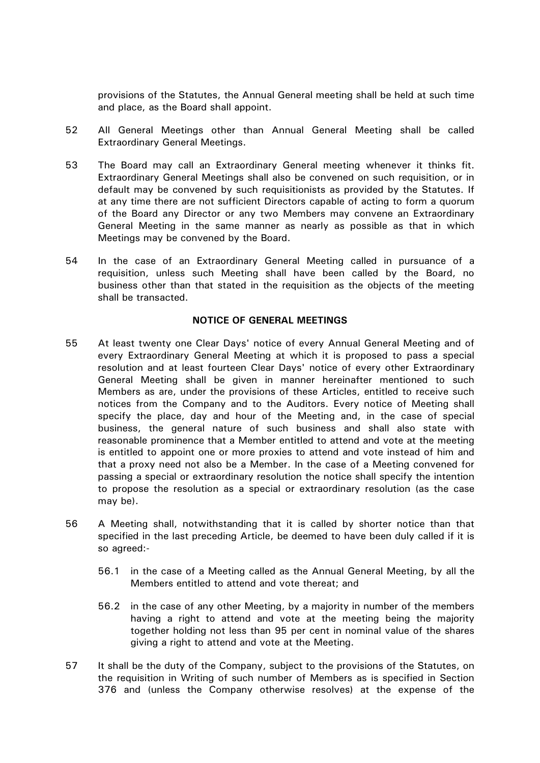provisions of the Statutes, the Annual General meeting shall be held at such time and place, as the Board shall appoint.

52 All General Meetings other than Annual General Meeting shall be called Extraordinary General Meetings.

53 The Board may call an Extraordinary General meeting whenever it thinks fit. Extraordinary General Meetings shall also be convened on such requisition, or in default may be convened by such requisitionists as provided by the Statutes. If at any time there are not sufficient Directors capable of acting to form a quorum of the Board any Director or any two Members may convene an Extraordinary General Meeting in the same manner as nearly as possible as that in which Meetings may be convened by the Board.

54 In the case of an Extraordinary General Meeting called in pursuance of a requisition, unless such Meeting shall have been called by the Board, no business other than that stated in the requisition as the objects of the meeting shall be transacted.

**NOTICE OF GENERAL MEETINGS**

55 At least twenty one Clear Days' notice of every Annual General Meeting and of every Extraordinary General Meeting at which it is proposed to pass a special resolution and at least fourteen Clear Days' notice of every other Extraordinary General Meeting shall be given in manner hereinafter mentioned to such Members as are, under the provisions of these Articles, entitled to receive such notices from the Company and to the Auditors. Every notice of Meeting shall specify the place, day and hour of the Meeting and, in the case of special business, the general nature of such business and shall also state with reasonable prominence that a Member entitled to attend and vote at the meeting is entitled to appoint one or more proxies to attend and vote instead of him and that a proxy need not also be a Member. In the case of a Meeting convened for passing a special or extraordinary resolution the notice shall specify the intention to propose the resolution as a special or extraordinary resolution (as the case may be).

56 A Meeting shall, notwithstanding that it is called by shorter notice than that specified in the last preceding Article, be deemed to have been duly called if it is so agreed:-

56.1 in the case of a Meeting called as the Annual General Meeting, by all the Members entitled to attend and vote thereat; and

56.2 in the case of any other Meeting, by a majority in number of the members having a right to attend and vote at the meeting being the majority together holding not less than 95 per cent in nominal value of the shares giving a right to attend and vote at the Meeting.

57 It shall be the duty of the Company, subject to the provisions of the Statutes, on the requisition in Writing of such number of Members as is specified in Section 376 and (unless the Company otherwise resolves) at the expense of the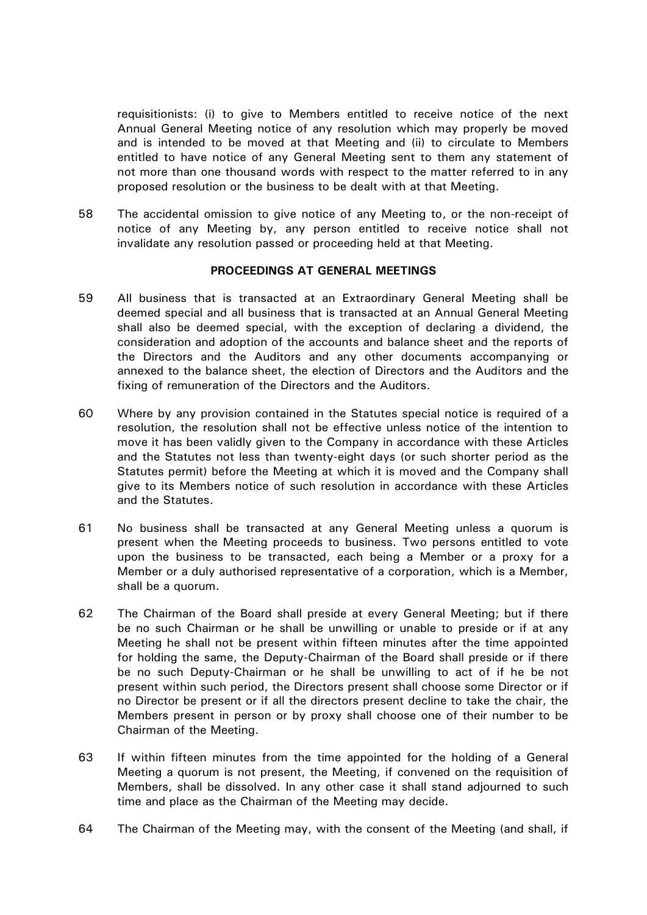requisitionists: (i) to give to Members entitled to receive notice of the next Annual General Meeting notice of any resolution which may properly be moved and is intended to be moved at that Meeting and (ii) to circulate to Members entitled to have notice of any General Meeting sent to them any statement of not more than one thousand words with respect to the matter referred to in any proposed resolution or the business to be dealt with at that Meeting.

58 The accidental omission to give notice of any Meeting to, or the non-receipt of notice of any Meeting by, any person entitled to receive notice shall not invalidate any resolution passed or proceeding held at that Meeting.

**PROCEEDINGS AT GENERAL MEETINGS**

59 All business that is transacted at an Extraordinary General Meeting shall be deemed special and all business that is transacted at an Annual General Meeting shall also be deemed special, with the exception of declaring a dividend, the consideration and adoption of the accounts and balance sheet and the reports of the Directors and the Auditors and any other documents accompanying or annexed to the balance sheet, the election of Directors and the Auditors and the fixing of remuneration of the Directors and the Auditors.

60 Where by any provision contained in the Statutes special notice is required of a resolution, the resolution shall not be effective unless notice of the intention to move it has been validly given to the Company in accordance with these Articles and the Statutes not less than twenty-eight days (or such shorter period as the Statutes permit) before the Meeting at which it is moved and the Company shall give to its Members notice of such resolution in accordance with these Articles and the Statutes.

61 No business shall be transacted at any General Meeting unless a quorum is present when the Meeting proceeds to business. Two persons entitled to vote upon the business to be transacted, each being a Member or a proxy for a Member or a duly authorised representative of a corporation, which is a Member, shall be a quorum.

62 The Chairman of the Board shall preside at every General Meeting; but if there be no such Chairman or he shall be unwilling or unable to preside or if at any Meeting he shall not be present within fifteen minutes after the time appointed for holding the same, the Deputy-Chairman of the Board shall preside or if there be no such Deputy-Chairman or he shall be unwilling to act of if he be not present within such period, the Directors present shall choose some Director or if no Director be present or if all the directors present decline to take the chair, the Members present in person or by proxy shall choose one of their number to be Chairman of the Meeting.

63 If within fifteen minutes from the time appointed for the holding of a General Meeting a quorum is not present, the Meeting, if convened on the requisition of Members, shall be dissolved. In any other case it shall stand adjourned to such time and place as the Chairman of the Meeting may decide.

64 The Chairman of the Meeting may, with the consent of the Meeting (and shall, if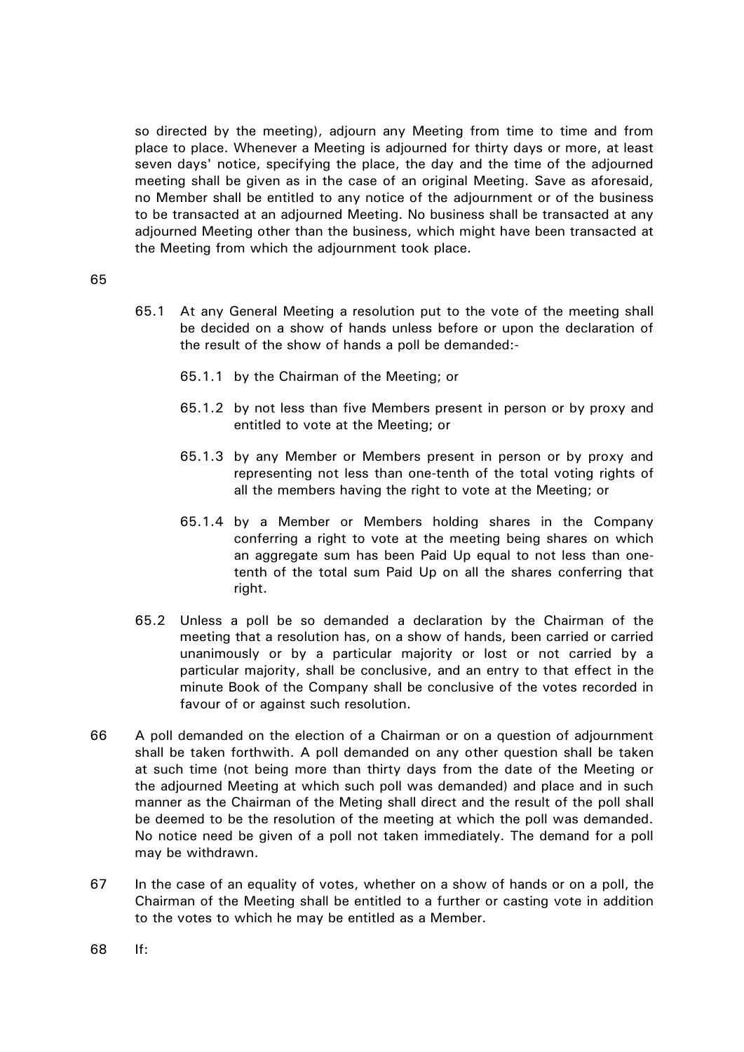so directed by the meeting), adjourn any Meeting from time to time and from place to place. Whenever a Meeting is adjourned for thirty days or more, at least seven days' notice, specifying the place, the day and the time of the adjourned meeting shall be given as in the case of an original Meeting. Save as aforesaid, no Member shall be entitled to any notice of the adjournment or of the business to be transacted at an adjourned Meeting. No business shall be transacted at any adjourned Meeting other than the business, which might have been transacted at the Meeting from which the adjournment took place.

65

65.1 At any General Meeting a resolution put to the vote of the meeting shall be decided on a show of hands unless before or upon the declaration of the result of the show of hands a poll be demanded:-

65.1.1 by the Chairman of the Meeting; or

65.1.2 by not less than five Members present in person or by proxy and entitled to vote at the Meeting; or

65.1.3 by any Member or Members present in person or by proxy and representing not less than one-tenth of the total voting rights of all the members having the right to vote at the Meeting; or

65.1.4 by a Member or Members holding shares in the Company conferring a right to vote at the meeting being shares on which an aggregate sum has been Paid Up equal to not less than one-tenth of the total sum Paid Up on all the shares conferring that right.

65.2 Unless a poll be so demanded a declaration by the Chairman of the meeting that a resolution has, on a show of hands, been carried or carried unanimously or by a particular majority or lost or not carried by a particular majority, shall be conclusive, and an entry to that effect in the minute Book of the Company shall be conclusive of the votes recorded in favour of or against such resolution.

66 A poll demanded on the election of a Chairman or on a question of adjournment shall be taken forthwith. A poll demanded on any other question shall be taken at such time (not being more than thirty days from the date of the Meeting or the adjourned Meeting at which such poll was demanded) and place and in such manner as the Chairman of the Meting shall direct and the result of the poll shall be deemed to be the resolution of the meeting at which the poll was demanded. No notice need be given of a poll not taken immediately. The demand for a poll may be withdrawn.

67 In the case of an equality of votes, whether on a show of hands or on a poll, the Chairman of the Meeting shall be entitled to a further or casting vote in addition to the votes to which he may be entitled as a Member.

68 If: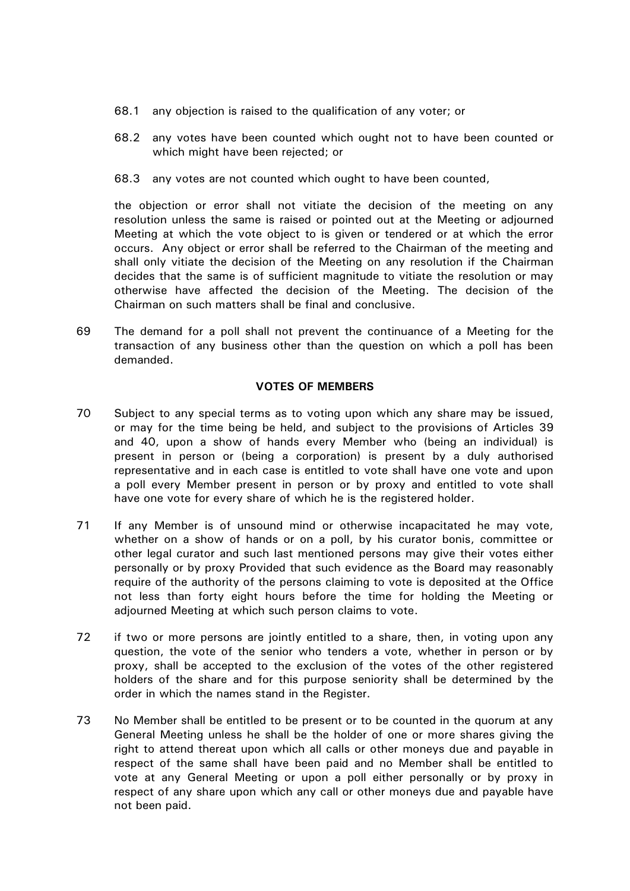68.1 any objection is raised to the qualification of any voter; or

68.2 any votes have been counted which ought not to have been counted or which might have been rejected; or

68.3 any votes are not counted which ought to have been counted,

the objection or error shall not vitiate the decision of the meeting on any resolution unless the same is raised or pointed out at the Meeting or adjourned Meeting at which the vote object to is given or tendered or at which the error occurs. Any object or error shall be referred to the Chairman of the meeting and shall only vitiate the decision of the Meeting on any resolution if the Chairman decides that the same is of sufficient magnitude to vitiate the resolution or may otherwise have affected the decision of the Meeting. The decision of the Chairman on such matters shall be final and conclusive.

69 The demand for a poll shall not prevent the continuance of a Meeting for the transaction of any business other than the question on which a poll has been demanded.

## VOTES OF MEMBERS

70 Subject to any special terms as to voting upon which any share may be issued, or may for the time being be held, and subject to the provisions of Articles 39 and 40, upon a show of hands every Member who (being an individual) is present in person or (being a corporation) is present by a duly authorised representative and in each case is entitled to vote shall have one vote and upon a poll every Member present in person or by proxy and entitled to vote shall have one vote for every share of which he is the registered holder.

71 If any Member is of unsound mind or otherwise incapacitated he may vote, whether on a show of hands or on a poll, by his curator bonis, committee or other legal curator and such last mentioned persons may give their votes either personally or by proxy Provided that such evidence as the Board may reasonably require of the authority of the persons claiming to vote is deposited at the Office not less than forty eight hours before the time for holding the Meeting or adjourned Meeting at which such person claims to vote.

72 if two or more persons are jointly entitled to a share, then, in voting upon any question, the vote of the senior who tenders a vote, whether in person or by proxy, shall be accepted to the exclusion of the votes of the other registered holders of the share and for this purpose seniority shall be determined by the order in which the names stand in the Register.

73 No Member shall be entitled to be present or to be counted in the quorum at any General Meeting unless he shall be the holder of one or more shares giving the right to attend thereat upon which all calls or other moneys due and payable in respect of the same shall have been paid and no Member shall be entitled to vote at any General Meeting or upon a poll either personally or by proxy in respect of any share upon which any call or other moneys due and payable have not been paid.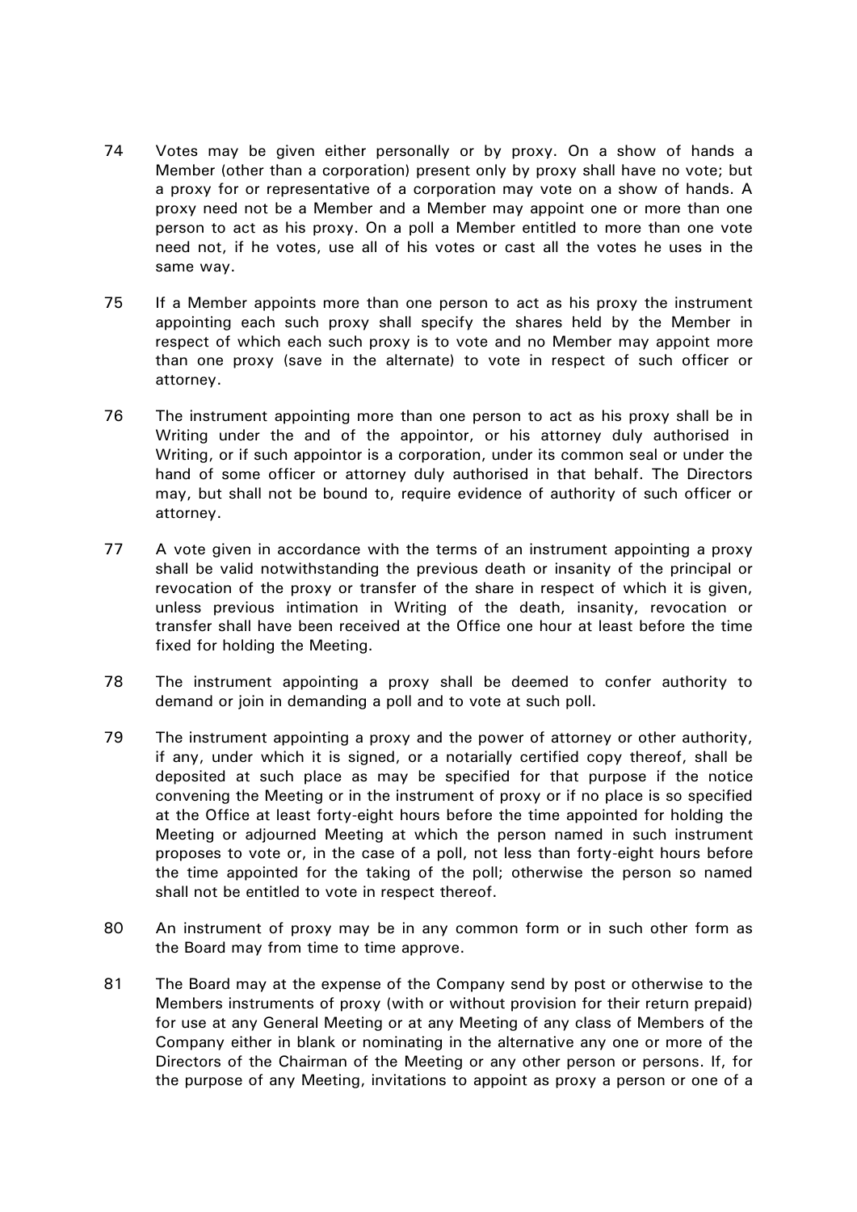74 Votes may be given either personally or by proxy. On a show of hands a Member (other than a corporation) present only by proxy shall have no vote; but a proxy for or representative of a corporation may vote on a show of hands. A proxy need not be a Member and a Member may appoint one or more than one person to act as his proxy. On a poll a Member entitled to more than one vote need not, if he votes, use all of his votes or cast all the votes he uses in the same way.

75 If a Member appoints more than one person to act as his proxy the instrument appointing each such proxy shall specify the shares held by the Member in respect of which each such proxy is to vote and no Member may appoint more than one proxy (save in the alternate) to vote in respect of such officer or attorney.

76 The instrument appointing more than one person to act as his proxy shall be in Writing under the and of the appointor, or his attorney duly authorised in Writing, or if such appointor is a corporation, under its common seal or under the hand of some officer or attorney duly authorised in that behalf. The Directors may, but shall not be bound to, require evidence of authority of such officer or attorney.

77 A vote given in accordance with the terms of an instrument appointing a proxy shall be valid notwithstanding the previous death or insanity of the principal or revocation of the proxy or transfer of the share in respect of which it is given, unless previous intimation in Writing of the death, insanity, revocation or transfer shall have been received at the Office one hour at least before the time fixed for holding the Meeting.

78 The instrument appointing a proxy shall be deemed to confer authority to demand or join in demanding a poll and to vote at such poll.

79 The instrument appointing a proxy and the power of attorney or other authority, if any, under which it is signed, or a notarially certified copy thereof, shall be deposited at such place as may be specified for that purpose if the notice convening the Meeting or in the instrument of proxy or if no place is so specified at the Office at least forty-eight hours before the time appointed for holding the Meeting or adjourned Meeting at which the person named in such instrument proposes to vote or, in the case of a poll, not less than forty-eight hours before the time appointed for the taking of the poll; otherwise the person so named shall not be entitled to vote in respect thereof.

80 An instrument of proxy may be in any common form or in such other form as the Board may from time to time approve.

81 The Board may at the expense of the Company send by post or otherwise to the Members instruments of proxy (with or without provision for their return prepaid) for use at any General Meeting or at any Meeting of any class of Members of the Company either in blank or nominating in the alternative any one or more of the Directors of the Chairman of the Meeting or any other person or persons. If, for the purpose of any Meeting, invitations to appoint as proxy a person or one of a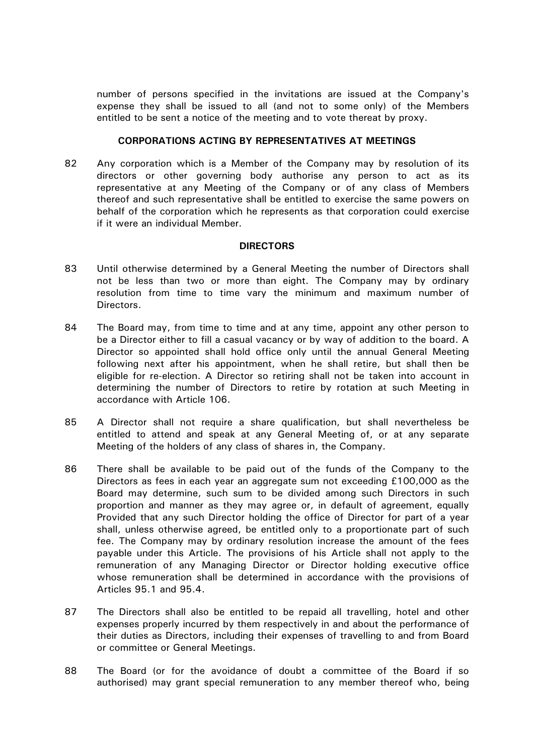number of persons specified in the invitations are issued at the Company's expense they shall be issued to all (and not to some only) of the Members entitled to be sent a notice of the meeting and to vote thereat by proxy.

### CORPORATIONS ACTING BY REPRESENTATIVES AT MEETINGS

82 Any corporation which is a Member of the Company may by resolution of its directors or other governing body authorise any person to act as its representative at any Meeting of the Company or of any class of Members thereof and such representative shall be entitled to exercise the same powers on behalf of the corporation which he represents as that corporation could exercise if it were an individual Member.

### DIRECTORS

83 Until otherwise determined by a General Meeting the number of Directors shall not be less than two or more than eight. The Company may by ordinary resolution from time to time vary the minimum and maximum number of Directors.

84 The Board may, from time to time and at any time, appoint any other person to be a Director either to fill a casual vacancy or by way of addition to the board. A Director so appointed shall hold office only until the annual General Meeting following next after his appointment, when he shall retire, but shall then be eligible for re-election. A Director so retiring shall not be taken into account in determining the number of Directors to retire by rotation at such Meeting in accordance with Article 106.

85 A Director shall not require a share qualification, but shall nevertheless be entitled to attend and speak at any General Meeting of, or at any separate Meeting of the holders of any class of shares in, the Company.

86 There shall be available to be paid out of the funds of the Company to the Directors as fees in each year an aggregate sum not exceeding £100,000 as the Board may determine, such sum to be divided among such Directors in such proportion and manner as they may agree or, in default of agreement, equally Provided that any such Director holding the office of Director for part of a year shall, unless otherwise agreed, be entitled only to a proportionate part of such fee. The Company may by ordinary resolution increase the amount of the fees payable under this Article. The provisions of his Article shall not apply to the remuneration of any Managing Director or Director holding executive office whose remuneration shall be determined in accordance with the provisions of Articles 95.1 and 95.4.

87 The Directors shall also be entitled to be repaid all travelling, hotel and other expenses properly incurred by them respectively in and about the performance of their duties as Directors, including their expenses of travelling to and from Board or committee or General Meetings.

88 The Board (or for the avoidance of doubt a committee of the Board if so authorised) may grant special remuneration to any member thereof who, being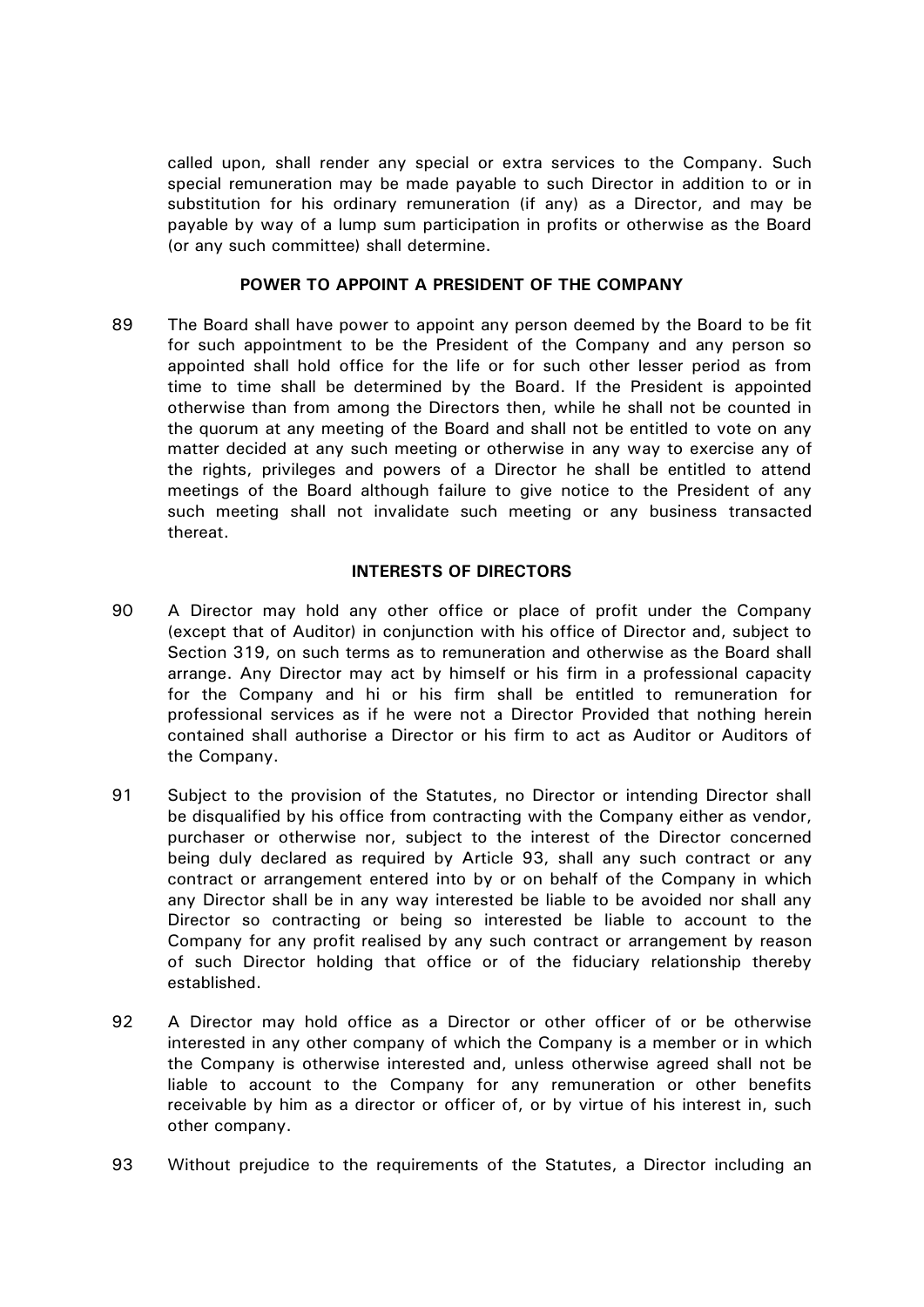called upon, shall render any special or extra services to the Company. Such special remuneration may be made payable to such Director in addition to or in substitution for his ordinary remuneration (if any) as a Director, and may be payable by way of a lump sum participation in profits or otherwise as the Board (or any such committee) shall determine.

## POWER TO APPOINT A PRESIDENT OF THE COMPANY

89 The Board shall have power to appoint any person deemed by the Board to be fit for such appointment to be the President of the Company and any person so appointed shall hold office for the life or for such other lesser period as from time to time shall be determined by the Board. If the President is appointed otherwise than from among the Directors then, while he shall not be counted in the quorum at any meeting of the Board and shall not be entitled to vote on any matter decided at any such meeting or otherwise in any way to exercise any of the rights, privileges and powers of a Director he shall be entitled to attend meetings of the Board although failure to give notice to the President of any such meeting shall not invalidate such meeting or any business transacted thereat.

## INTERESTS OF DIRECTORS

90 A Director may hold any other office or place of profit under the Company (except that of Auditor) in conjunction with his office of Director and, subject to Section 319, on such terms as to remuneration and otherwise as the Board shall arrange. Any Director may act by himself or his firm in a professional capacity for the Company and hi or his firm shall be entitled to remuneration for professional services as if he were not a Director Provided that nothing herein contained shall authorise a Director or his firm to act as Auditor or Auditors of the Company.

91 Subject to the provision of the Statutes, no Director or intending Director shall be disqualified by his office from contracting with the Company either as vendor, purchaser or otherwise nor, subject to the interest of the Director concerned being duly declared as required by Article 93, shall any such contract or any contract or arrangement entered into by or on behalf of the Company in which any Director shall be in any way interested be liable to be avoided nor shall any Director so contracting or being so interested be liable to account to the Company for any profit realised by any such contract or arrangement by reason of such Director holding that office or of the fiduciary relationship thereby established.

92 A Director may hold office as a Director or other officer of or be otherwise interested in any other company of which the Company is a member or in which the Company is otherwise interested and, unless otherwise agreed shall not be liable to account to the Company for any remuneration or other benefits receivable by him as a director or officer of, or by virtue of his interest in, such other company.

93 Without prejudice to the requirements of the Statutes, a Director including an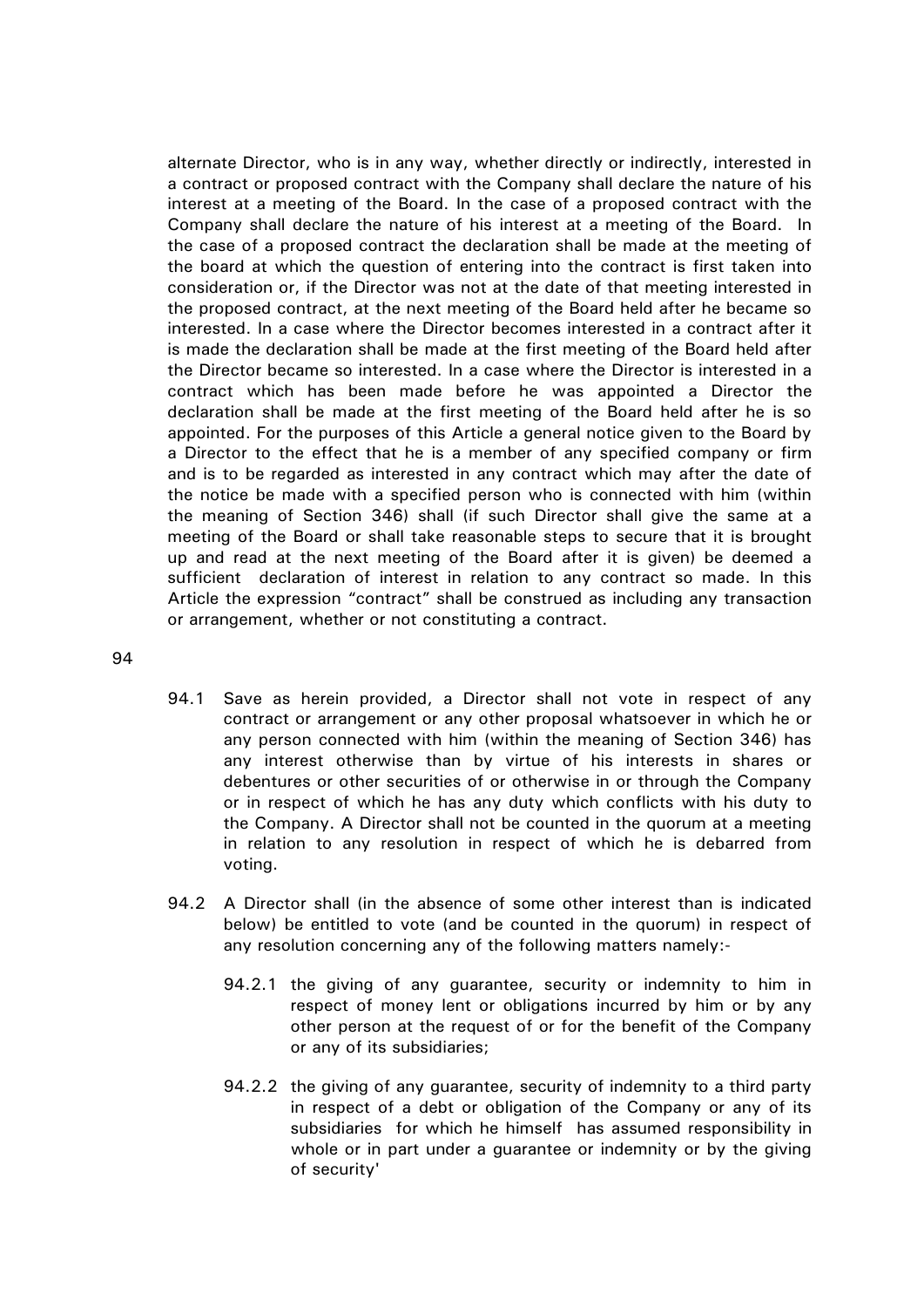alternate Director, who is in any way, whether directly or indirectly, interested in a contract or proposed contract with the Company shall declare the nature of his interest at a meeting of the Board. In the case of a proposed contract with the Company shall declare the nature of his interest at a meeting of the Board. In the case of a proposed contract the declaration shall be made at the meeting of the board at which the question of entering into the contract is first taken into consideration or, if the Director was not at the date of that meeting interested in the proposed contract, at the next meeting of the Board held after he became so interested. In a case where the Director becomes interested in a contract after it is made the declaration shall be made at the first meeting of the Board held after the Director became so interested. In a case where the Director is interested in a contract which has been made before he was appointed a Director the declaration shall be made at the first meeting of the Board held after he is so appointed. For the purposes of this Article a general notice given to the Board by a Director to the effect that he is a member of any specified company or firm and is to be regarded as interested in any contract which may after the date of the notice be made with a specified person who is connected with him (within the meaning of Section 346) shall (if such Director shall give the same at a meeting of the Board or shall take reasonable steps to secure that it is brought up and read at the next meeting of the Board after it is given) be deemed a sufficient declaration of interest in relation to any contract so made. In this Article the expression "contract" shall be construed as including any transaction or arrangement, whether or not constituting a contract.

94

94.1 Save as herein provided, a Director shall not vote in respect of any contract or arrangement or any other proposal whatsoever in which he or any person connected with him (within the meaning of Section 346) has any interest otherwise than by virtue of his interests in shares or debentures or other securities of or otherwise in or through the Company or in respect of which he has any duty which conflicts with his duty to the Company. A Director shall not be counted in the quorum at a meeting in relation to any resolution in respect of which he is debarred from voting.

94.2 A Director shall (in the absence of some other interest than is indicated below) be entitled to vote (and be counted in the quorum) in respect of any resolution concerning any of the following matters namely:-

94.2.1 the giving of any guarantee, security or indemnity to him in respect of money lent or obligations incurred by him or by any other person at the request of or for the benefit of the Company or any of its subsidiaries;

94.2.2 the giving of any guarantee, security of indemnity to a third party in respect of a debt or obligation of the Company or any of its subsidiaries for which he himself has assumed responsibility in whole or in part under a guarantee or indemnity or by the giving of security'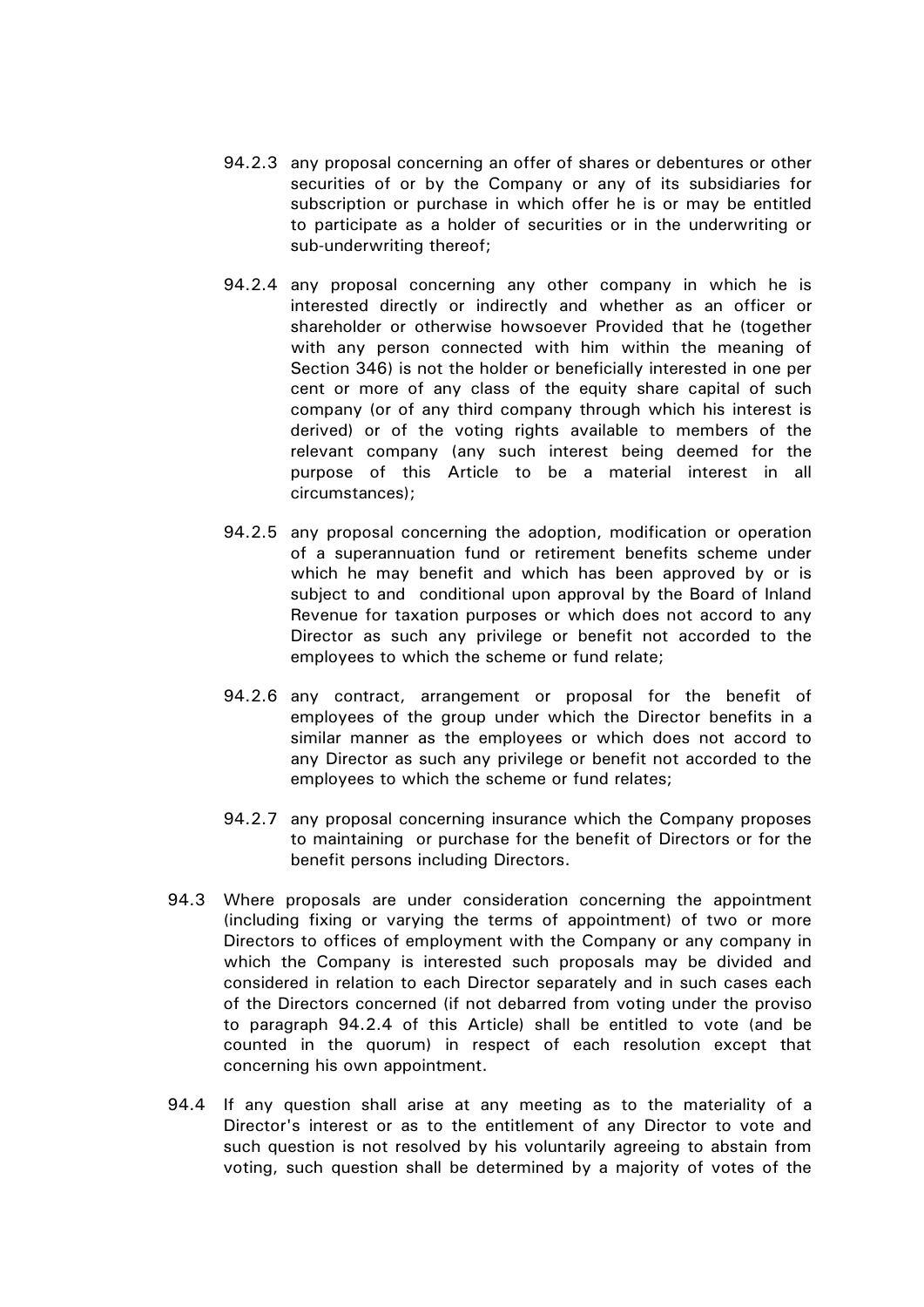94.2.3 any proposal concerning an offer of shares or debentures or other securities of or by the Company or any of its subsidiaries for subscription or purchase in which offer he is or may be entitled to participate as a holder of securities or in the underwriting or sub-underwriting thereof;

94.2.4 any proposal concerning any other company in which he is interested directly or indirectly and whether as an officer or shareholder or otherwise howsoever Provided that he (together with any person connected with him within the meaning of Section 346) is not the holder or beneficially interested in one per cent or more of any class of the equity share capital of such company (or of any third company through which his interest is derived) or of the voting rights available to members of the relevant company (any such interest being deemed for the purpose of this Article to be a material interest in all circumstances);

94.2.5 any proposal concerning the adoption, modification or operation of a superannuation fund or retirement benefits scheme under which he may benefit and which has been approved by or is subject to and conditional upon approval by the Board of Inland Revenue for taxation purposes or which does not accord to any Director as such any privilege or benefit not accorded to the employees to which the scheme or fund relate;

94.2.6 any contract, arrangement or proposal for the benefit of employees of the group under which the Director benefits in a similar manner as the employees or which does not accord to any Director as such any privilege or benefit not accorded to the employees to which the scheme or fund relates;

94.2.7 any proposal concerning insurance which the Company proposes to maintaining or purchase for the benefit of Directors or for the benefit persons including Directors.

94.3 Where proposals are under consideration concerning the appointment (including fixing or varying the terms of appointment) of two or more Directors to offices of employment with the Company or any company in which the Company is interested such proposals may be divided and considered in relation to each Director separately and in such cases each of the Directors concerned (if not debarred from voting under the proviso to paragraph 94.2.4 of this Article) shall be entitled to vote (and be counted in the quorum) in respect of each resolution except that concerning his own appointment.

94.4 If any question shall arise at any meeting as to the materiality of a Director's interest or as to the entitlement of any Director to vote and such question is not resolved by his voluntarily agreeing to abstain from voting, such question shall be determined by a majority of votes of the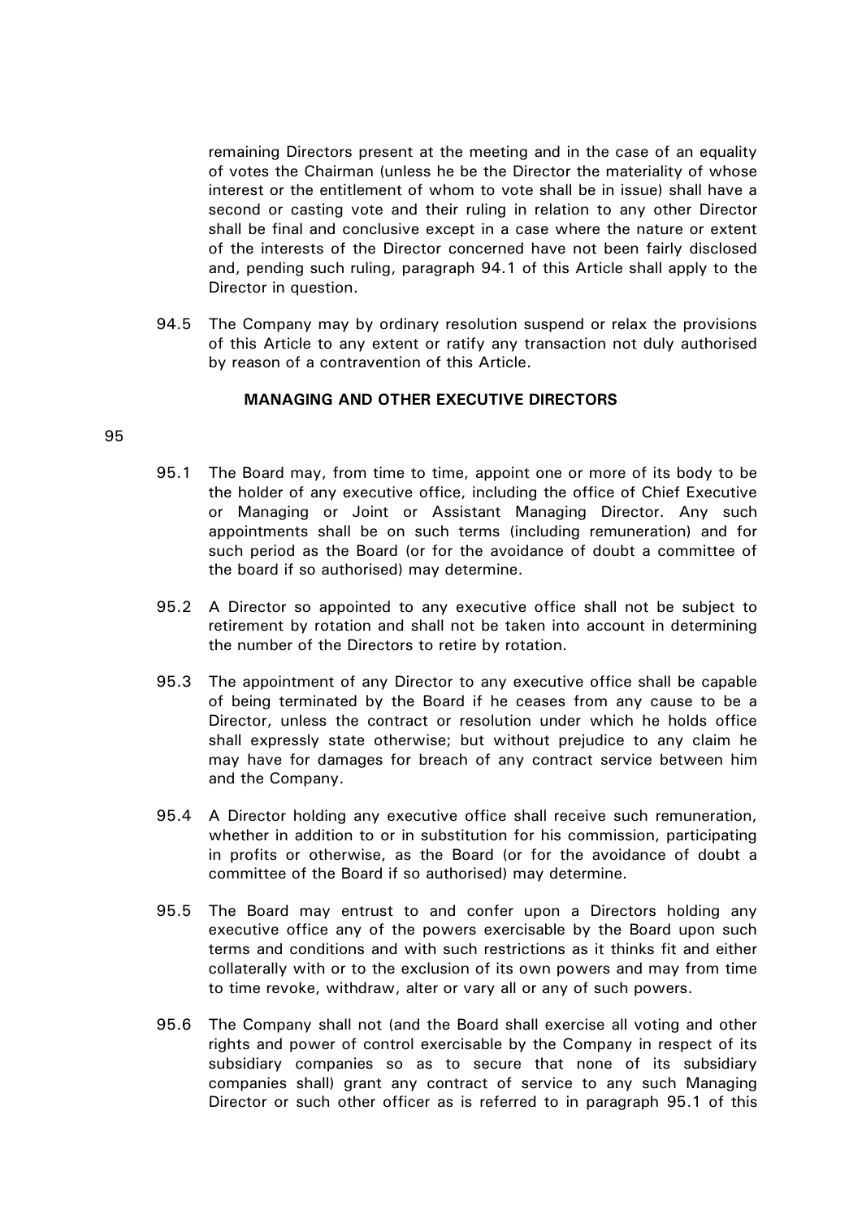remaining Directors present at the meeting and in the case of an equality of votes the Chairman (unless he be the Director the materiality of whose interest or the entitlement of whom to vote shall be in issue) shall have a second or casting vote and their ruling in relation to any other Director shall be final and conclusive except in a case where the nature or extent of the interests of the Director concerned have not been fairly disclosed and, pending such ruling, paragraph 94.1 of this Article shall apply to the Director in question.

94.5 The Company may by ordinary resolution suspend or relax the provisions of this Article to any extent or ratify any transaction not duly authorised by reason of a contravention of this Article.

**MANAGING AND OTHER EXECUTIVE DIRECTORS**

95

95.1 The Board may, from time to time, appoint one or more of its body to be the holder of any executive office, including the office of Chief Executive or Managing or Joint or Assistant Managing Director. Any such appointments shall be on such terms (including remuneration) and for such period as the Board (or for the avoidance of doubt a committee of the board if so authorised) may determine.

95.2 A Director so appointed to any executive office shall not be subject to retirement by rotation and shall not be taken into account in determining the number of the Directors to retire by rotation.

95.3 The appointment of any Director to any executive office shall be capable of being terminated by the Board if he ceases from any cause to be a Director, unless the contract or resolution under which he holds office shall expressly state otherwise; but without prejudice to any claim he may have for damages for breach of any contract service between him and the Company.

95.4 A Director holding any executive office shall receive such remuneration, whether in addition to or in substitution for his commission, participating in profits or otherwise, as the Board (or for the avoidance of doubt a committee of the Board if so authorised) may determine.

95.5 The Board may entrust to and confer upon a Directors holding any executive office any of the powers exercisable by the Board upon such terms and conditions and with such restrictions as it thinks fit and either collaterally with or to the exclusion of its own powers and may from time to time revoke, withdraw, alter or vary all or any of such powers.

95.6 The Company shall not (and the Board shall exercise all voting and other rights and power of control exercisable by the Company in respect of its subsidiary companies so as to secure that none of its subsidiary companies shall) grant any contract of service to any such Managing Director or such other officer as is referred to in paragraph 95.1 of this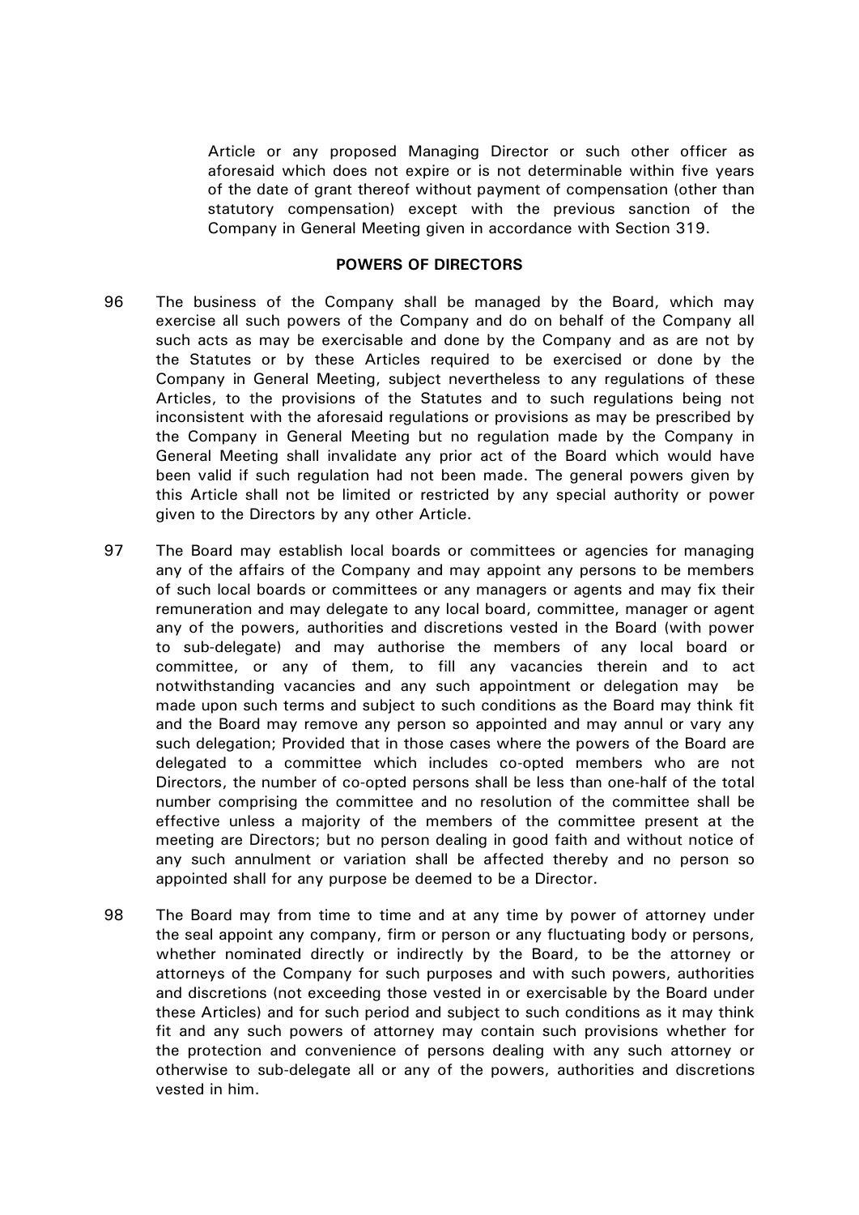Article or any proposed Managing Director or such other officer as aforesaid which does not expire or is not determinable within five years of the date of grant thereof without payment of compensation (other than statutory compensation) except with the previous sanction of the Company in General Meeting given in accordance with Section 319.

## POWERS OF DIRECTORS

96 The business of the Company shall be managed by the Board, which may exercise all such powers of the Company and do on behalf of the Company all such acts as may be exercisable and done by the Company and as are not by the Statutes or by these Articles required to be exercised or done by the Company in General Meeting, subject nevertheless to any regulations of these Articles, to the provisions of the Statutes and to such regulations being not inconsistent with the aforesaid regulations or provisions as may be prescribed by the Company in General Meeting but no regulation made by the Company in General Meeting shall invalidate any prior act of the Board which would have been valid if such regulation had not been made. The general powers given by this Article shall not be limited or restricted by any special authority or power given to the Directors by any other Article.

97 The Board may establish local boards or committees or agencies for managing any of the affairs of the Company and may appoint any persons to be members of such local boards or committees or any managers or agents and may fix their remuneration and may delegate to any local board, committee, manager or agent any of the powers, authorities and discretions vested in the Board (with power to sub-delegate) and may authorise the members of any local board or committee, or any of them, to fill any vacancies therein and to act notwithstanding vacancies and any such appointment or delegation may be made upon such terms and subject to such conditions as the Board may think fit and the Board may remove any person so appointed and may annul or vary any such delegation; Provided that in those cases where the powers of the Board are delegated to a committee which includes co-opted members who are not Directors, the number of co-opted persons shall be less than one-half of the total number comprising the committee and no resolution of the committee shall be effective unless a majority of the members of the committee present at the meeting are Directors; but no person dealing in good faith and without notice of any such annulment or variation shall be affected thereby and no person so appointed shall for any purpose be deemed to be a Director.

98 The Board may from time to time and at any time by power of attorney under the seal appoint any company, firm or person or any fluctuating body or persons, whether nominated directly or indirectly by the Board, to be the attorney or attorneys of the Company for such purposes and with such powers, authorities and discretions (not exceeding those vested in or exercisable by the Board under these Articles) and for such period and subject to such conditions as it may think fit and any such powers of attorney may contain such provisions whether for the protection and convenience of persons dealing with any such attorney or otherwise to sub-delegate all or any of the powers, authorities and discretions vested in him.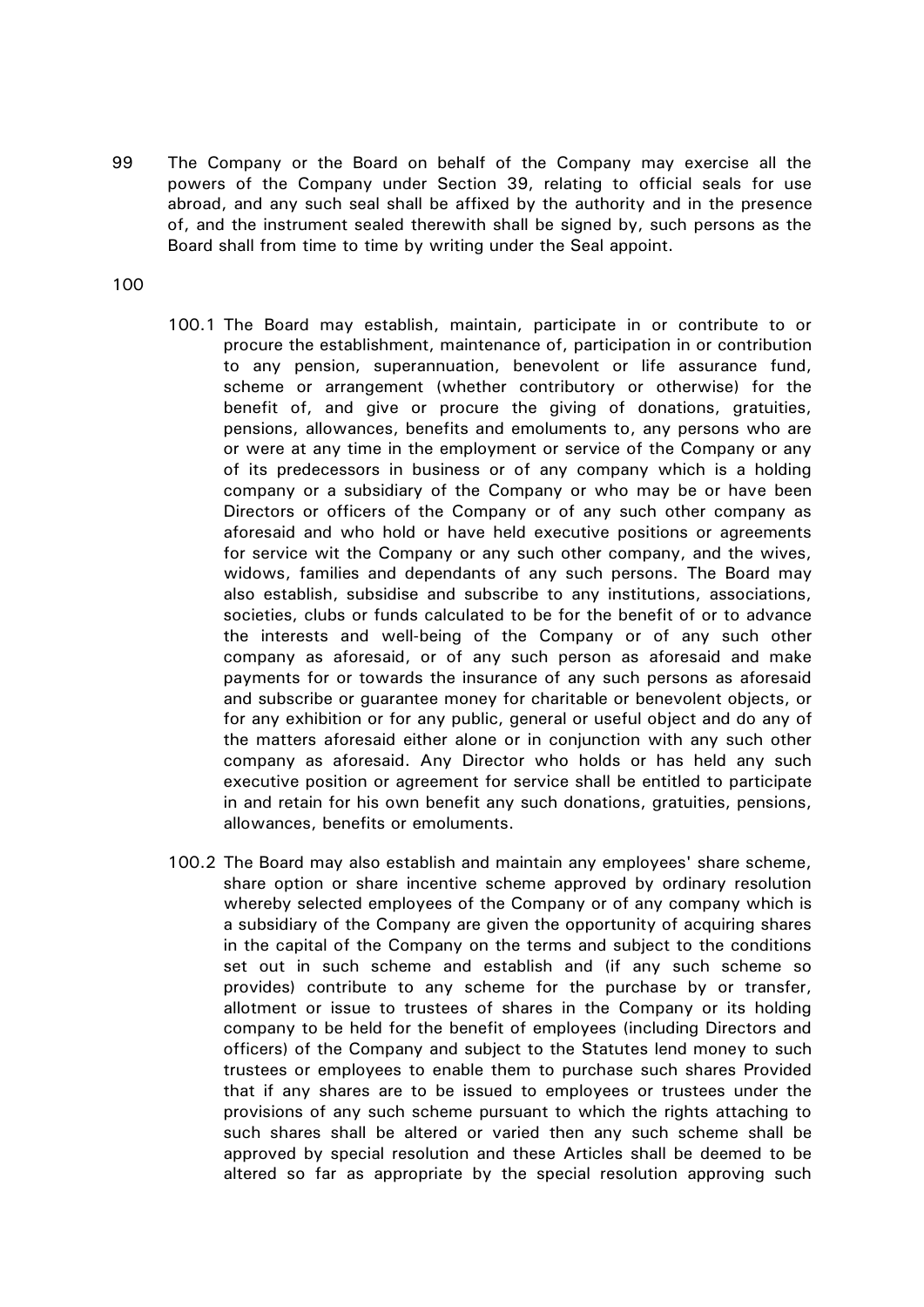99 The Company or the Board on behalf of the Company may exercise all the powers of the Company under Section 39, relating to official seals for use abroad, and any such seal shall be affixed by the authority and in the presence of, and the instrument sealed therewith shall be signed by, such persons as the Board shall from time to time by writing under the Seal appoint.

100

100.1 The Board may establish, maintain, participate in or contribute to or procure the establishment, maintenance of, participation in or contribution to any pension, superannuation, benevolent or life assurance fund, scheme or arrangement (whether contributory or otherwise) for the benefit of, and give or procure the giving of donations, gratuities, pensions, allowances, benefits and emoluments to, any persons who are or were at any time in the employment or service of the Company or any of its predecessors in business or of any company which is a holding company or a subsidiary of the Company or who may be or have been Directors or officers of the Company or of any such other company as aforesaid and who hold or have held executive positions or agreements for service wit the Company or any such other company, and the wives, widows, families and dependants of any such persons. The Board may also establish, subsidise and subscribe to any institutions, associations, societies, clubs or funds calculated to be for the benefit of or to advance the interests and well-being of the Company or of any such other company as aforesaid, or of any such person as aforesaid and make payments for or towards the insurance of any such persons as aforesaid and subscribe or guarantee money for charitable or benevolent objects, or for any exhibition or for any public, general or useful object and do any of the matters aforesaid either alone or in conjunction with any such other company as aforesaid. Any Director who holds or has held any such executive position or agreement for service shall be entitled to participate in and retain for his own benefit any such donations, gratuities, pensions, allowances, benefits or emoluments.

100.2 The Board may also establish and maintain any employees' share scheme, share option or share incentive scheme approved by ordinary resolution whereby selected employees of the Company or of any company which is a subsidiary of the Company are given the opportunity of acquiring shares in the capital of the Company on the terms and subject to the conditions set out in such scheme and establish and (if any such scheme so provides) contribute to any scheme for the purchase by or transfer, allotment or issue to trustees of shares in the Company or its holding company to be held for the benefit of employees (including Directors and officers) of the Company and subject to the Statutes lend money to such trustees or employees to enable them to purchase such shares Provided that if any shares are to be issued to employees or trustees under the provisions of any such scheme pursuant to which the rights attaching to such shares shall be altered or varied then any such scheme shall be approved by special resolution and these Articles shall be deemed to be altered so far as appropriate by the special resolution approving such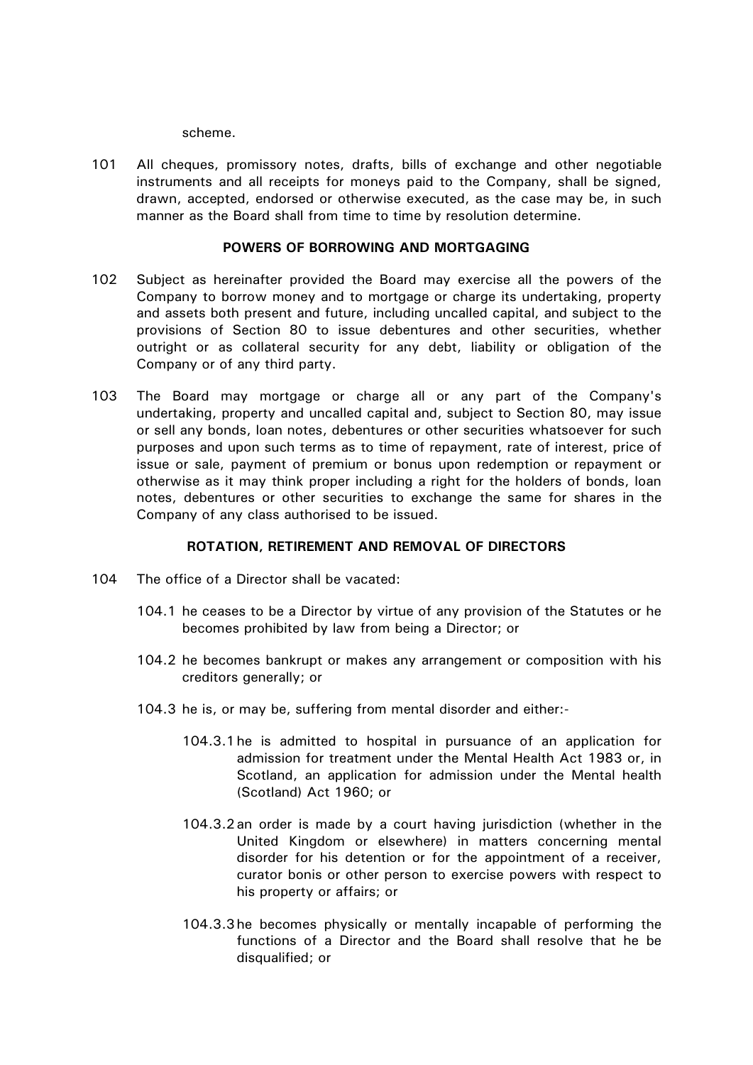scheme.

101 All cheques, promissory notes, drafts, bills of exchange and other negotiable instruments and all receipts for moneys paid to the Company, shall be signed, drawn, accepted, endorsed or otherwise executed, as the case may be, in such manner as the Board shall from time to time by resolution determine.

**POWERS OF BORROWING AND MORTGAGING**

102 Subject as hereinafter provided the Board may exercise all the powers of the Company to borrow money and to mortgage or charge its undertaking, property and assets both present and future, including uncalled capital, and subject to the provisions of Section 80 to issue debentures and other securities, whether outright or as collateral security for any debt, liability or obligation of the Company or of any third party.

103 The Board may mortgage or charge all or any part of the Company's undertaking, property and uncalled capital and, subject to Section 80, may issue or sell any bonds, loan notes, debentures or other securities whatsoever for such purposes and upon such terms as to time of repayment, rate of interest, price of issue or sale, payment of premium or bonus upon redemption or repayment or otherwise as it may think proper including a right for the holders of bonds, loan notes, debentures or other securities to exchange the same for shares in the Company of any class authorised to be issued.

**ROTATION, RETIREMENT AND REMOVAL OF DIRECTORS**

104 The office of a Director shall be vacated:

104.1 he ceases to be a Director by virtue of any provision of the Statutes or he becomes prohibited by law from being a Director; or

104.2 he becomes bankrupt or makes any arrangement or composition with his creditors generally; or

104.3 he is, or may be, suffering from mental disorder and either:-

104.3.1 he is admitted to hospital in pursuance of an application for admission for treatment under the Mental Health Act 1983 or, in Scotland, an application for admission under the Mental health (Scotland) Act 1960; or

104.3.2 an order is made by a court having jurisdiction (whether in the United Kingdom or elsewhere) in matters concerning mental disorder for his detention or for the appointment of a receiver, curator bonis or other person to exercise powers with respect to his property or affairs; or

104.3.3 he becomes physically or mentally incapable of performing the functions of a Director and the Board shall resolve that he be disqualified; or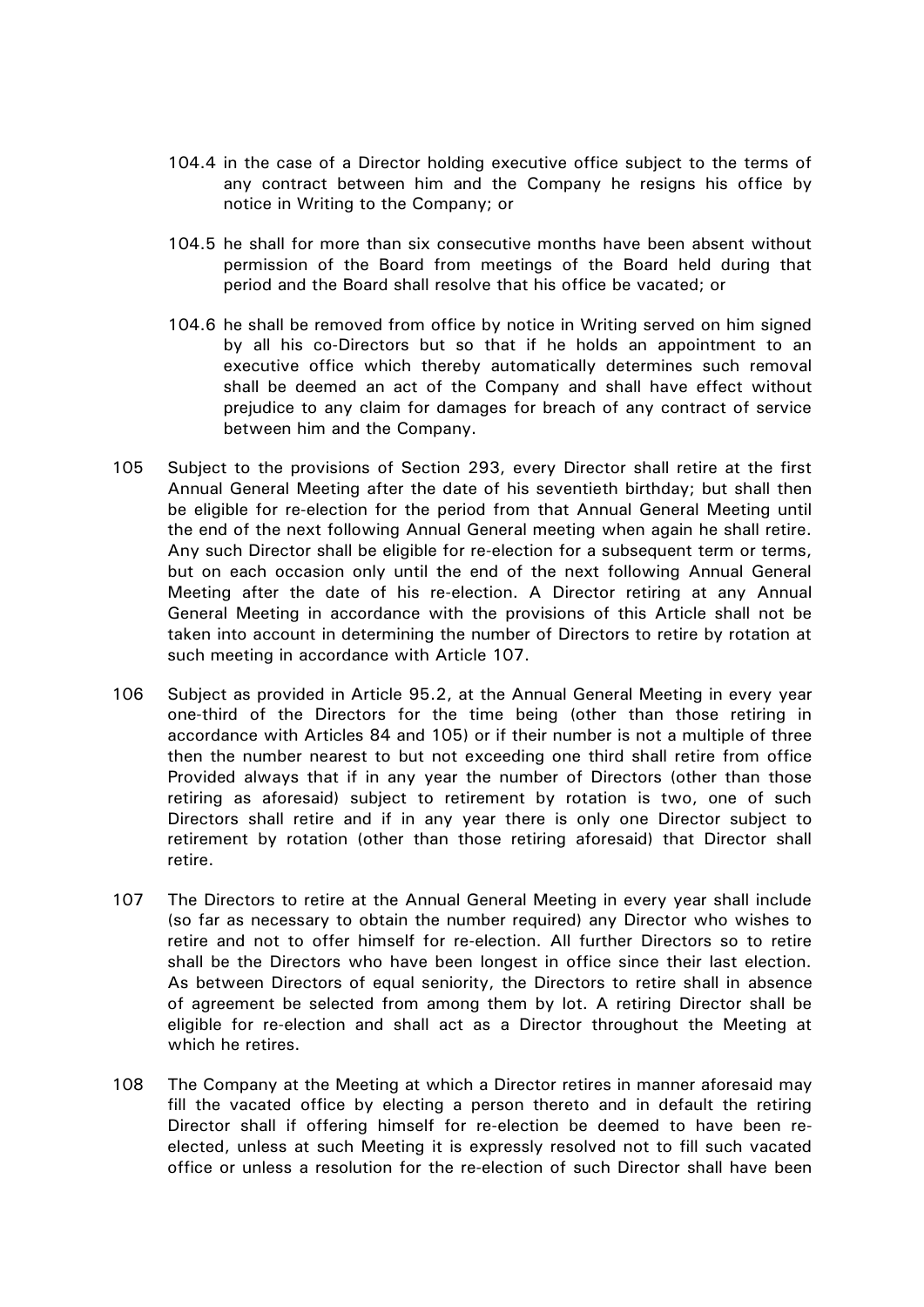104.4 in the case of a Director holding executive office subject to the terms of any contract between him and the Company he resigns his office by notice in Writing to the Company; or

104.5 he shall for more than six consecutive months have been absent without permission of the Board from meetings of the Board held during that period and the Board shall resolve that his office be vacated; or

104.6 he shall be removed from office by notice in Writing served on him signed by all his co-Directors but so that if he holds an appointment to an executive office which thereby automatically determines such removal shall be deemed an act of the Company and shall have effect without prejudice to any claim for damages for breach of any contract of service between him and the Company.

105 Subject to the provisions of Section 293, every Director shall retire at the first Annual General Meeting after the date of his seventieth birthday; but shall then be eligible for re-election for the period from that Annual General Meeting until the end of the next following Annual General meeting when again he shall retire. Any such Director shall be eligible for re-election for a subsequent term or terms, but on each occasion only until the end of the next following Annual General Meeting after the date of his re-election. A Director retiring at any Annual General Meeting in accordance with the provisions of this Article shall not be taken into account in determining the number of Directors to retire by rotation at such meeting in accordance with Article 107.

106 Subject as provided in Article 95.2, at the Annual General Meeting in every year one-third of the Directors for the time being (other than those retiring in accordance with Articles 84 and 105) or if their number is not a multiple of three then the number nearest to but not exceeding one third shall retire from office Provided always that if in any year the number of Directors (other than those retiring as aforesaid) subject to retirement by rotation is two, one of such Directors shall retire and if in any year there is only one Director subject to retirement by rotation (other than those retiring aforesaid) that Director shall retire.

107 The Directors to retire at the Annual General Meeting in every year shall include (so far as necessary to obtain the number required) any Director who wishes to retire and not to offer himself for re-election. All further Directors so to retire shall be the Directors who have been longest in office since their last election. As between Directors of equal seniority, the Directors to retire shall in absence of agreement be selected from among them by lot. A retiring Director shall be eligible for re-election and shall act as a Director throughout the Meeting at which he retires.

108 The Company at the Meeting at which a Director retires in manner aforesaid may fill the vacated office by electing a person thereto and in default the retiring Director shall if offering himself for re-election be deemed to have been re-elected, unless at such Meeting it is expressly resolved not to fill such vacated office or unless a resolution for the re-election of such Director shall have been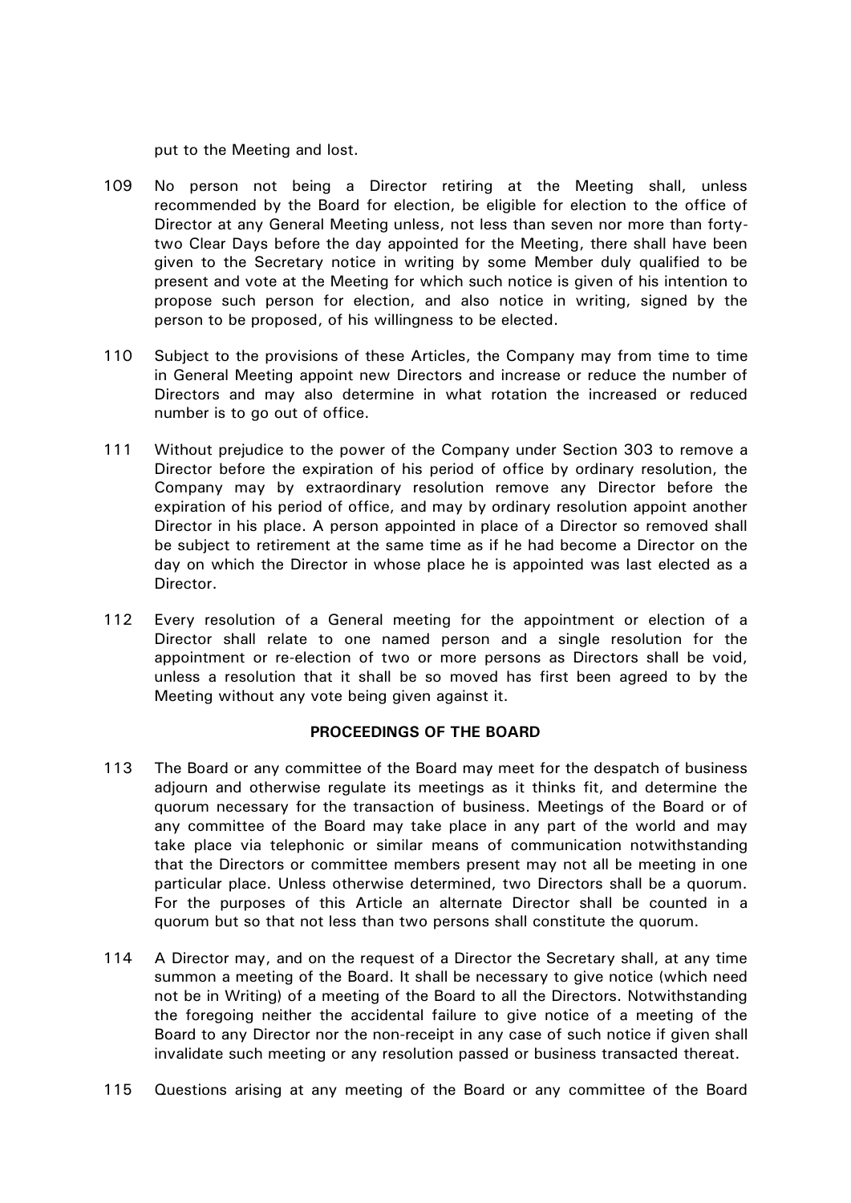put to the Meeting and lost.

109 No person not being a Director retiring at the Meeting shall, unless recommended by the Board for election, be eligible for election to the office of Director at any General Meeting unless, not less than seven nor more than forty-two Clear Days before the day appointed for the Meeting, there shall have been given to the Secretary notice in writing by some Member duly qualified to be present and vote at the Meeting for which such notice is given of his intention to propose such person for election, and also notice in writing, signed by the person to be proposed, of his willingness to be elected.

110 Subject to the provisions of these Articles, the Company may from time to time in General Meeting appoint new Directors and increase or reduce the number of Directors and may also determine in what rotation the increased or reduced number is to go out of office.

111 Without prejudice to the power of the Company under Section 303 to remove a Director before the expiration of his period of office by ordinary resolution, the Company may by extraordinary resolution remove any Director before the expiration of his period of office, and may by ordinary resolution appoint another Director in his place. A person appointed in place of a Director so removed shall be subject to retirement at the same time as if he had become a Director on the day on which the Director in whose place he is appointed was last elected as a Director.

112 Every resolution of a General meeting for the appointment or election of a Director shall relate to one named person and a single resolution for the appointment or re-election of two or more persons as Directors shall be void, unless a resolution that it shall be so moved has first been agreed to by the Meeting without any vote being given against it.

**PROCEEDINGS OF THE BOARD**

113 The Board or any committee of the Board may meet for the despatch of business adjourn and otherwise regulate its meetings as it thinks fit, and determine the quorum necessary for the transaction of business. Meetings of the Board or of any committee of the Board may take place in any part of the world and may take place via telephonic or similar means of communication notwithstanding that the Directors or committee members present may not all be meeting in one particular place. Unless otherwise determined, two Directors shall be a quorum. For the purposes of this Article an alternate Director shall be counted in a quorum but so that not less than two persons shall constitute the quorum.

114 A Director may, and on the request of a Director the Secretary shall, at any time summon a meeting of the Board. It shall be necessary to give notice (which need not be in Writing) of a meeting of the Board to all the Directors. Notwithstanding the foregoing neither the accidental failure to give notice of a meeting of the Board to any Director nor the non-receipt in any case of such notice if given shall invalidate such meeting or any resolution passed or business transacted thereat.

115 Questions arising at any meeting of the Board or any committee of the Board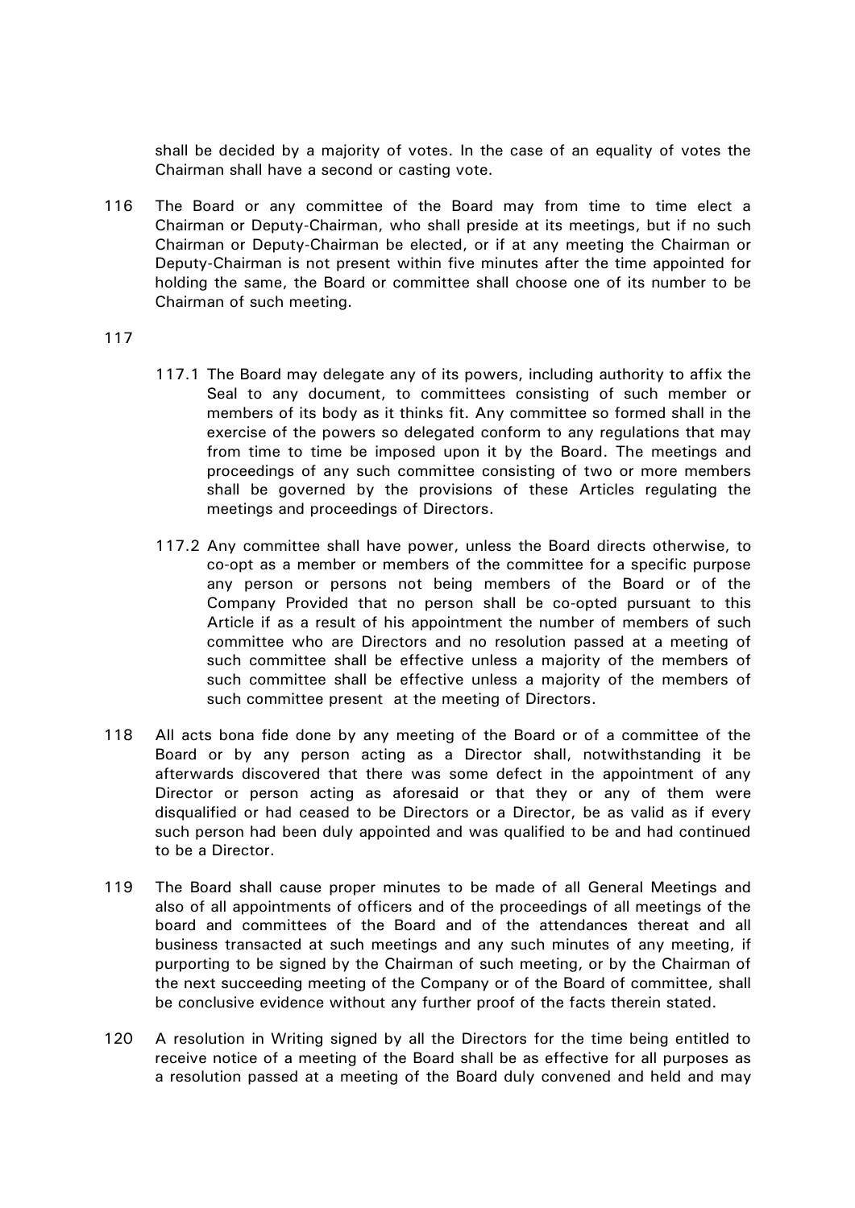shall be decided by a majority of votes. In the case of an equality of votes the Chairman shall have a second or casting vote.

116 The Board or any committee of the Board may from time to time elect a Chairman or Deputy-Chairman, who shall preside at its meetings, but if no such Chairman or Deputy-Chairman be elected, or if at any meeting the Chairman or Deputy-Chairman is not present within five minutes after the time appointed for holding the same, the Board or committee shall choose one of its number to be Chairman of such meeting.

117

117.1 The Board may delegate any of its powers, including authority to affix the Seal to any document, to committees consisting of such member or members of its body as it thinks fit. Any committee so formed shall in the exercise of the powers so delegated conform to any regulations that may from time to time be imposed upon it by the Board. The meetings and proceedings of any such committee consisting of two or more members shall be governed by the provisions of these Articles regulating the meetings and proceedings of Directors.

117.2 Any committee shall have power, unless the Board directs otherwise, to co-opt as a member or members of the committee for a specific purpose any person or persons not being members of the Board or of the Company Provided that no person shall be co-opted pursuant to this Article if as a result of his appointment the number of members of such committee who are Directors and no resolution passed at a meeting of such committee shall be effective unless a majority of the members of such committee shall be effective unless a majority of the members of such committee present at the meeting of Directors.

118 All acts bona fide done by any meeting of the Board or of a committee of the Board or by any person acting as a Director shall, notwithstanding it be afterwards discovered that there was some defect in the appointment of any Director or person acting as aforesaid or that they or any of them were disqualified or had ceased to be Directors or a Director, be as valid as if every such person had been duly appointed and was qualified to be and had continued to be a Director.

119 The Board shall cause proper minutes to be made of all General Meetings and also of all appointments of officers and of the proceedings of all meetings of the board and committees of the Board and of the attendances thereat and all business transacted at such meetings and any such minutes of any meeting, if purporting to be signed by the Chairman of such meeting, or by the Chairman of the next succeeding meeting of the Company or of the Board of committee, shall be conclusive evidence without any further proof of the facts therein stated.

120 A resolution in Writing signed by all the Directors for the time being entitled to receive notice of a meeting of the Board shall be as effective for all purposes as a resolution passed at a meeting of the Board duly convened and held and may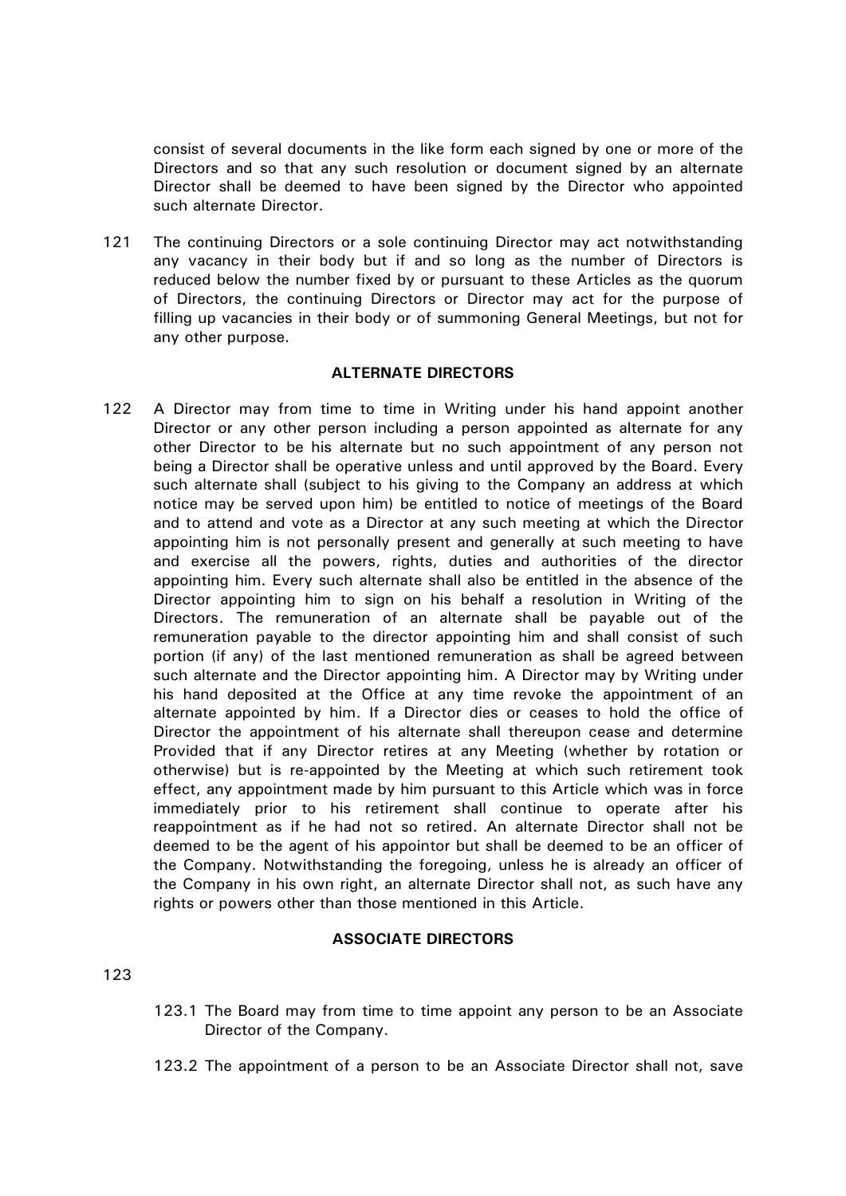consist of several documents in the like form each signed by one or more of the Directors and so that any such resolution or document signed by an alternate Director shall be deemed to have been signed by the Director who appointed such alternate Director.

121 The continuing Directors or a sole continuing Director may act notwithstanding any vacancy in their body but if and so long as the number of Directors is reduced below the number fixed by or pursuant to these Articles as the quorum of Directors, the continuing Directors or Director may act for the purpose of filling up vacancies in their body or of summoning General Meetings, but not for any other purpose.

**ALTERNATE DIRECTORS**

122 A Director may from time to time in Writing under his hand appoint another Director or any other person including a person appointed as alternate for any other Director to be his alternate but no such appointment of any person not being a Director shall be operative unless and until approved by the Board. Every such alternate shall (subject to his giving to the Company an address at which notice may be served upon him) be entitled to notice of meetings of the Board and to attend and vote as a Director at any such meeting at which the Director appointing him is not personally present and generally at such meeting to have and exercise all the powers, rights, duties and authorities of the director appointing him. Every such alternate shall also be entitled in the absence of the Director appointing him to sign on his behalf a resolution in Writing of the Directors. The remuneration of an alternate shall be payable out of the remuneration payable to the director appointing him and shall consist of such portion (if any) of the last mentioned remuneration as shall be agreed between such alternate and the Director appointing him. A Director may by Writing under his hand deposited at the Office at any time revoke the appointment of an alternate appointed by him. If a Director dies or ceases to hold the office of Director the appointment of his alternate shall thereupon cease and determine Provided that if any Director retires at any Meeting (whether by rotation or otherwise) but is re-appointed by the Meeting at which such retirement took effect, any appointment made by him pursuant to this Article which was in force immediately prior to his retirement shall continue to operate after his reappointment as if he had not so retired. An alternate Director shall not be deemed to be the agent of his appointor but shall be deemed to be an officer of the Company. Notwithstanding the foregoing, unless he is already an officer of the Company in his own right, an alternate Director shall not, as such have any rights or powers other than those mentioned in this Article.

**ASSOCIATE DIRECTORS**

123

123.1 The Board may from time to time appoint any person to be an Associate Director of the Company.

123.2 The appointment of a person to be an Associate Director shall not, save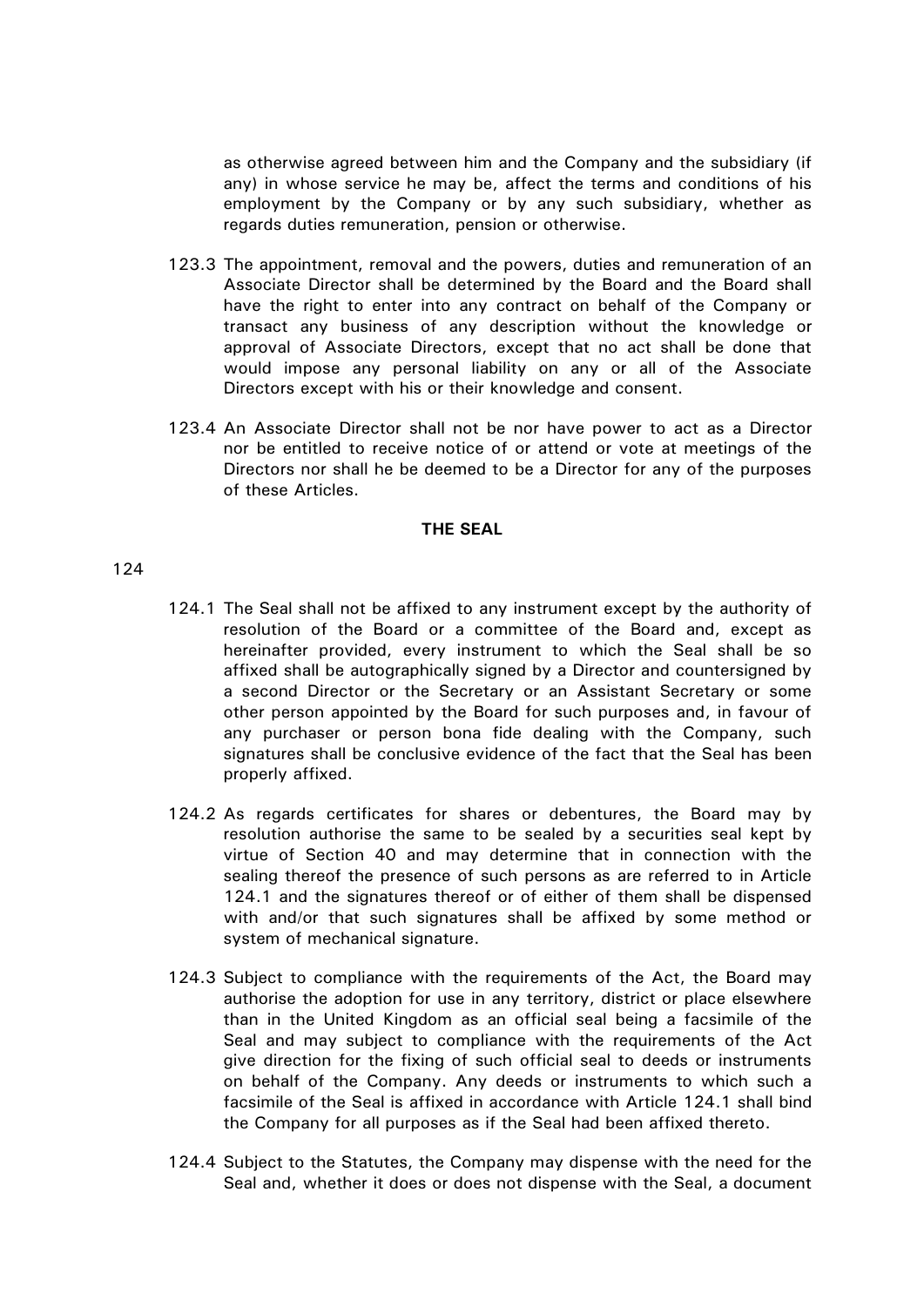as otherwise agreed between him and the Company and the subsidiary (if any) in whose service he may be, affect the terms and conditions of his employment by the Company or by any such subsidiary, whether as regards duties remuneration, pension or otherwise.

123.3 The appointment, removal and the powers, duties and remuneration of an Associate Director shall be determined by the Board and the Board shall have the right to enter into any contract on behalf of the Company or transact any business of any description without the knowledge or approval of Associate Directors, except that no act shall be done that would impose any personal liability on any or all of the Associate Directors except with his or their knowledge and consent.

123.4 An Associate Director shall not be nor have power to act as a Director nor be entitled to receive notice of or attend or vote at meetings of the Directors nor shall he be deemed to be a Director for any of the purposes of these Articles.

**THE SEAL**

124

124.1 The Seal shall not be affixed to any instrument except by the authority of resolution of the Board or a committee of the Board and, except as hereinafter provided, every instrument to which the Seal shall be so affixed shall be autographically signed by a Director and countersigned by a second Director or the Secretary or an Assistant Secretary or some other person appointed by the Board for such purposes and, in favour of any purchaser or person bona fide dealing with the Company, such signatures shall be conclusive evidence of the fact that the Seal has been properly affixed.

124.2 As regards certificates for shares or debentures, the Board may by resolution authorise the same to be sealed by a securities seal kept by virtue of Section 40 and may determine that in connection with the sealing thereof the presence of such persons as are referred to in Article 124.1 and the signatures thereof or of either of them shall be dispensed with and/or that such signatures shall be affixed by some method or system of mechanical signature.

124.3 Subject to compliance with the requirements of the Act, the Board may authorise the adoption for use in any territory, district or place elsewhere than in the United Kingdom as an official seal being a facsimile of the Seal and may subject to compliance with the requirements of the Act give direction for the fixing of such official seal to deeds or instruments on behalf of the Company. Any deeds or instruments to which such a facsimile of the Seal is affixed in accordance with Article 124.1 shall bind the Company for all purposes as if the Seal had been affixed thereto.

124.4 Subject to the Statutes, the Company may dispense with the need for the Seal and, whether it does or does not dispense with the Seal, a document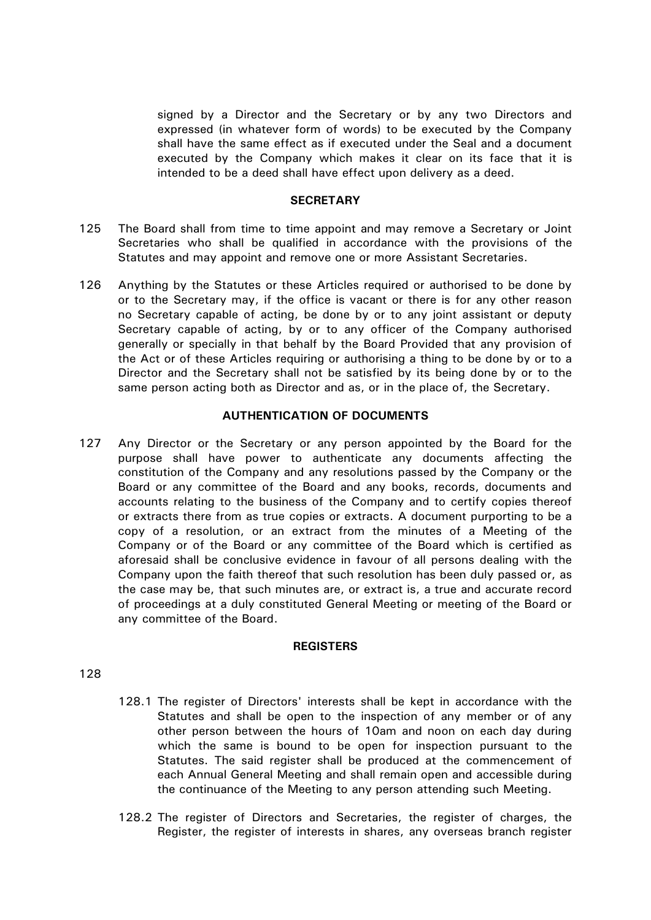signed by a Director and the Secretary or by any two Directors and expressed (in whatever form of words) to be executed by the Company shall have the same effect as if executed under the Seal and a document executed by the Company which makes it clear on its face that it is intended to be a deed shall have effect upon delivery as a deed.

## SECRETARY

125 The Board shall from time to time appoint and may remove a Secretary or Joint Secretaries who shall be qualified in accordance with the provisions of the Statutes and may appoint and remove one or more Assistant Secretaries.

126 Anything by the Statutes or these Articles required or authorised to be done by or to the Secretary may, if the office is vacant or there is for any other reason no Secretary capable of acting, be done by or to any joint assistant or deputy Secretary capable of acting, by or to any officer of the Company authorised generally or specially in that behalf by the Board Provided that any provision of the Act or of these Articles requiring or authorising a thing to be done by or to a Director and the Secretary shall not be satisfied by its being done by or to the same person acting both as Director and as, or in the place of, the Secretary.

## AUTHENTICATION OF DOCUMENTS

127 Any Director or the Secretary or any person appointed by the Board for the purpose shall have power to authenticate any documents affecting the constitution of the Company and any resolutions passed by the Company or the Board or any committee of the Board and any books, records, documents and accounts relating to the business of the Company and to certify copies thereof or extracts there from as true copies or extracts. A document purporting to be a copy of a resolution, or an extract from the minutes of a Meeting of the Company or of the Board or any committee of the Board which is certified as aforesaid shall be conclusive evidence in favour of all persons dealing with the Company upon the faith thereof that such resolution has been duly passed or, as the case may be, that such minutes are, or extract is, a true and accurate record of proceedings at a duly constituted General Meeting or meeting of the Board or any committee of the Board.

## REGISTERS

128

128.1 The register of Directors' interests shall be kept in accordance with the Statutes and shall be open to the inspection of any member or of any other person between the hours of 10am and noon on each day during which the same is bound to be open for inspection pursuant to the Statutes. The said register shall be produced at the commencement of each Annual General Meeting and shall remain open and accessible during the continuance of the Meeting to any person attending such Meeting.

128.2 The register of Directors and Secretaries, the register of charges, the Register, the register of interests in shares, any overseas branch register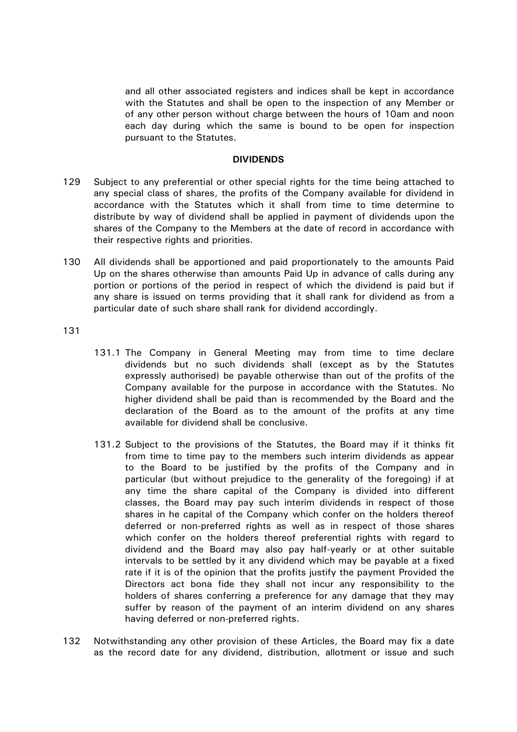and all other associated registers and indices shall be kept in accordance with the Statutes and shall be open to the inspection of any Member or of any other person without charge between the hours of 10am and noon each day during which the same is bound to be open for inspection pursuant to the Statutes.

**DIVIDENDS**

129 Subject to any preferential or other special rights for the time being attached to any special class of shares, the profits of the Company available for dividend in accordance with the Statutes which it shall from time to time determine to distribute by way of dividend shall be applied in payment of dividends upon the shares of the Company to the Members at the date of record in accordance with their respective rights and priorities.

130 All dividends shall be apportioned and paid proportionately to the amounts Paid Up on the shares otherwise than amounts Paid Up in advance of calls during any portion or portions of the period in respect of which the dividend is paid but if any share is issued on terms providing that it shall rank for dividend as from a particular date of such share shall rank for dividend accordingly.

131

131.1 The Company in General Meeting may from time to time declare dividends but no such dividends shall (except as by the Statutes expressly authorised) be payable otherwise than out of the profits of the Company available for the purpose in accordance with the Statutes. No higher dividend shall be paid than is recommended by the Board and the declaration of the Board as to the amount of the profits at any time available for dividend shall be conclusive.

131.2 Subject to the provisions of the Statutes, the Board may if it thinks fit from time to time pay to the members such interim dividends as appear to the Board to be justified by the profits of the Company and in particular (but without prejudice to the generality of the foregoing) if at any time the share capital of the Company is divided into different classes, the Board may pay such interim dividends in respect of those shares in he capital of the Company which confer on the holders thereof deferred or non-preferred rights as well as in respect of those shares which confer on the holders thereof preferential rights with regard to dividend and the Board may also pay half-yearly or at other suitable intervals to be settled by it any dividend which may be payable at a fixed rate if it is of the opinion that the profits justify the payment Provided the Directors act bona fide they shall not incur any responsibility to the holders of shares conferring a preference for any damage that they may suffer by reason of the payment of an interim dividend on any shares having deferred or non-preferred rights.

132 Notwithstanding any other provision of these Articles, the Board may fix a date as the record date for any dividend, distribution, allotment or issue and such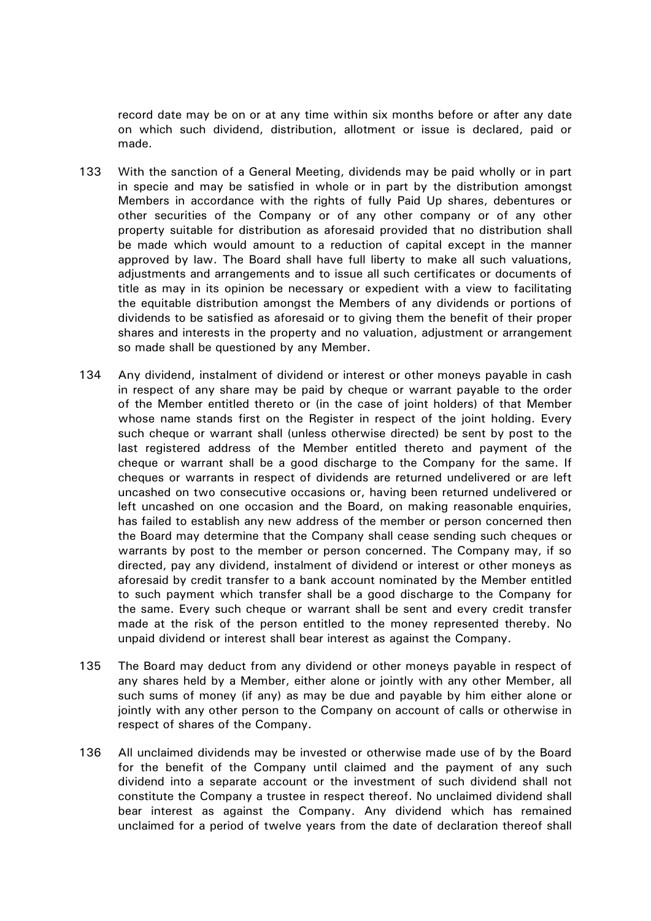record date may be on or at any time within six months before or after any date on which such dividend, distribution, allotment or issue is declared, paid or made.

133 With the sanction of a General Meeting, dividends may be paid wholly or in part in specie and may be satisfied in whole or in part by the distribution amongst Members in accordance with the rights of fully Paid Up shares, debentures or other securities of the Company or of any other company or of any other property suitable for distribution as aforesaid provided that no distribution shall be made which would amount to a reduction of capital except in the manner approved by law. The Board shall have full liberty to make all such valuations, adjustments and arrangements and to issue all such certificates or documents of title as may in its opinion be necessary or expedient with a view to facilitating the equitable distribution amongst the Members of any dividends or portions of dividends to be satisfied as aforesaid or to giving them the benefit of their proper shares and interests in the property and no valuation, adjustment or arrangement so made shall be questioned by any Member.

134 Any dividend, instalment of dividend or interest or other moneys payable in cash in respect of any share may be paid by cheque or warrant payable to the order of the Member entitled thereto or (in the case of joint holders) of that Member whose name stands first on the Register in respect of the joint holding. Every such cheque or warrant shall (unless otherwise directed) be sent by post to the last registered address of the Member entitled thereto and payment of the cheque or warrant shall be a good discharge to the Company for the same. If cheques or warrants in respect of dividends are returned undelivered or are left uncashed on two consecutive occasions or, having been returned undelivered or left uncashed on one occasion and the Board, on making reasonable enquiries, has failed to establish any new address of the member or person concerned then the Board may determine that the Company shall cease sending such cheques or warrants by post to the member or person concerned. The Company may, if so directed, pay any dividend, instalment of dividend or interest or other moneys as aforesaid by credit transfer to a bank account nominated by the Member entitled to such payment which transfer shall be a good discharge to the Company for the same. Every such cheque or warrant shall be sent and every credit transfer made at the risk of the person entitled to the money represented thereby. No unpaid dividend or interest shall bear interest as against the Company.

135 The Board may deduct from any dividend or other moneys payable in respect of any shares held by a Member, either alone or jointly with any other Member, all such sums of money (if any) as may be due and payable by him either alone or jointly with any other person to the Company on account of calls or otherwise in respect of shares of the Company.

136 All unclaimed dividends may be invested or otherwise made use of by the Board for the benefit of the Company until claimed and the payment of any such dividend into a separate account or the investment of such dividend shall not constitute the Company a trustee in respect thereof. No unclaimed dividend shall bear interest as against the Company. Any dividend which has remained unclaimed for a period of twelve years from the date of declaration thereof shall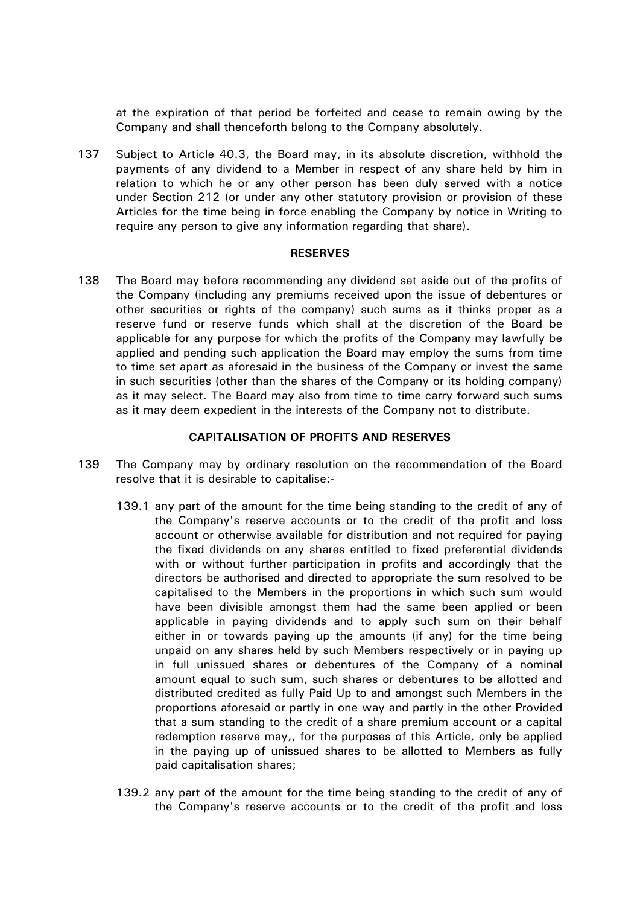at the expiration of that period be forfeited and cease to remain owing by the Company and shall thenceforth belong to the Company absolutely.

137 Subject to Article 40.3, the Board may, in its absolute discretion, withhold the payments of any dividend to a Member in respect of any share held by him in relation to which he or any other person has been duly served with a notice under Section 212 (or under any other statutory provision or provision of these Articles for the time being in force enabling the Company by notice in Writing to require any person to give any information regarding that share).

**RESERVES**

138 The Board may before recommending any dividend set aside out of the profits of the Company (including any premiums received upon the issue of debentures or other securities or rights of the company) such sums as it thinks proper as a reserve fund or reserve funds which shall at the discretion of the Board be applicable for any purpose for which the profits of the Company may lawfully be applied and pending such application the Board may employ the sums from time to time set apart as aforesaid in the business of the Company or invest the same in such securities (other than the shares of the Company or its holding company) as it may select. The Board may also from time to time carry forward such sums as it may deem expedient in the interests of the Company not to distribute.

**CAPITALISATION OF PROFITS AND RESERVES**

139 The Company may by ordinary resolution on the recommendation of the Board resolve that it is desirable to capitalise:-

139.1 any part of the amount for the time being standing to the credit of any of the Company's reserve accounts or to the credit of the profit and loss account or otherwise available for distribution and not required for paying the fixed dividends on any shares entitled to fixed preferential dividends with or without further participation in profits and accordingly that the directors be authorised and directed to appropriate the sum resolved to be capitalised to the Members in the proportions in which such sum would have been divisible amongst them had the same been applied or been applicable in paying dividends and to apply such sum on their behalf either in or towards paying up the amounts (if any) for the time being unpaid on any shares held by such Members respectively or in paying up in full unissued shares or debentures of the Company of a nominal amount equal to such sum, such shares or debentures to be allotted and distributed credited as fully Paid Up to and amongst such Members in the proportions aforesaid or partly in one way and partly in the other Provided that a sum standing to the credit of a share premium account or a capital redemption reserve may,, for the purposes of this Article, only be applied in the paying up of unissued shares to be allotted to Members as fully paid capitalisation shares;

139.2 any part of the amount for the time being standing to the credit of any of the Company's reserve accounts or to the credit of the profit and loss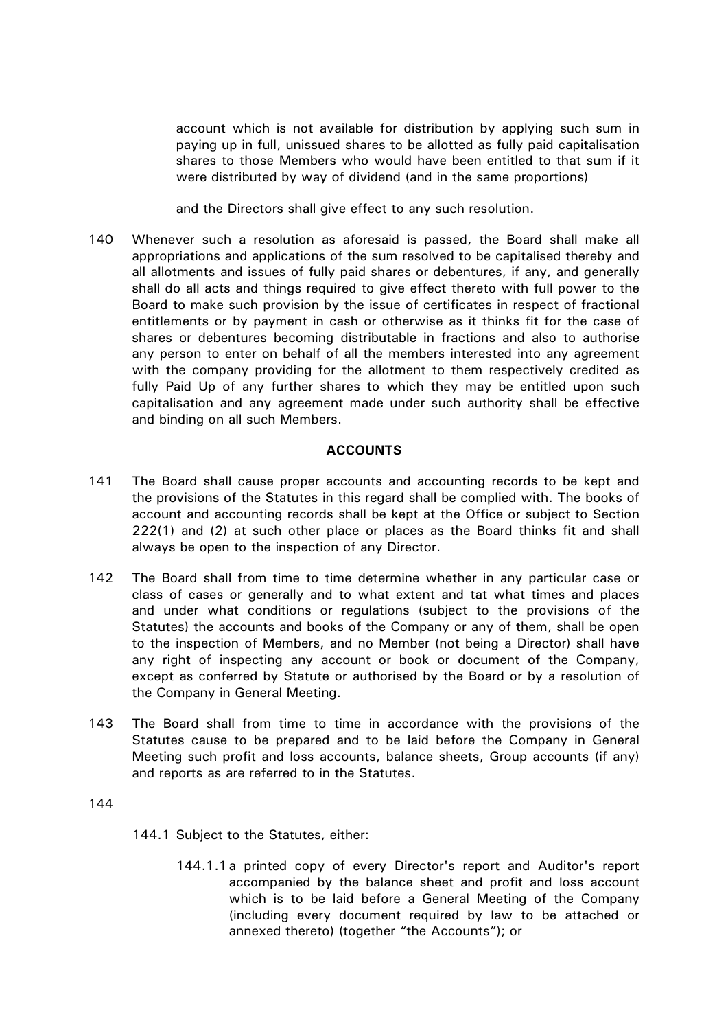account which is not available for distribution by applying such sum in paying up in full, unissued shares to be allotted as fully paid capitalisation shares to those Members who would have been entitled to that sum if it were distributed by way of dividend (and in the same proportions)

and the Directors shall give effect to any such resolution.

140 Whenever such a resolution as aforesaid is passed, the Board shall make all appropriations and applications of the sum resolved to be capitalised thereby and all allotments and issues of fully paid shares or debentures, if any, and generally shall do all acts and things required to give effect thereto with full power to the Board to make such provision by the issue of certificates in respect of fractional entitlements or by payment in cash or otherwise as it thinks fit for the case of shares or debentures becoming distributable in fractions and also to authorise any person to enter on behalf of all the members interested into any agreement with the company providing for the allotment to them respectively credited as fully Paid Up of any further shares to which they may be entitled upon such capitalisation and any agreement made under such authority shall be effective and binding on all such Members.

**ACCOUNTS**

141 The Board shall cause proper accounts and accounting records to be kept and the provisions of the Statutes in this regard shall be complied with. The books of account and accounting records shall be kept at the Office or subject to Section 222(1) and (2) at such other place or places as the Board thinks fit and shall always be open to the inspection of any Director.

142 The Board shall from time to time determine whether in any particular case or class of cases or generally and to what extent and tat what times and places and under what conditions or regulations (subject to the provisions of the Statutes) the accounts and books of the Company or any of them, shall be open to the inspection of Members, and no Member (not being a Director) shall have any right of inspecting any account or book or document of the Company, except as conferred by Statute or authorised by the Board or by a resolution of the Company in General Meeting.

143 The Board shall from time to time in accordance with the provisions of the Statutes cause to be prepared and to be laid before the Company in General Meeting such profit and loss accounts, balance sheets, Group accounts (if any) and reports as are referred to in the Statutes.

144

144.1 Subject to the Statutes, either:

144.1.1 a printed copy of every Director's report and Auditor's report accompanied by the balance sheet and profit and loss account which is to be laid before a General Meeting of the Company (including every document required by law to be attached or annexed thereto) (together "the Accounts"); or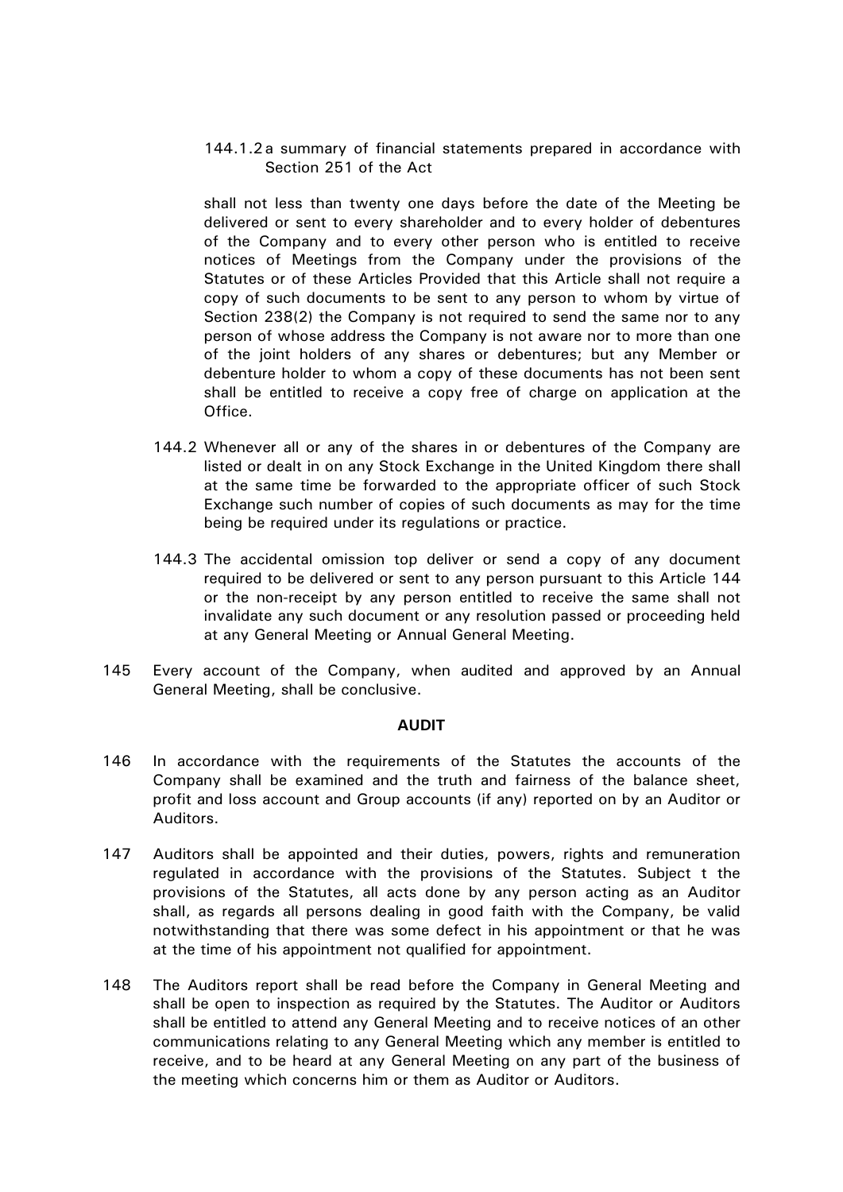144.1.2 a summary of financial statements prepared in accordance with Section 251 of the Act

shall not less than twenty one days before the date of the Meeting be delivered or sent to every shareholder and to every holder of debentures of the Company and to every other person who is entitled to receive notices of Meetings from the Company under the provisions of the Statutes or of these Articles Provided that this Article shall not require a copy of such documents to be sent to any person to whom by virtue of Section 238(2) the Company is not required to send the same nor to any person of whose address the Company is not aware nor to more than one of the joint holders of any shares or debentures; but any Member or debenture holder to whom a copy of these documents has not been sent shall be entitled to receive a copy free of charge on application at the Office.

144.2 Whenever all or any of the shares in or debentures of the Company are listed or dealt in on any Stock Exchange in the United Kingdom there shall at the same time be forwarded to the appropriate officer of such Stock Exchange such number of copies of such documents as may for the time being be required under its regulations or practice.

144.3 The accidental omission top deliver or send a copy of any document required to be delivered or sent to any person pursuant to this Article 144 or the non-receipt by any person entitled to receive the same shall not invalidate any such document or any resolution passed or proceeding held at any General Meeting or Annual General Meeting.

145 Every account of the Company, when audited and approved by an Annual General Meeting, shall be conclusive.

**AUDIT**

146 In accordance with the requirements of the Statutes the accounts of the Company shall be examined and the truth and fairness of the balance sheet, profit and loss account and Group accounts (if any) reported on by an Auditor or Auditors.

147 Auditors shall be appointed and their duties, powers, rights and remuneration regulated in accordance with the provisions of the Statutes. Subject t the provisions of the Statutes, all acts done by any person acting as an Auditor shall, as regards all persons dealing in good faith with the Company, be valid notwithstanding that there was some defect in his appointment or that he was at the time of his appointment not qualified for appointment.

148 The Auditors report shall be read before the Company in General Meeting and shall be open to inspection as required by the Statutes. The Auditor or Auditors shall be entitled to attend any General Meeting and to receive notices of an other communications relating to any General Meeting which any member is entitled to receive, and to be heard at any General Meeting on any part of the business of the meeting which concerns him or them as Auditor or Auditors.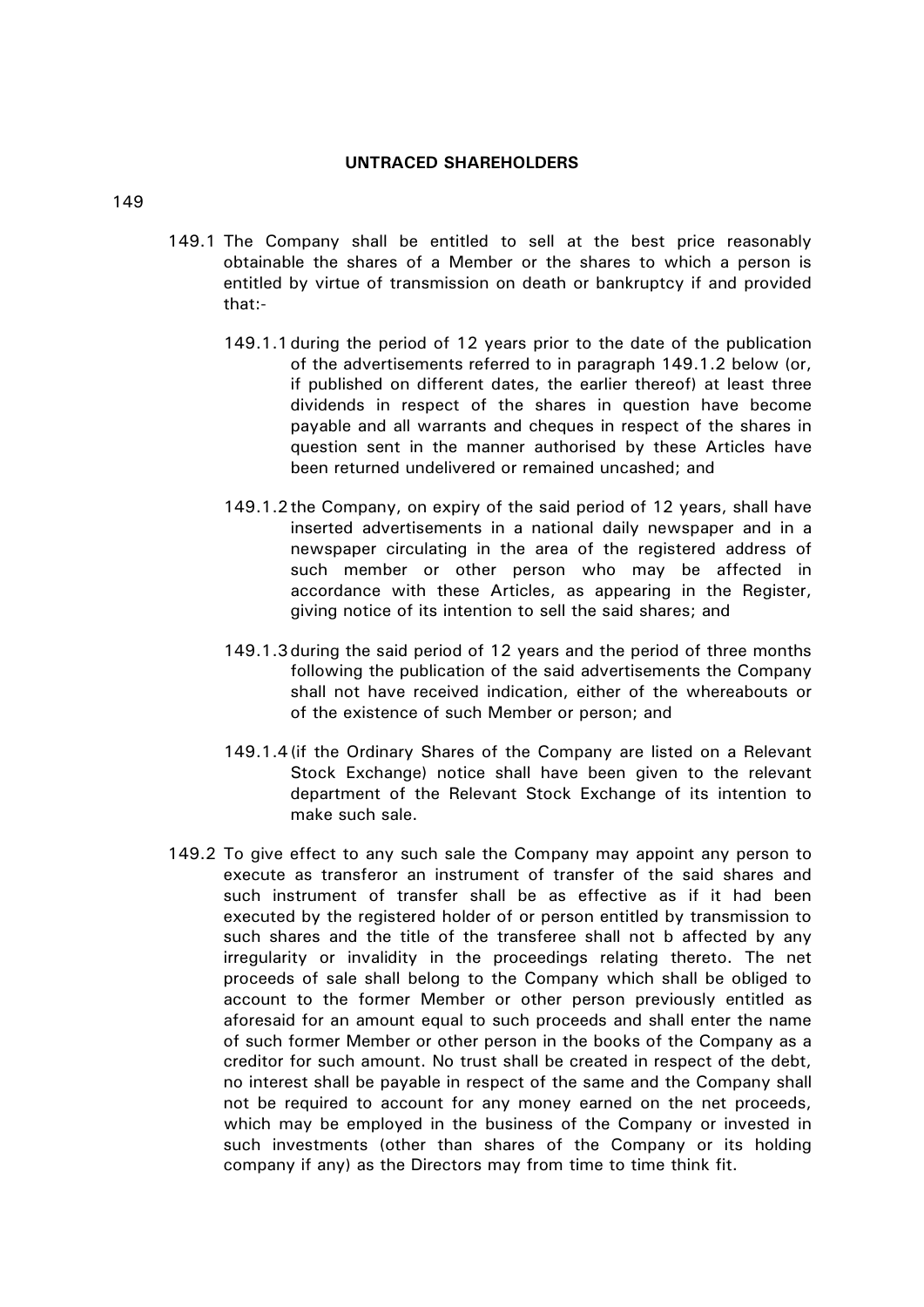**UNTRACED SHAREHOLDERS**

149

149.1 The Company shall be entitled to sell at the best price reasonably obtainable the shares of a Member or the shares to which a person is entitled by virtue of transmission on death or bankruptcy if and provided that:-

149.1.1 during the period of 12 years prior to the date of the publication of the advertisements referred to in paragraph 149.1.2 below (or, if published on different dates, the earlier thereof) at least three dividends in respect of the shares in question have become payable and all warrants and cheques in respect of the shares in question sent in the manner authorised by these Articles have been returned undelivered or remained uncashed; and

149.1.2 the Company, on expiry of the said period of 12 years, shall have inserted advertisements in a national daily newspaper and in a newspaper circulating in the area of the registered address of such member or other person who may be affected in accordance with these Articles, as appearing in the Register, giving notice of its intention to sell the said shares; and

149.1.3 during the said period of 12 years and the period of three months following the publication of the said advertisements the Company shall not have received indication, either of the whereabouts or of the existence of such Member or person; and

149.1.4 (if the Ordinary Shares of the Company are listed on a Relevant Stock Exchange) notice shall have been given to the relevant department of the Relevant Stock Exchange of its intention to make such sale.

149.2 To give effect to any such sale the Company may appoint any person to execute as transferor an instrument of transfer of the said shares and such instrument of transfer shall be as effective as if it had been executed by the registered holder of or person entitled by transmission to such shares and the title of the transferee shall not b affected by any irregularity or invalidity in the proceedings relating thereto. The net proceeds of sale shall belong to the Company which shall be obliged to account to the former Member or other person previously entitled as aforesaid for an amount equal to such proceeds and shall enter the name of such former Member or other person in the books of the Company as a creditor for such amount. No trust shall be created in respect of the debt, no interest shall be payable in respect of the same and the Company shall not be required to account for any money earned on the net proceeds, which may be employed in the business of the Company or invested in such investments (other than shares of the Company or its holding company if any) as the Directors may from time to time think fit.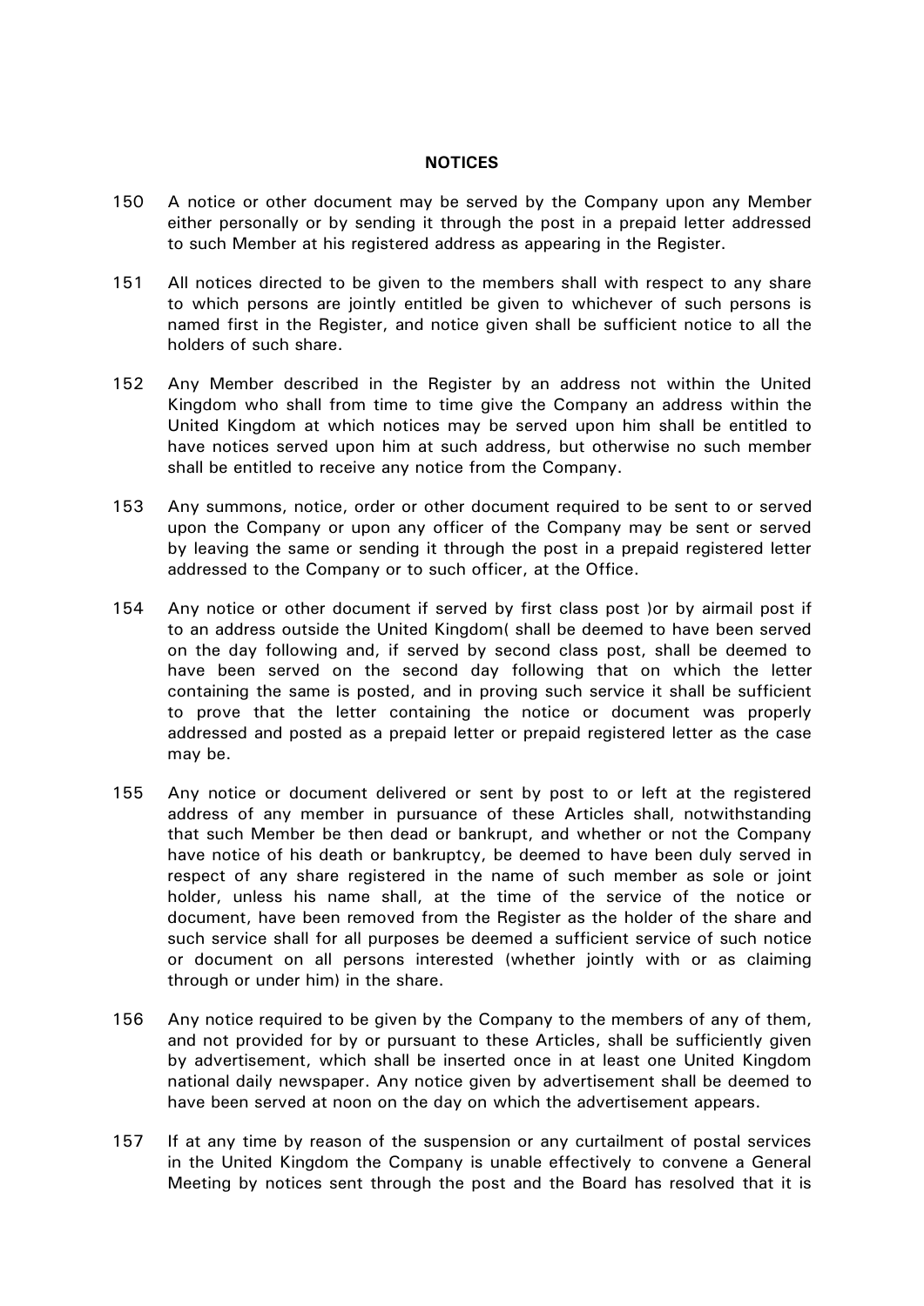**NOTICES**

150 A notice or other document may be served by the Company upon any Member either personally or by sending it through the post in a prepaid letter addressed to such Member at his registered address as appearing in the Register.

151 All notices directed to be given to the members shall with respect to any share to which persons are jointly entitled be given to whichever of such persons is named first in the Register, and notice given shall be sufficient notice to all the holders of such share.

152 Any Member described in the Register by an address not within the United Kingdom who shall from time to time give the Company an address within the United Kingdom at which notices may be served upon him shall be entitled to have notices served upon him at such address, but otherwise no such member shall be entitled to receive any notice from the Company.

153 Any summons, notice, order or other document required to be sent to or served upon the Company or upon any officer of the Company may be sent or served by leaving the same or sending it through the post in a prepaid registered letter addressed to the Company or to such officer, at the Office.

154 Any notice or other document if served by first class post )or by airmail post if to an address outside the United Kingdom( shall be deemed to have been served on the day following and, if served by second class post, shall be deemed to have been served on the second day following that on which the letter containing the same is posted, and in proving such service it shall be sufficient to prove that the letter containing the notice or document was properly addressed and posted as a prepaid letter or prepaid registered letter as the case may be.

155 Any notice or document delivered or sent by post to or left at the registered address of any member in pursuance of these Articles shall, notwithstanding that such Member be then dead or bankrupt, and whether or not the Company have notice of his death or bankruptcy, be deemed to have been duly served in respect of any share registered in the name of such member as sole or joint holder, unless his name shall, at the time of the service of the notice or document, have been removed from the Register as the holder of the share and such service shall for all purposes be deemed a sufficient service of such notice or document on all persons interested (whether jointly with or as claiming through or under him) in the share.

156 Any notice required to be given by the Company to the members of any of them, and not provided for by or pursuant to these Articles, shall be sufficiently given by advertisement, which shall be inserted once in at least one United Kingdom national daily newspaper. Any notice given by advertisement shall be deemed to have been served at noon on the day on which the advertisement appears.

157 If at any time by reason of the suspension or any curtailment of postal services in the United Kingdom the Company is unable effectively to convene a General Meeting by notices sent through the post and the Board has resolved that it is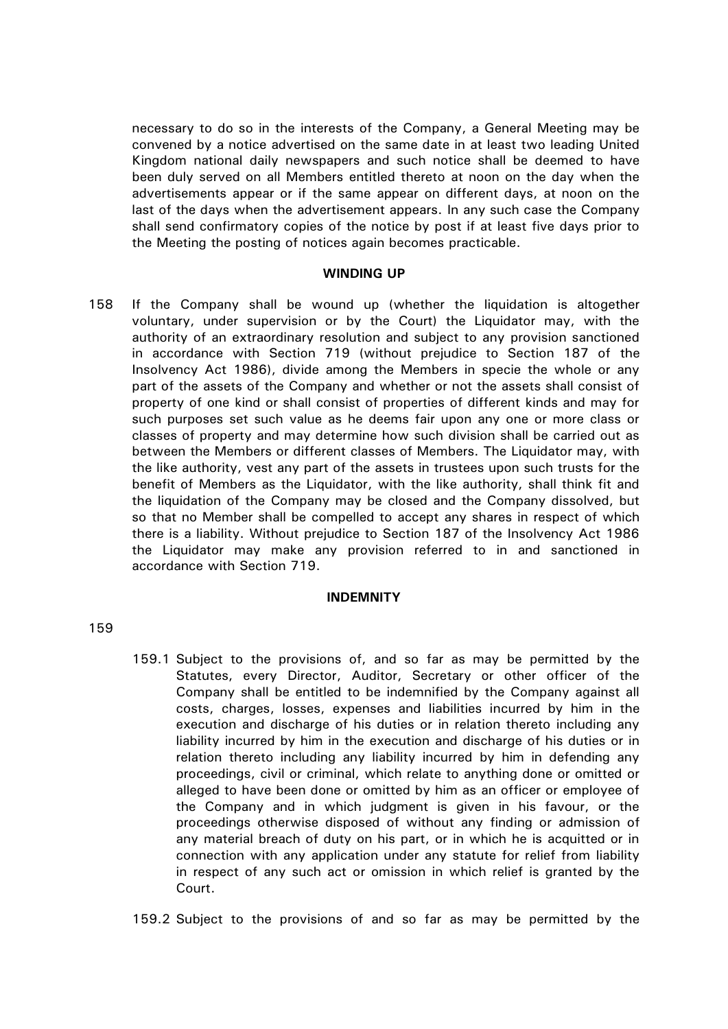necessary to do so in the interests of the Company, a General Meeting may be convened by a notice advertised on the same date in at least two leading United Kingdom national daily newspapers and such notice shall be deemed to have been duly served on all Members entitled thereto at noon on the day when the advertisements appear or if the same appear on different days, at noon on the last of the days when the advertisement appears. In any such case the Company shall send confirmatory copies of the notice by post if at least five days prior to the Meeting the posting of notices again becomes practicable.

## WINDING UP

158 If the Company shall be wound up (whether the liquidation is altogether voluntary, under supervision or by the Court) the Liquidator may, with the authority of an extraordinary resolution and subject to any provision sanctioned in accordance with Section 719 (without prejudice to Section 187 of the Insolvency Act 1986), divide among the Members in specie the whole or any part of the assets of the Company and whether or not the assets shall consist of property of one kind or shall consist of properties of different kinds and may for such purposes set such value as he deems fair upon any one or more class or classes of property and may determine how such division shall be carried out as between the Members or different classes of Members. The Liquidator may, with the like authority, vest any part of the assets in trustees upon such trusts for the benefit of Members as the Liquidator, with the like authority, shall think fit and the liquidation of the Company may be closed and the Company dissolved, but so that no Member shall be compelled to accept any shares in respect of which there is a liability. Without prejudice to Section 187 of the Insolvency Act 1986 the Liquidator may make any provision referred to in and sanctioned in accordance with Section 719.

## INDEMNITY

159

159.1 Subject to the provisions of, and so far as may be permitted by the Statutes, every Director, Auditor, Secretary or other officer of the Company shall be entitled to be indemnified by the Company against all costs, charges, losses, expenses and liabilities incurred by him in the execution and discharge of his duties or in relation thereto including any liability incurred by him in the execution and discharge of his duties or in relation thereto including any liability incurred by him in defending any proceedings, civil or criminal, which relate to anything done or omitted or alleged to have been done or omitted by him as an officer or employee of the Company and in which judgment is given in his favour, or the proceedings otherwise disposed of without any finding or admission of any material breach of duty on his part, or in which he is acquitted or in connection with any application under any statute for relief from liability in respect of any such act or omission in which relief is granted by the Court.

159.2 Subject to the provisions of and so far as may be permitted by the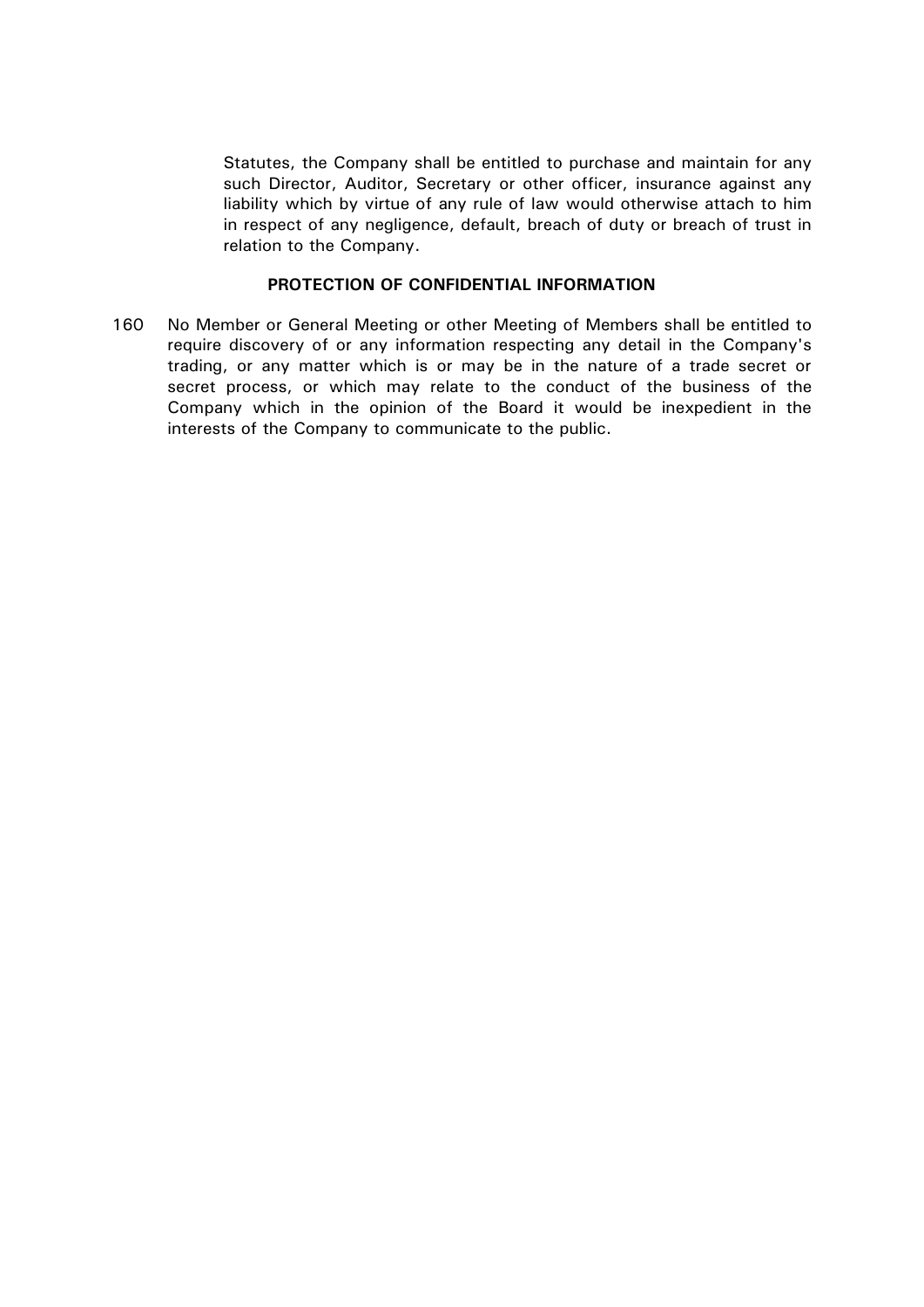Statutes, the Company shall be entitled to purchase and maintain for any such Director, Auditor, Secretary or other officer, insurance against any liability which by virtue of any rule of law would otherwise attach to him in respect of any negligence, default, breach of duty or breach of trust in relation to the Company.

## PROTECTION OF CONFIDENTIAL INFORMATION

160 No Member or General Meeting or other Meeting of Members shall be entitled to require discovery of or any information respecting any detail in the Company's trading, or any matter which is or may be in the nature of a trade secret or secret process, or which may relate to the conduct of the business of the Company which in the opinion of the Board it would be inexpedient in the interests of the Company to communicate to the public.